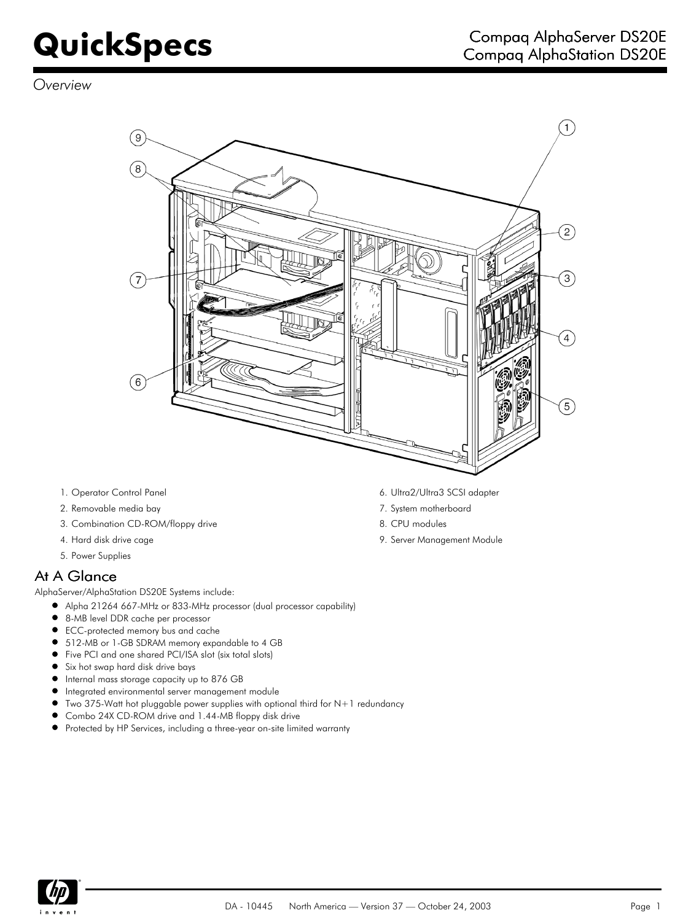# QuickSpecs

## Compaq AlphaServer DS20E
## Compaq AlphaStation DS20E

*Overview*

1. Operator Control Panel
2. Removable media bay
3. Combination CD-ROM/floppy drive
4. Hard disk drive cage
5. Power Supplies
6. Ultra2/Ultra3 SCSI adapter
7. System motherboard
8. CPU modules
9. Server Management Module

## At A Glance

AlphaServer/AlphaStation DS20E Systems include:

- Alpha 21264 667-MHz or 833-MHz processor (dual processor capability)
- 8-MB level DDR cache per processor
- ECC-protected memory bus and cache
- 512-MB or 1-GB SDRAM memory expandable to 4 GB
- Five PCI and one shared PCI/ISA slot (six total slots)
- Six hot swap hard disk drive bays
- Internal mass storage capacity up to 876 GB
- Integrated environmental server management module
- Two 375-Watt hot pluggable power supplies with optional third for N+1 redundancy
- Combo 24X CD-ROM drive and 1.44-MB floppy disk drive
- Protected by HP Services, including a three-year on-site limited warranty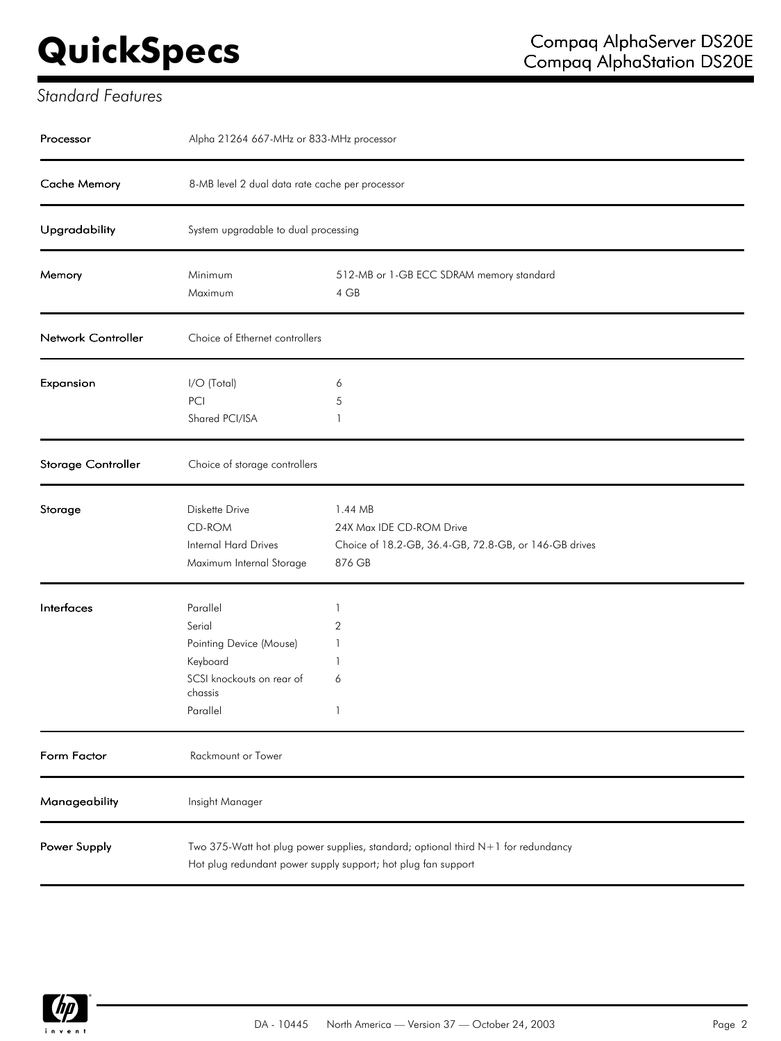## Standard Features

| | | |
|---|---|---|
| **Processor** | Alpha 21264 667-MHz or 833-MHz processor | |
| **Cache Memory** | 8-MB level 2 dual data rate cache per processor | |
| **Upgradability** | System upgradable to dual processing | |
| **Memory** | Minimum | 512-MB or 1-GB ECC SDRAM memory standard |
| | Maximum | 4 GB |
| **Network Controller** | Choice of Ethernet controllers | |
| **Expansion** | I/O (Total) | 6 |
| | PCI | 5 |
| | Shared PCI/ISA | 1 |
| **Storage Controller** | Choice of storage controllers | |
| **Storage** | Diskette Drive | 1.44 MB |
| | CD-ROM | 24X Max IDE CD-ROM Drive |
| | Internal Hard Drives | Choice of 18.2-GB, 36.4-GB, 72.8-GB, or 146-GB drives |
| | Maximum Internal Storage | 876 GB |
| **Interfaces** | Parallel | 1 |
| | Serial | 2 |
| | Pointing Device (Mouse) | 1 |
| | Keyboard | 1 |
| | SCSI knockouts on rear of chassis | 6 |
| | Parallel | 1 |
| **Form Factor** | Rackmount or Tower | |
| **Manageability** | Insight Manager | |
| **Power Supply** | Two 375-Watt hot plug power supplies, standard; optional third N+1 for redundancy<br>Hot plug redundant power supply support; hot plug fan support | |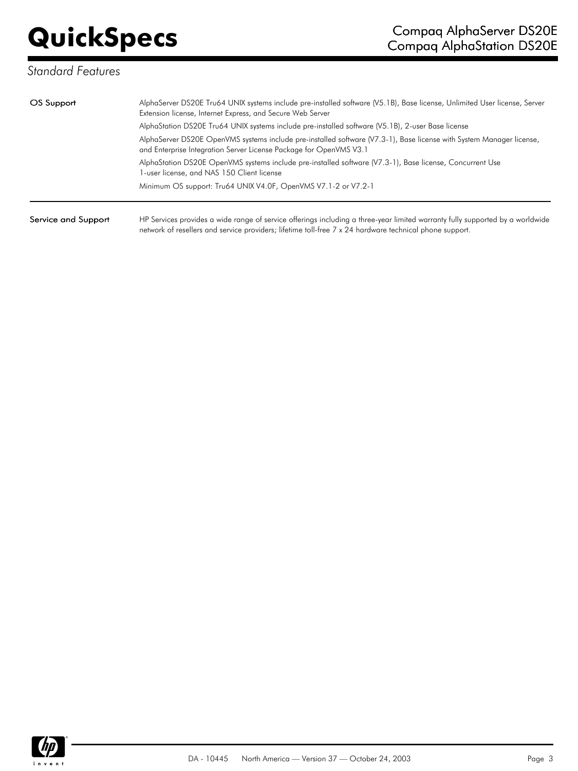## Standard Features

| | |
|---|---|
| **OS Support** | AlphaServer DS20E Tru64 UNIX systems include pre-installed software (V5.1B), Base license, Unlimited User license, Server Extension license, Internet Express, and Secure Web Server<br>AlphaStation DS20E Tru64 UNIX systems include pre-installed software (V5.1B), 2-user Base license<br>AlphaServer DS20E OpenVMS systems include pre-installed software (V7.3-1), Base license with System Manager license, and Enterprise Integration Server License Package for OpenVMS V3.1<br>AlphaStation DS20E OpenVMS systems include pre-installed software (V7.3-1), Base license, Concurrent Use 1-user license, and NAS 150 Client license<br>Minimum OS support: Tru64 UNIX V4.0F, OpenVMS V7.1-2 or V7.2-1 |
| **Service and Support** | HP Services provides a wide range of service offerings including a three-year limited warranty fully supported by a worldwide network of resellers and service providers; lifetime toll-free 7 x 24 hardware technical phone support. |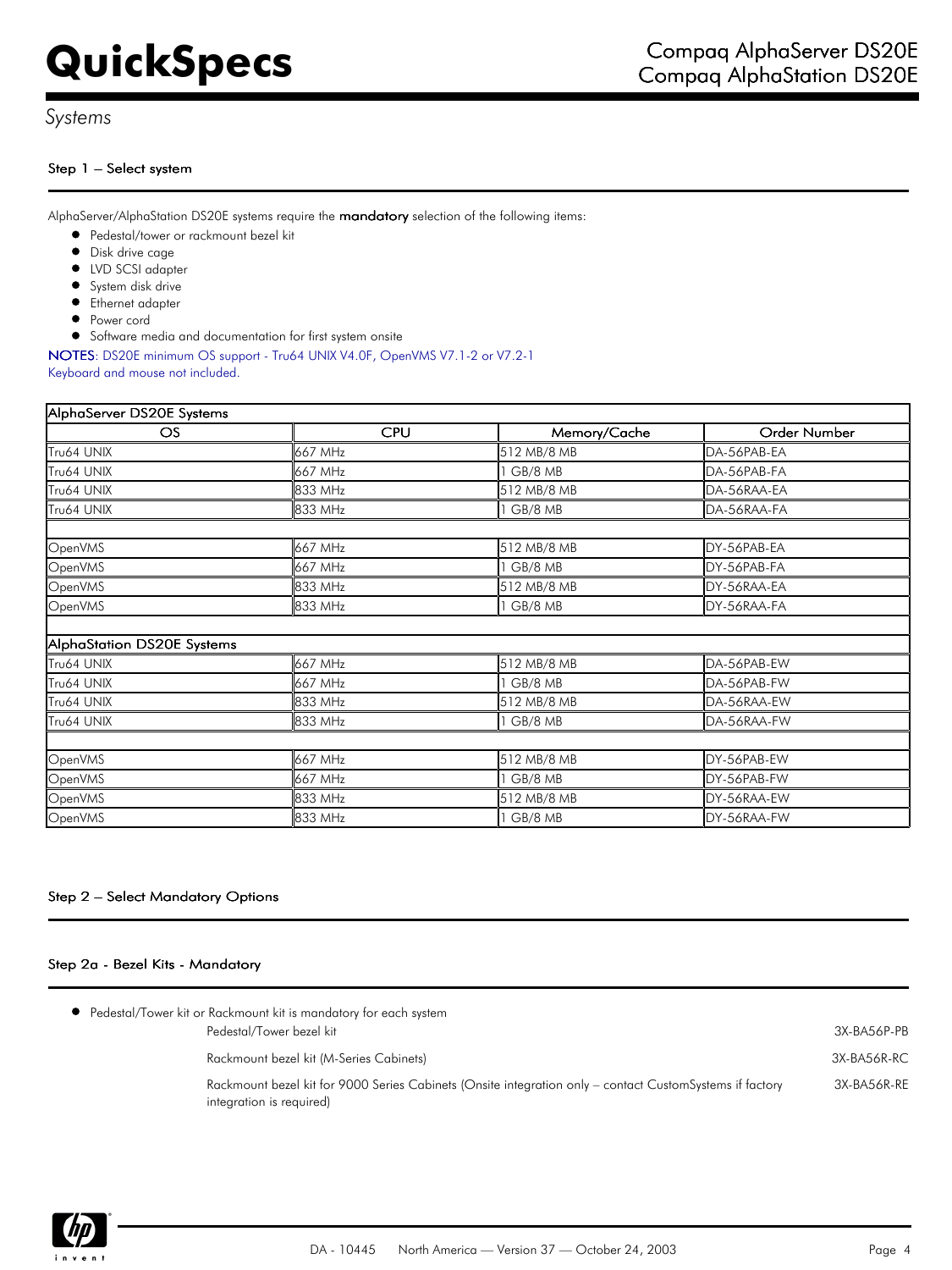## Systems

### Step 1 – Select system

AlphaServer/AlphaStation DS20E systems require the **mandatory** selection of the following items:

- Pedestal/tower or rackmount bezel kit
- Disk drive cage
- LVD SCSI adapter
- System disk drive
- Ethernet adapter
- Power cord
- Software media and documentation for first system onsite

NOTES: DS20E minimum OS support - Tru64 UNIX V4.0F, OpenVMS V7.1-2 or V7.2-1
Keyboard and mouse not included.

| AlphaServer DS20E Systems | | | |
|---|---|---|---|
| OS | CPU | Memory/Cache | Order Number |
| Tru64 UNIX | 667 MHz | 512 MB/8 MB | DA-56PAB-EA |
| Tru64 UNIX | 667 MHz | 1 GB/8 MB | DA-56PAB-FA |
| Tru64 UNIX | 833 MHz | 512 MB/8 MB | DA-56RAA-EA |
| Tru64 UNIX | 833 MHz | 1 GB/8 MB | DA-56RAA-FA |
| | | | |
| OpenVMS | 667 MHz | 512 MB/8 MB | DY-56PAB-EA |
| OpenVMS | 667 MHz | 1 GB/8 MB | DY-56PAB-FA |
| OpenVMS | 833 MHz | 512 MB/8 MB | DY-56RAA-EA |
| OpenVMS | 833 MHz | 1 GB/8 MB | DY-56RAA-FA |
| | | | |
| **AlphaStation DS20E Systems** | | | |
| Tru64 UNIX | 667 MHz | 512 MB/8 MB | DA-56PAB-EW |
| Tru64 UNIX | 667 MHz | 1 GB/8 MB | DA-56PAB-FW |
| Tru64 UNIX | 833 MHz | 512 MB/8 MB | DA-56RAA-EW |
| Tru64 UNIX | 833 MHz | 1 GB/8 MB | DA-56RAA-FW |
| | | | |
| OpenVMS | 667 MHz | 512 MB/8 MB | DY-56PAB-EW |
| OpenVMS | 667 MHz | 1 GB/8 MB | DY-56PAB-FW |
| OpenVMS | 833 MHz | 512 MB/8 MB | DY-56RAA-EW |
| OpenVMS | 833 MHz | 1 GB/8 MB | DY-56RAA-FW |

### Step 2 – Select Mandatory Options

### Step 2a - Bezel Kits - Mandatory

- Pedestal/Tower kit or Rackmount kit is mandatory for each system

| | |
|---|---|
| Pedestal/Tower bezel kit | 3X-BA56P-PB |
| Rackmount bezel kit (M-Series Cabinets) | 3X-BA56R-RC |
| Rackmount bezel kit for 9000 Series Cabinets (Onsite integration only – contact CustomSystems if factory integration is required) | 3X-BA56R-RE |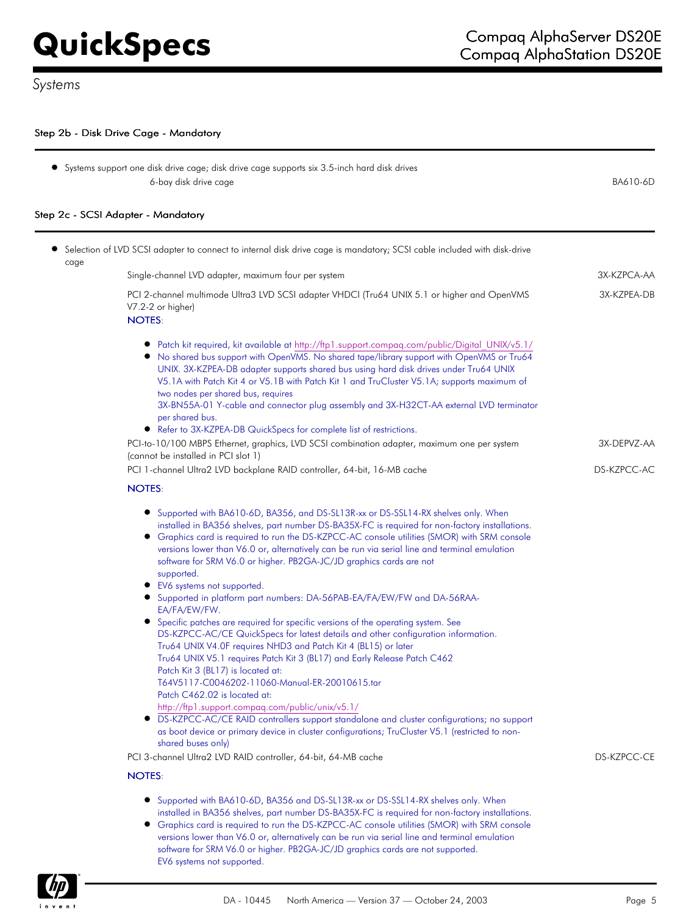### Step 2b - Disk Drive Cage - Mandatory

- Systems support one disk drive cage; disk drive cage supports six 3.5-inch hard disk drives

| | |
|---|---|
| 6-bay disk drive cage | BA610-6D |

### Step 2c - SCSI Adapter - Mandatory

- Selection of LVD SCSI adapter to connect to internal disk drive cage is mandatory; SCSI cable included with disk-drive cage

| | |
|---|---|
| Single-channel LVD adapter, maximum four per system | 3X-KZPCA-AA |
| PCI 2-channel multimode Ultra3 LVD SCSI adapter VHDCI (Tru64 UNIX 5.1 or higher and OpenVMS V7.2-2 or higher) | 3X-KZPEA-DB |

NOTES:

- Patch kit required, kit available at http://ftp1.support.compaq.com/public/Digital_UNIX/v5.1/
- No shared bus support with OpenVMS. No shared tape/library support with OpenVMS or Tru64 UNIX. 3X-KZPEA-DB adapter supports shared bus using hard disk drives under Tru64 UNIX V5.1A with Patch Kit 4 or V5.1B with Patch Kit 1 and TruCluster V5.1A; supports maximum of two nodes per shared bus, requires 3X-BN55A-01 Y-cable and connector plug assembly and 3X-H32CT-AA external LVD terminator per shared bus.
- Refer to 3X-KZPEA-DB QuickSpecs for complete list of restrictions.

| | |
|---|---|
| PCI-to-10/100 MBPS Ethernet, graphics, LVD SCSI combination adapter, maximum one per system (cannot be installed in PCI slot 1) | 3X-DEPVZ-AA |
| PCI 1-channel Ultra2 LVD backplane RAID controller, 64-bit, 16-MB cache | DS-KZPCC-AC |

NOTES:

- Supported with BA610-6D, BA356, and DS-SL13R-xx or DS-SSL14-RX shelves only. When installed in BA356 shelves, part number DS-BA35X-FC is required for non-factory installations.
- Graphics card is required to run the DS-KZPCC-AC console utilities (SMOR) with SRM console versions lower than V6.0 or, alternatively can be run via serial line and terminal emulation software for SRM V6.0 or higher. PB2GA-JC/JD graphics cards are not supported.
- EV6 systems not supported.
- Supported in platform part numbers: DA-56PAB-EA/FA/EW/FW and DA-56RAA-EA/FA/EW/FW.
- Specific patches are required for specific versions of the operating system. See DS-KZPCC-AC/CE QuickSpecs for latest details and other configuration information.
  Tru64 UNIX V4.0F requires NHD3 and Patch Kit 4 (BL15) or later
  Tru64 UNIX V5.1 requires Patch Kit 3 (BL17) and Early Release Patch C462
  Patch Kit 3 (BL17) is located at:
  T64V5117-C0046202-11060-Manual-ER-20010615.tar
  Patch C462.02 is located at:
  http://ftp1.support.compaq.com/public/unix/v5.1/
- DS-KZPCC-AC/CE RAID controllers support standalone and cluster configurations; no support as boot device or primary device in cluster configurations; TruCluster V5.1 (restricted to non-shared buses only)

| | |
|---|---|
| PCI 3-channel Ultra2 LVD RAID controller, 64-bit, 64-MB cache | DS-KZPCC-CE |

NOTES:

- Supported with BA610-6D, BA356 and DS-SL13R-xx or DS-SSL14-RX shelves only. When installed in BA356 shelves, part number DS-BA35X-FC is required for non-factory installations.
- Graphics card is required to run the DS-KZPCC-AC console utilities (SMOR) with SRM console versions lower than V6.0 or, alternatively can be run via serial line and terminal emulation software for SRM V6.0 or higher. PB2GA-JC/JD graphics cards are not supported.
  EV6 systems not supported.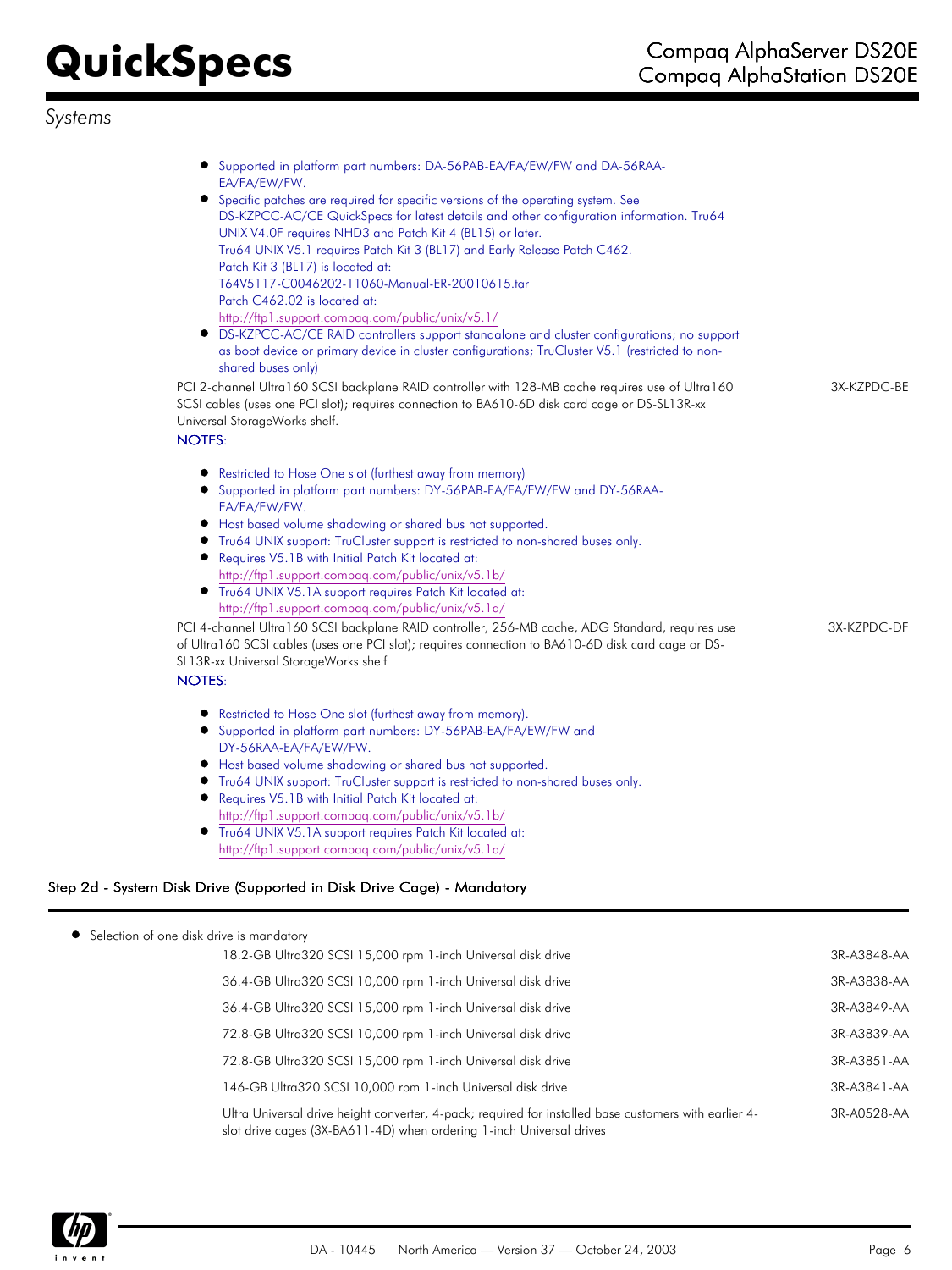- Supported in platform part numbers: DA-56PAB-EA/FA/EW/FW and DA-56RAA-EA/FA/EW/FW.
- Specific patches are required for specific versions of the operating system. See DS-KZPCC-AC/CE QuickSpecs for latest details and other configuration information. Tru64 UNIX V4.0F requires NHD3 and Patch Kit 4 (BL15) or later.
  Tru64 UNIX V5.1 requires Patch Kit 3 (BL17) and Early Release Patch C462.
  Patch Kit 3 (BL17) is located at:
  T64V5117-C0046202-11060-Manual-ER-20010615.tar
  Patch C462.02 is located at:
  http://ftp1.support.compaq.com/public/unix/v5.1/
- DS-KZPCC-AC/CE RAID controllers support standalone and cluster configurations; no support as boot device or primary device in cluster configurations; TruCluster V5.1 (restricted to non-shared buses only)

| | |
|---|---|
| PCI 2-channel Ultra160 SCSI backplane RAID controller with 128-MB cache requires use of Ultra160 SCSI cables (uses one PCI slot); requires connection to BA610-6D disk card cage or DS-SL13R-xx Universal StorageWorks shelf. | 3X-KZPDC-BE |

NOTES:

- Restricted to Hose One slot (furthest away from memory)
- Supported in platform part numbers: DY-56PAB-EA/FA/EW/FW and DY-56RAA-EA/FA/EW/FW.
- Host based volume shadowing or shared bus not supported.
- Tru64 UNIX support: TruCluster support is restricted to non-shared buses only.
- Requires V5.1B with Initial Patch Kit located at:
  http://ftp1.support.compaq.com/public/unix/v5.1b/
- Tru64 UNIX V5.1A support requires Patch Kit located at:
  http://ftp1.support.compaq.com/public/unix/v5.1a/

| | |
|---|---|
| PCI 4-channel Ultra160 SCSI backplane RAID controller, 256-MB cache, ADG Standard, requires use of Ultra160 SCSI cables (uses one PCI slot); requires connection to BA610-6D disk card cage or DS-SL13R-xx Universal StorageWorks shelf | 3X-KZPDC-DF |

NOTES:

- Restricted to Hose One slot (furthest away from memory).
- Supported in platform part numbers: DY-56PAB-EA/FA/EW/FW and DY-56RAA-EA/FA/EW/FW.
- Host based volume shadowing or shared bus not supported.
- Tru64 UNIX support: TruCluster support is restricted to non-shared buses only.
- Requires V5.1B with Initial Patch Kit located at:
  http://ftp1.support.compaq.com/public/unix/v5.1b/
- Tru64 UNIX V5.1A support requires Patch Kit located at:
  http://ftp1.support.compaq.com/public/unix/v5.1a/

### Step 2d - System Disk Drive (Supported in Disk Drive Cage) - Mandatory

- Selection of one disk drive is mandatory

| | |
|---|---|
| 18.2-GB Ultra320 SCSI 15,000 rpm 1-inch Universal disk drive | 3R-A3848-AA |
| 36.4-GB Ultra320 SCSI 10,000 rpm 1-inch Universal disk drive | 3R-A3838-AA |
| 36.4-GB Ultra320 SCSI 15,000 rpm 1-inch Universal disk drive | 3R-A3849-AA |
| 72.8-GB Ultra320 SCSI 10,000 rpm 1-inch Universal disk drive | 3R-A3839-AA |
| 72.8-GB Ultra320 SCSI 15,000 rpm 1-inch Universal disk drive | 3R-A3851-AA |
| 146-GB Ultra320 SCSI 10,000 rpm 1-inch Universal disk drive | 3R-A3841-AA |
| Ultra Universal drive height converter, 4-pack; required for installed base customers with earlier 4-slot drive cages (3X-BA611-4D) when ordering 1-inch Universal drives | 3R-A0528-AA |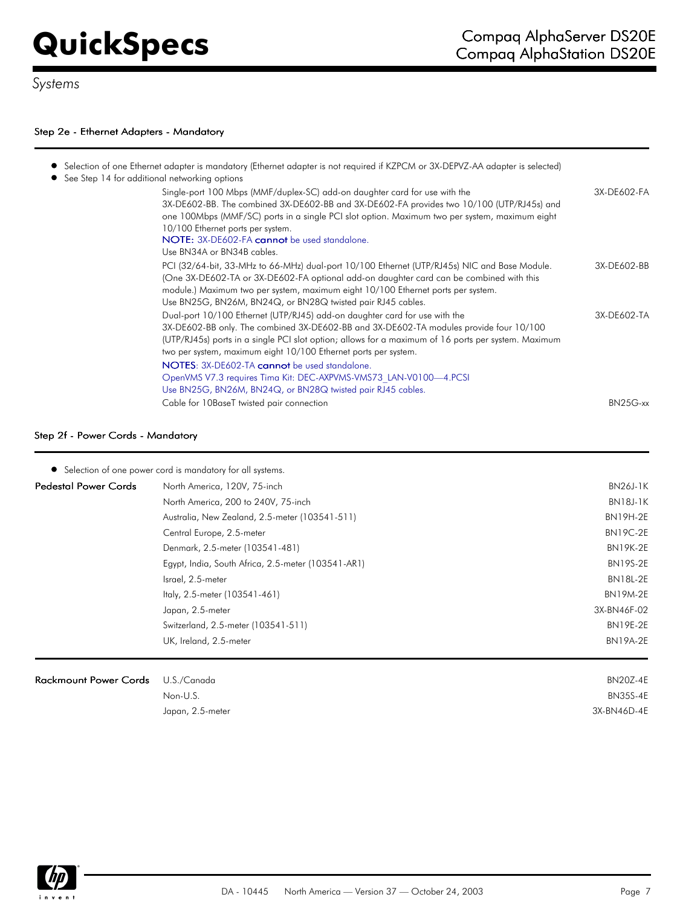### Step 2e - Ethernet Adapters - Mandatory

- Selection of one Ethernet adapter is mandatory (Ethernet adapter is not required if KZPCM or 3X-DEPVZ-AA adapter is selected)
- See Step 14 for additional networking options

| Description | Part Number |
|---|---|
| Single-port 100 Mbps (MMF/duplex-SC) add-on daughter card for use with the 3X-DE602-BB. The combined 3X-DE602-BB and 3X-DE602-FA provides two 10/100 (UTP/RJ45s) and one 100Mbps (MMF/SC) ports in a single PCI slot option. Maximum two per system, maximum eight 10/100 Ethernet ports per system.<br>NOTE: 3X-DE602-FA **cannot** be used standalone.<br>Use BN34A or BN34B cables. | 3X-DE602-FA |
| PCI (32/64-bit, 33-MHz to 66-MHz) dual-port 10/100 Ethernet (UTP/RJ45s) NIC and Base Module. (One 3X-DE602-TA or 3X-DE602-FA optional add-on daughter card can be combined with this module.) Maximum two per system, maximum eight 10/100 Ethernet ports per system.<br>Use BN25G, BN26M, BN24Q, or BN28Q twisted pair RJ45 cables. | 3X-DE602-BB |
| Dual-port 10/100 Ethernet (UTP/RJ45) add-on daughter card for use with the 3X-DE602-BB only. The combined 3X-DE602-BB and 3X-DE602-TA modules provide four 10/100 (UTP/RJ45s) ports in a single PCI slot option; allows for a maximum of 16 ports per system. Maximum two per system, maximum eight 10/100 Ethernet ports per system.<br>NOTES: 3X-DE602-TA **cannot** be used standalone.<br>OpenVMS V7.3 requires Tima Kit: DEC-AXPVMS-VMS73_LAN-V0100—4.PCSI<br>Use BN25G, BN26M, BN24Q, or BN28Q twisted pair RJ45 cables. | 3X-DE602-TA |
| Cable for 10BaseT twisted pair connection | BN25G-xx |

### Step 2f - Power Cords - Mandatory

- Selection of one power cord is mandatory for all systems.

| Type | Description | Part Number |
|---|---|---|
| **Pedestal Power Cords** | North America, 120V, 75-inch | BN26J-1K |
| | North America, 200 to 240V, 75-inch | BN18J-1K |
| | Australia, New Zealand, 2.5-meter (103541-511) | BN19H-2E |
| | Central Europe, 2.5-meter | BN19C-2E |
| | Denmark, 2.5-meter (103541-481) | BN19K-2E |
| | Egypt, India, South Africa, 2.5-meter (103541-AR1) | BN19S-2E |
| | Israel, 2.5-meter | BN18L-2E |
| | Italy, 2.5-meter (103541-461) | BN19M-2E |
| | Japan, 2.5-meter | 3X-BN46F-02 |
| | Switzerland, 2.5-meter (103541-511) | BN19E-2E |
| | UK, Ireland, 2.5-meter | BN19A-2E |
| **Rackmount Power Cords** | U.S./Canada | BN20Z-4E |
| | Non-U.S. | BN35S-4E |
| | Japan, 2.5-meter | 3X-BN46D-4E |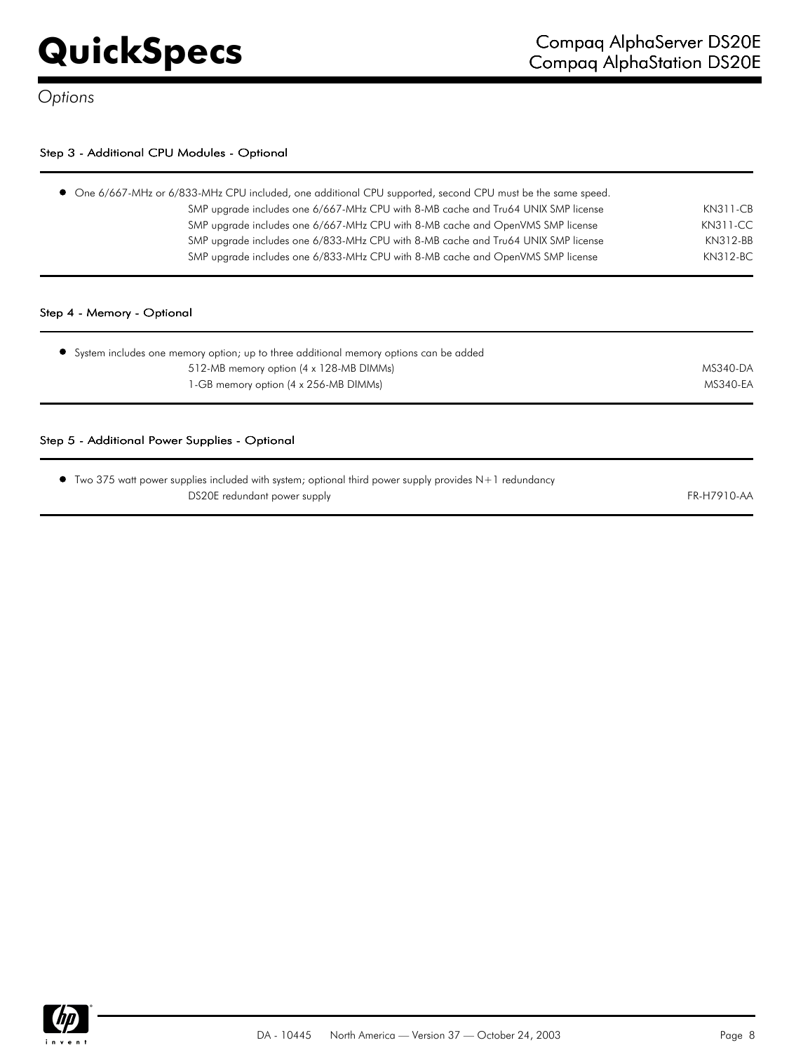## Options

### Step 3 - Additional CPU Modules - Optional

- One 6/667-MHz or 6/833-MHz CPU included, one additional CPU supported, second CPU must be the same speed.

| | |
|---|---|
| SMP upgrade includes one 6/667-MHz CPU with 8-MB cache and Tru64 UNIX SMP license | KN311-CB |
| SMP upgrade includes one 6/667-MHz CPU with 8-MB cache and OpenVMS SMP license | KN311-CC |
| SMP upgrade includes one 6/833-MHz CPU with 8-MB cache and Tru64 UNIX SMP license | KN312-BB |
| SMP upgrade includes one 6/833-MHz CPU with 8-MB cache and OpenVMS SMP license | KN312-BC |

### Step 4 - Memory - Optional

- System includes one memory option; up to three additional memory options can be added

| | |
|---|---|
| 512-MB memory option (4 x 128-MB DIMMs) | MS340-DA |
| 1-GB memory option (4 x 256-MB DIMMs) | MS340-EA |

### Step 5 - Additional Power Supplies - Optional

- Two 375 watt power supplies included with system; optional third power supply provides N+1 redundancy

| | |
|---|---|
| DS20E redundant power supply | FR-H7910-AA |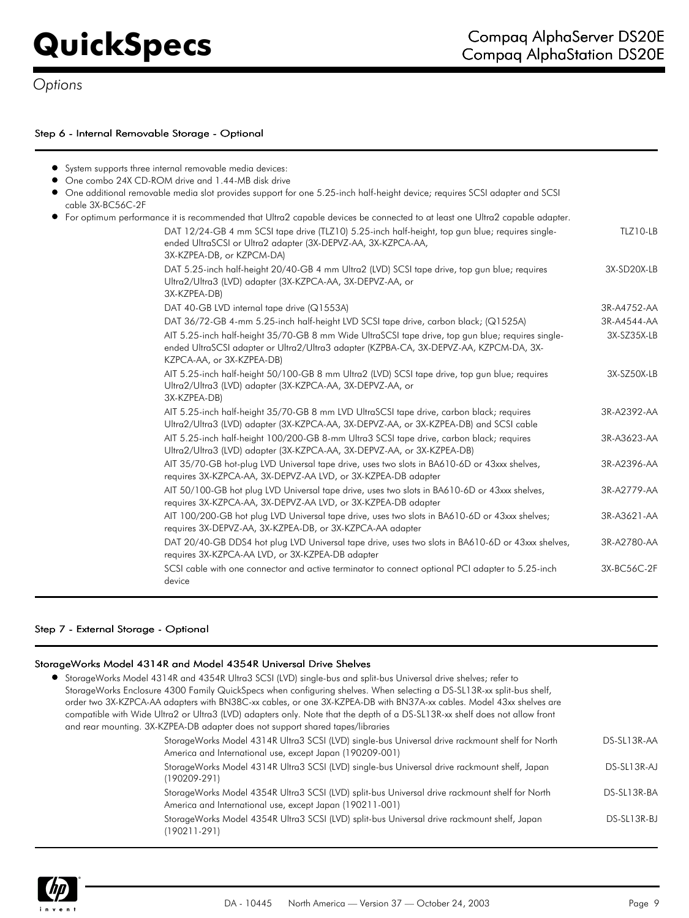*Options*

### Step 6 - Internal Removable Storage - Optional

- System supports three internal removable media devices:
- One combo 24X CD-ROM drive and 1.44-MB disk drive
- One additional removable media slot provides support for one 5.25-inch half-height device; requires SCSI adapter and SCSI cable 3X-BC56C-2F
- For optimum performance it is recommended that Ultra2 capable devices be connected to at least one Ultra2 capable adapter.

| Description | Part Number |
|---|---|
| DAT 12/24-GB 4 mm SCSI tape drive (TLZ10) 5.25-inch half-height, top gun blue; requires single-ended UltraSCSI or Ultra2 adapter (3X-DEPVZ-AA, 3X-KZPCA-AA, 3X-KZPEA-DB, or KZPCM-DA) | TLZ10-LB |
| DAT 5.25-inch half-height 20/40-GB 4 mm Ultra2 (LVD) SCSI tape drive, top gun blue; requires Ultra2/Ultra3 (LVD) adapter (3X-KZPCA-AA, 3X-DEPVZ-AA, or 3X-KZPEA-DB) | 3X-SD20X-LB |
| DAT 40-GB LVD internal tape drive (Q1553A) | 3R-A4752-AA |
| DAT 36/72-GB 4-mm 5.25-inch half-height LVD SCSI tape drive, carbon black; (Q1525A) | 3R-A4544-AA |
| AIT 5.25-inch half-height 35/70-GB 8 mm Wide UltraSCSI tape drive, top gun blue; requires single-ended UltraSCSI adapter or Ultra2/Ultra3 adapter (KZPBA-CA, 3X-DEPVZ-AA, KZPCM-DA, 3X-KZPCA-AA, or 3X-KZPEA-DB) | 3X-SZ35X-LB |
| AIT 5.25-inch half-height 50/100-GB 8 mm Ultra2 (LVD) SCSI tape drive, top gun blue; requires Ultra2/Ultra3 (LVD) adapter (3X-KZPCA-AA, 3X-DEPVZ-AA, or 3X-KZPEA-DB) | 3X-SZ50X-LB |
| AIT 5.25-inch half-height 35/70-GB 8 mm LVD UltraSCSI tape drive, carbon black; requires Ultra2/Ultra3 (LVD) adapter (3X-KZPCA-AA, 3X-DEPVZ-AA, or 3X-KZPEA-DB) and SCSI cable | 3R-A2392-AA |
| AIT 5.25-inch half-height 100/200-GB 8-mm Ultra3 SCSI tape drive, carbon black; requires Ultra2/Ultra3 (LVD) adapter (3X-KZPCA-AA, 3X-DEPVZ-AA, or 3X-KZPEA-DB) | 3R-A3623-AA |
| AIT 35/70-GB hot-plug LVD Universal tape drive, uses two slots in BA610-6D or 43xxx shelves, requires 3X-KZPCA-AA, 3X-DEPVZ-AA LVD, or 3X-KZPEA-DB adapter | 3R-A2396-AA |
| AIT 50/100-GB hot plug LVD Universal tape drive, uses two slots in BA610-6D or 43xxx shelves, requires 3X-KZPCA-AA, 3X-DEPVZ-AA LVD, or 3X-KZPEA-DB adapter | 3R-A2779-AA |
| AIT 100/200-GB hot plug LVD Universal tape drive, uses two slots in BA610-6D or 43xxx shelves; requires 3X-DEPVZ-AA, 3X-KZPEA-DB, or 3X-KZPCA-AA adapter | 3R-A3621-AA |
| DAT 20/40-GB DDS4 hot plug LVD Universal tape drive, uses two slots in BA610-6D or 43xxx shelves, requires 3X-KZPCA-AA LVD, or 3X-KZPEA-DB adapter | 3R-A2780-AA |
| SCSI cable with one connector and active terminator to connect optional PCI adapter to 5.25-inch device | 3X-BC56C-2F |

### Step 7 - External Storage - Optional

#### StorageWorks Model 4314R and Model 4354R Universal Drive Shelves

- StorageWorks Model 4314R and 4354R Ultra3 SCSI (LVD) single-bus and split-bus Universal drive shelves; refer to StorageWorks Enclosure 4300 Family QuickSpecs when configuring shelves. When selecting a DS-SL13R-xx split-bus shelf, order two 3X-KZPCA-AA adapters with BN38C-xx cables, or one 3X-KZPEA-DB with BN37A-xx cables. Model 43xx shelves are compatible with Wide Ultra2 or Ultra3 (LVD) adapters only. Note that the depth of a DS-SL13R-xx shelf does not allow front and rear mounting. 3X-KZPEA-DB adapter does not support shared tapes/libraries

| Description | Part Number |
|---|---|
| StorageWorks Model 4314R Ultra3 SCSI (LVD) single-bus Universal drive rackmount shelf for North America and International use, except Japan (190209-001) | DS-SL13R-AA |
| StorageWorks Model 4314R Ultra3 SCSI (LVD) single-bus Universal drive rackmount shelf, Japan (190209-291) | DS-SL13R-AJ |
| StorageWorks Model 4354R Ultra3 SCSI (LVD) split-bus Universal drive rackmount shelf for North America and International use, except Japan (190211-001) | DS-SL13R-BA |
| StorageWorks Model 4354R Ultra3 SCSI (LVD) split-bus Universal drive rackmount shelf, Japan (190211-291) | DS-SL13R-BJ |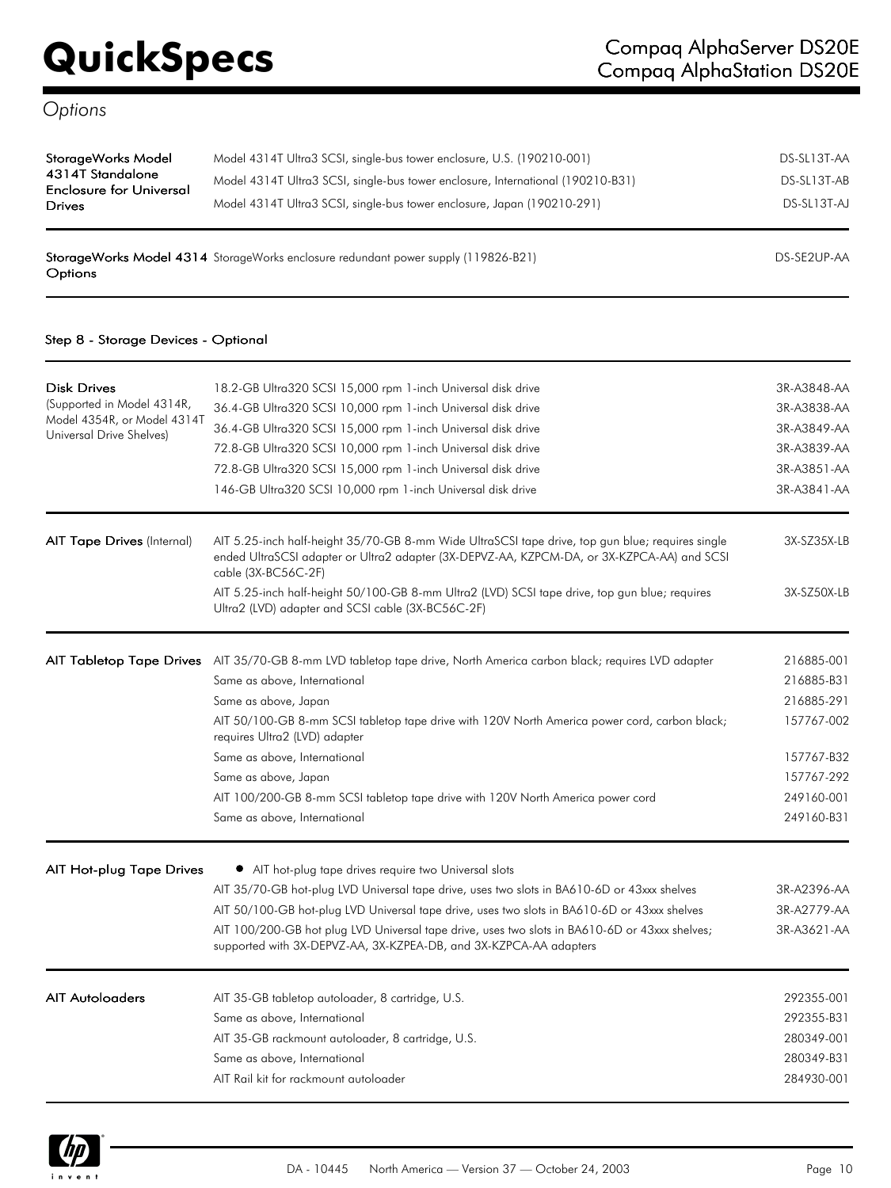## Options

| | | |
|---|---|---|
| **StorageWorks Model 4314T Standalone Enclosure for Universal Drives** | Model 4314T Ultra3 SCSI, single-bus tower enclosure, U.S. (190210-001) | DS-SL13T-AA |
| | Model 4314T Ultra3 SCSI, single-bus tower enclosure, International (190210-B31) | DS-SL13T-AB |
| | Model 4314T Ultra3 SCSI, single-bus tower enclosure, Japan (190210-291) | DS-SL13T-AJ |
| **StorageWorks Model 4314 Options** | StorageWorks enclosure redundant power supply (119826-B21) | DS-SE2UP-AA |

### Step 8 - Storage Devices - Optional

| | | |
|---|---|---|
| **Disk Drives** (Supported in Model 4314R, Model 4354R, or Model 4314T Universal Drive Shelves) | 18.2-GB Ultra320 SCSI 15,000 rpm 1-inch Universal disk drive | 3R-A3848-AA |
| | 36.4-GB Ultra320 SCSI 10,000 rpm 1-inch Universal disk drive | 3R-A3838-AA |
| | 36.4-GB Ultra320 SCSI 15,000 rpm 1-inch Universal disk drive | 3R-A3849-AA |
| | 72.8-GB Ultra320 SCSI 10,000 rpm 1-inch Universal disk drive | 3R-A3839-AA |
| | 72.8-GB Ultra320 SCSI 15,000 rpm 1-inch Universal disk drive | 3R-A3851-AA |
| | 146-GB Ultra320 SCSI 10,000 rpm 1-inch Universal disk drive | 3R-A3841-AA |
| **AIT Tape Drives** (Internal) | AIT 5.25-inch half-height 35/70-GB 8-mm Wide UltraSCSI tape drive, top gun blue; requires single ended UltraSCSI adapter or Ultra2 adapter (3X-DEPVZ-AA, KZPCM-DA, or 3X-KZPCA-AA) and SCSI cable (3X-BC56C-2F) | 3X-SZ35X-LB |
| | AIT 5.25-inch half-height 50/100-GB 8-mm Ultra2 (LVD) SCSI tape drive, top gun blue; requires Ultra2 (LVD) adapter and SCSI cable (3X-BC56C-2F) | 3X-SZ50X-LB |
| **AIT Tabletop Tape Drives** | AIT 35/70-GB 8-mm LVD tabletop tape drive, North America carbon black; requires LVD adapter | 216885-001 |
| | Same as above, International | 216885-B31 |
| | Same as above, Japan | 216885-291 |
| | AIT 50/100-GB 8-mm SCSI tabletop tape drive with 120V North America power cord, carbon black; requires Ultra2 (LVD) adapter | 157767-002 |
| | Same as above, International | 157767-B32 |
| | Same as above, Japan | 157767-292 |
| | AIT 100/200-GB 8-mm SCSI tabletop tape drive with 120V North America power cord | 249160-001 |
| | Same as above, International | 249160-B31 |
| **AIT Hot-plug Tape Drives** | • AIT hot-plug tape drives require two Universal slots | |
| | AIT 35/70-GB hot-plug LVD Universal tape drive, uses two slots in BA610-6D or 43xxx shelves | 3R-A2396-AA |
| | AIT 50/100-GB hot-plug LVD Universal tape drive, uses two slots in BA610-6D or 43xxx shelves | 3R-A2779-AA |
| | AIT 100/200-GB hot plug LVD Universal tape drive, uses two slots in BA610-6D or 43xxx shelves; supported with 3X-DEPVZ-AA, 3X-KZPEA-DB, and 3X-KZPCA-AA adapters | 3R-A3621-AA |
| **AIT Autoloaders** | AIT 35-GB tabletop autoloader, 8 cartridge, U.S. | 292355-001 |
| | Same as above, International | 292355-B31 |
| | AIT 35-GB rackmount autoloader, 8 cartridge, U.S. | 280349-001 |
| | Same as above, International | 280349-B31 |
| | AIT Rail kit for rackmount autoloader | 284930-001 |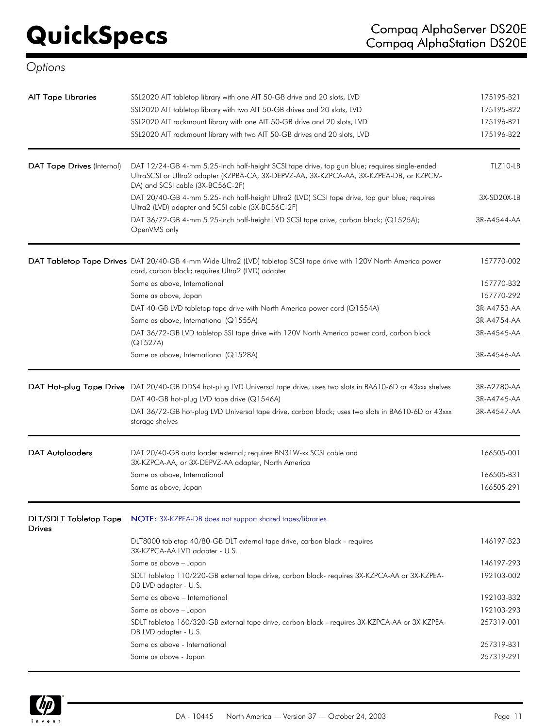## Options

| | | |
|---|---|---|
| **AIT Tape Libraries** | SSL2020 AIT tabletop library with one AIT 50-GB drive and 20 slots, LVD | 175195-B21 |
| | SSL2020 AIT tabletop library with two AIT 50-GB drives and 20 slots, LVD | 175195-B22 |
| | SSL2020 AIT rackmount library with one AIT 50-GB drive and 20 slots, LVD | 175196-B21 |
| | SSL2020 AIT rackmount library with two AIT 50-GB drives and 20 slots, LVD | 175196-B22 |
| **DAT Tape Drives** (Internal) | DAT 12/24-GB 4-mm 5.25-inch half-height SCSI tape drive, top gun blue; requires single-ended UltraSCSI or Ultra2 adapter (KZPBA-CA, 3X-DEPVZ-AA, 3X-KZPCA-AA, 3X-KZPEA-DB, or KZPCM-DA) and SCSI cable (3X-BC56C-2F) | TLZ10-LB |
| | DAT 20/40-GB 4-mm 5.25-inch half-height Ultra2 (LVD) SCSI tape drive, top gun blue; requires Ultra2 (LVD) adapter and SCSI cable (3X-BC56C-2F) | 3X-SD20X-LB |
| | DAT 36/72-GB 4-mm 5.25-inch half-height LVD SCSI tape drive, carbon black; (Q1525A); OpenVMS only | 3R-A4544-AA |
| **DAT Tabletop Tape Drives** | DAT 20/40-GB 4-mm Wide Ultra2 (LVD) tabletop SCSI tape drive with 120V North America power cord, carbon black; requires Ultra2 (LVD) adapter | 157770-002 |
| | Same as above, International | 157770-B32 |
| | Same as above, Japan | 157770-292 |
| | DAT 40-GB LVD tabletop tape drive with North America power cord (Q1554A) | 3R-A4753-AA |
| | Same as above, International (Q1555A) | 3R-A4754-AA |
| | DAT 36/72-GB LVD tabletop SSI tape drive with 120V North America power cord, carbon black (Q1527A) | 3R-A4545-AA |
| | Same as above, International (Q1528A) | 3R-A4546-AA |
| **DAT Hot-plug Tape Drive** | DAT 20/40-GB DDS4 hot-plug LVD Universal tape drive, uses two slots in BA610-6D or 43xxx shelves | 3R-A2780-AA |
| | DAT 40-GB hot-plug LVD tape drive (Q1546A) | 3R-A4745-AA |
| | DAT 36/72-GB hot-plug LVD Universal tape drive, carbon black; uses two slots in BA610-6D or 43xxx storage shelves | 3R-A4547-AA |
| **DAT Autoloaders** | DAT 20/40-GB auto loader external; requires BN31W-xx SCSI cable and 3X-KZPCA-AA, or 3X-DEPVZ-AA adapter, North America | 166505-001 |
| | Same as above, International | 166505-B31 |
| | Same as above, Japan | 166505-291 |
| **DLT/SDLT Tabletop Tape Drives** | **NOTE:** 3X-KZPEA-DB does not support shared tapes/libraries. | |
| | DLT8000 tabletop 40/80-GB DLT external tape drive, carbon black - requires 3X-KZPCA-AA LVD adapter - U.S. | 146197-B23 |
| | Same as above – Japan | 146197-293 |
| | SDLT tabletop 110/220-GB external tape drive, carbon black- requires 3X-KZPCA-AA or 3X-KZPEA-DB LVD adapter - U.S. | 192103-002 |
| | Same as above – International | 192103-B32 |
| | Same as above – Japan | 192103-293 |
| | SDLT tabletop 160/320-GB external tape drive, carbon black - requires 3X-KZPCA-AA or 3X-KZPEA-DB LVD adapter - U.S. | 257319-001 |
| | Same as above - International | 257319-B31 |
| | Same as above - Japan | 257319-291 |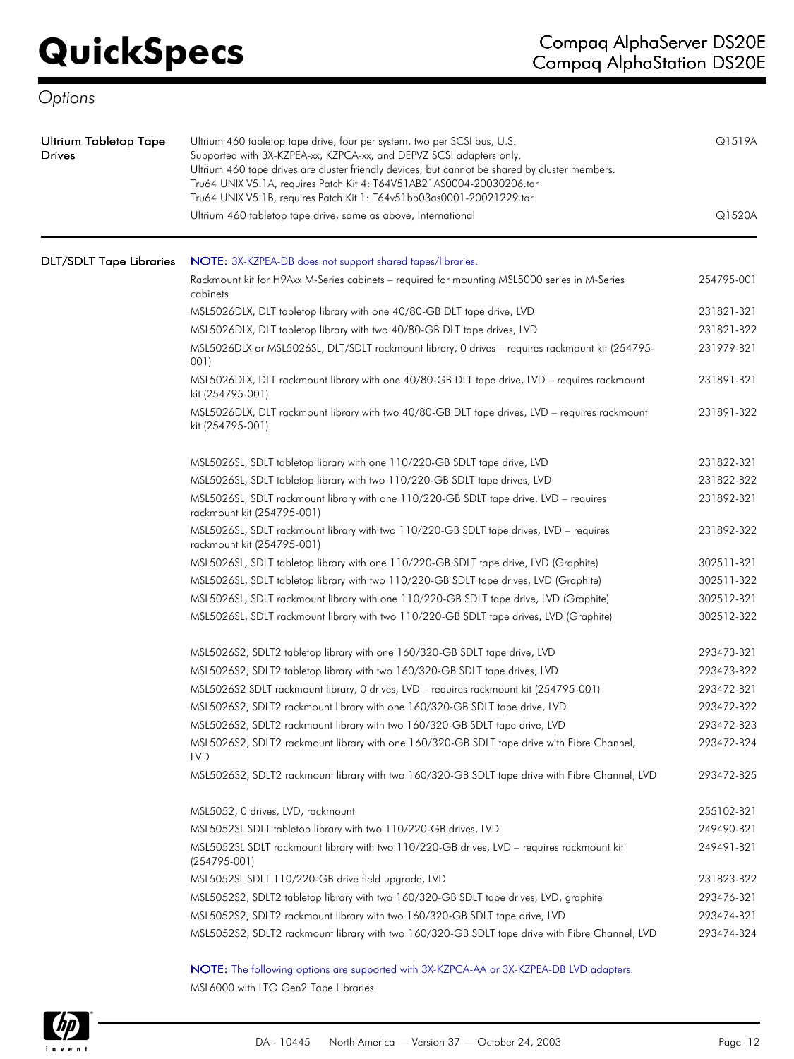## Options

| | | |
|---|---|---|
| **Ultrium Tabletop Tape Drives** | Ultrium 460 tabletop tape drive, four per system, two per SCSI bus, U.S. Supported with 3X-KZPEA-xx, KZPCA-xx, and DEPVZ SCSI adapters only. Ultrium 460 tape drives are cluster friendly devices, but cannot be shared by cluster members. Tru64 UNIX V5.1A, requires Patch Kit 4: T64V51AB21AS0004-20030206.tar Tru64 UNIX V5.1B, requires Patch Kit 1: T64v51bb03as0001-20021229.tar | Q1519A |
| | Ultrium 460 tabletop tape drive, same as above, International | Q1520A |
| **DLT/SDLT Tape Libraries** | **NOTE:** 3X-KZPEA-DB does not support shared tapes/libraries. | |
| | Rackmount kit for H9Axx M-Series cabinets – required for mounting MSL5000 series in M-Series cabinets | 254795-001 |
| | MSL5026DLX, DLT tabletop library with one 40/80-GB DLT tape drive, LVD | 231821-B21 |
| | MSL5026DLX, DLT tabletop library with two 40/80-GB DLT tape drives, LVD | 231821-B22 |
| | MSL5026DLX or MSL5026SL, DLT/SDLT rackmount library, 0 drives – requires rackmount kit (254795-001) | 231979-B21 |
| | MSL5026DLX, DLT rackmount library with one 40/80-GB DLT tape drive, LVD – requires rackmount kit (254795-001) | 231891-B21 |
| | MSL5026DLX, DLT rackmount library with two 40/80-GB DLT tape drives, LVD – requires rackmount kit (254795-001) | 231891-B22 |
| | MSL5026SL, SDLT tabletop library with one 110/220-GB SDLT tape drive, LVD | 231822-B21 |
| | MSL5026SL, SDLT tabletop library with two 110/220-GB SDLT tape drives, LVD | 231822-B22 |
| | MSL5026SL, SDLT rackmount library with one 110/220-GB SDLT tape drive, LVD – requires rackmount kit (254795-001) | 231892-B21 |
| | MSL5026SL, SDLT rackmount library with two 110/220-GB SDLT tape drives, LVD – requires rackmount kit (254795-001) | 231892-B22 |
| | MSL5026SL, SDLT tabletop library with one 110/220-GB SDLT tape drive, LVD (Graphite) | 302511-B21 |
| | MSL5026SL, SDLT tabletop library with two 110/220-GB SDLT tape drives, LVD (Graphite) | 302511-B22 |
| | MSL5026SL, SDLT rackmount library with one 110/220-GB SDLT tape drive, LVD (Graphite) | 302512-B21 |
| | MSL5026SL, SDLT rackmount library with two 110/220-GB SDLT tape drives, LVD (Graphite) | 302512-B22 |
| | MSL5026S2, SDLT2 tabletop library with one 160/320-GB SDLT tape drive, LVD | 293473-B21 |
| | MSL5026S2, SDLT2 tabletop library with two 160/320-GB SDLT tape drives, LVD | 293473-B22 |
| | MSL5026S2 SDLT rackmount library, 0 drives, LVD – requires rackmount kit (254795-001) | 293472-B21 |
| | MSL5026S2, SDLT2 rackmount library with one 160/320-GB SDLT tape drive, LVD | 293472-B22 |
| | MSL5026S2, SDLT2 rackmount library with two 160/320-GB SDLT tape drive, LVD | 293472-B23 |
| | MSL5026S2, SDLT2 rackmount library with one 160/320-GB SDLT tape drive with Fibre Channel, LVD | 293472-B24 |
| | MSL5026S2, SDLT2 rackmount library with two 160/320-GB SDLT tape drive with Fibre Channel, LVD | 293472-B25 |
| | MSL5052, 0 drives, LVD, rackmount | 255102-B21 |
| | MSL5052SL SDLT tabletop library with two 110/220-GB drives, LVD | 249490-B21 |
| | MSL5052SL SDLT rackmount library with two 110/220-GB drives, LVD – requires rackmount kit (254795-001) | 249491-B21 |
| | MSL5052SL SDLT 110/220-GB drive field upgrade, LVD | 231823-B22 |
| | MSL5052S2, SDLT2 tabletop library with two 160/320-GB SDLT tape drives, LVD, graphite | 293476-B21 |
| | MSL5052S2, SDLT2 rackmount library with two 160/320-GB SDLT tape drive, LVD | 293474-B21 |
| | MSL5052S2, SDLT2 rackmount library with two 160/320-GB SDLT tape drive with Fibre Channel, LVD | 293474-B24 |
| | **NOTE:** The following options are supported with 3X-KZPCA-AA or 3X-KZPEA-DB LVD adapters. | |
| | MSL6000 with LTO Gen2 Tape Libraries | |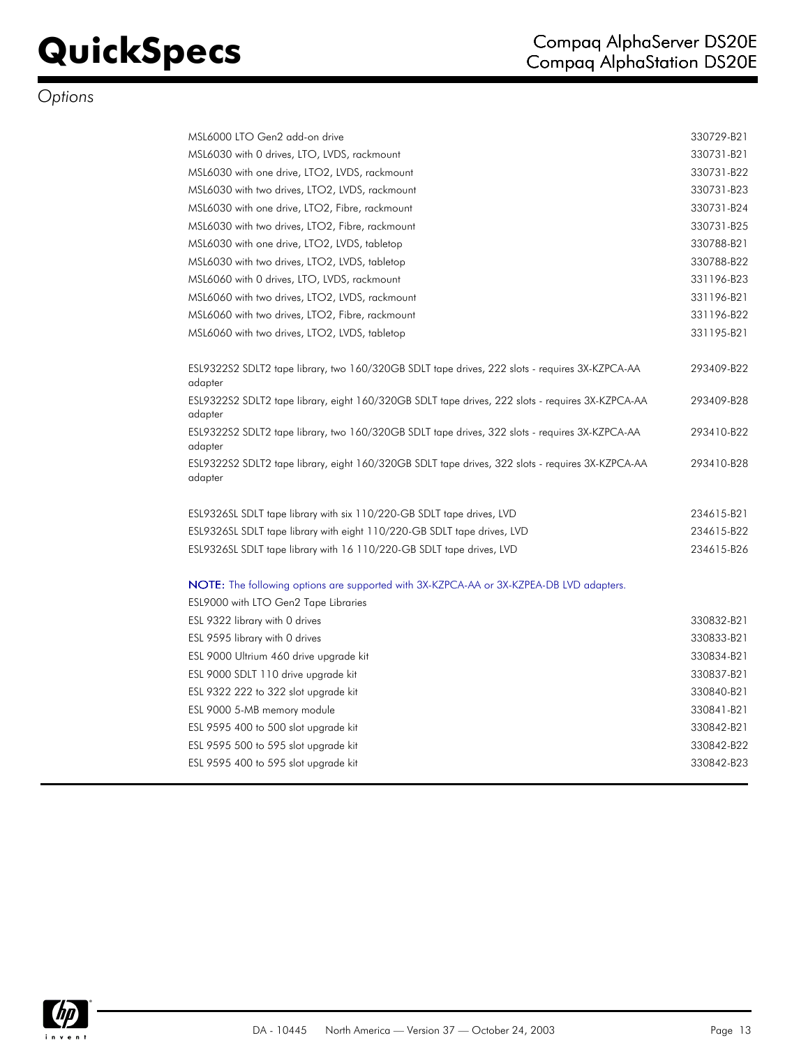## Options

| | |
|---|---|
| MSL6000 LTO Gen2 add-on drive | 330729-B21 |
| MSL6030 with 0 drives, LTO, LVDS, rackmount | 330731-B21 |
| MSL6030 with one drive, LTO2, LVDS, rackmount | 330731-B22 |
| MSL6030 with two drives, LTO2, LVDS, rackmount | 330731-B23 |
| MSL6030 with one drive, LTO2, Fibre, rackmount | 330731-B24 |
| MSL6030 with two drives, LTO2, Fibre, rackmount | 330731-B25 |
| MSL6030 with one drive, LTO2, LVDS, tabletop | 330788-B21 |
| MSL6030 with two drives, LTO2, LVDS, tabletop | 330788-B22 |
| MSL6060 with 0 drives, LTO, LVDS, rackmount | 331196-B23 |
| MSL6060 with two drives, LTO2, LVDS, rackmount | 331196-B21 |
| MSL6060 with two drives, LTO2, Fibre, rackmount | 331196-B22 |
| MSL6060 with two drives, LTO2, LVDS, tabletop | 331195-B21 |
| | |
| ESL9322S2 SDLT2 tape library, two 160/320GB SDLT tape drives, 222 slots - requires 3X-KZPCA-AA adapter | 293409-B22 |
| ESL9322S2 SDLT2 tape library, eight 160/320GB SDLT tape drives, 222 slots - requires 3X-KZPCA-AA adapter | 293409-B28 |
| ESL9322S2 SDLT2 tape library, two 160/320GB SDLT tape drives, 322 slots - requires 3X-KZPCA-AA adapter | 293410-B22 |
| ESL9322S2 SDLT2 tape library, eight 160/320GB SDLT tape drives, 322 slots - requires 3X-KZPCA-AA adapter | 293410-B28 |
| | |
| ESL9326SL SDLT tape library with six 110/220-GB SDLT tape drives, LVD | 234615-B21 |
| ESL9326SL SDLT tape library with eight 110/220-GB SDLT tape drives, LVD | 234615-B22 |
| ESL9326SL SDLT tape library with 16 110/220-GB SDLT tape drives, LVD | 234615-B26 |

**NOTE:** The following options are supported with 3X-KZPCA-AA or 3X-KZPEA-DB LVD adapters.

| ESL9000 with LTO Gen2 Tape Libraries | |
|---|---|
| ESL 9322 library with 0 drives | 330832-B21 |
| ESL 9595 library with 0 drives | 330833-B21 |
| ESL 9000 Ultrium 460 drive upgrade kit | 330834-B21 |
| ESL 9000 SDLT 110 drive upgrade kit | 330837-B21 |
| ESL 9322 222 to 322 slot upgrade kit | 330840-B21 |
| ESL 9000 5-MB memory module | 330841-B21 |
| ESL 9595 400 to 500 slot upgrade kit | 330842-B21 |
| ESL 9595 500 to 595 slot upgrade kit | 330842-B22 |
| ESL 9595 400 to 595 slot upgrade kit | 330842-B23 |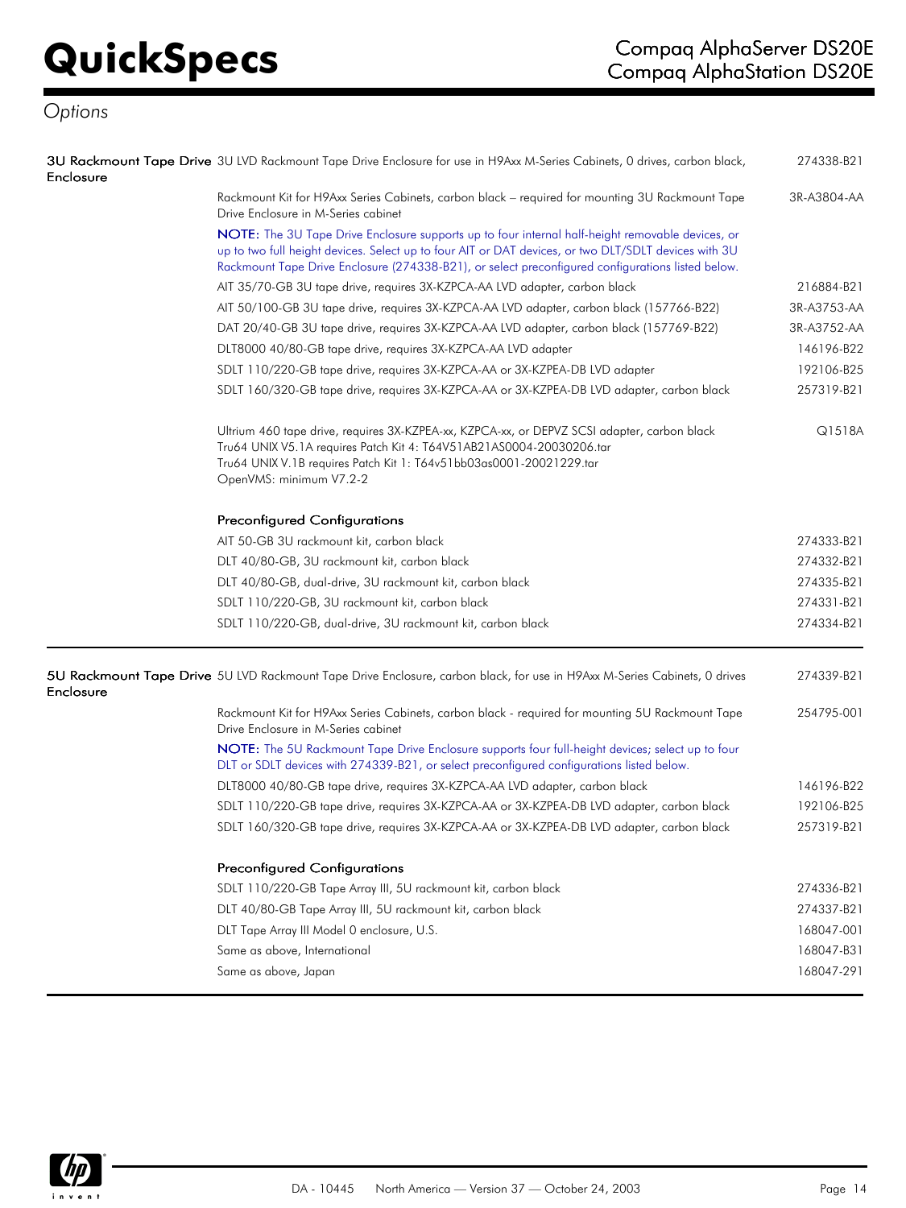## Options

| | | |
|---|---|---|
| **3U Rackmount Tape Drive Enclosure** | 3U LVD Rackmount Tape Drive Enclosure for use in H9Axx M-Series Cabinets, 0 drives, carbon black, | 274338-B21 |
| | Rackmount Kit for H9Axx Series Cabinets, carbon black – required for mounting 3U Rackmount Tape Drive Enclosure in M-Series cabinet | 3R-A3804-AA |
| | **NOTE:** The 3U Tape Drive Enclosure supports up to four internal half-height removable devices, or up to two full height devices. Select up to four AIT or DAT devices, or two DLT/SDLT devices with 3U Rackmount Tape Drive Enclosure (274338-B21), or select preconfigured configurations listed below. | |
| | AIT 35/70-GB 3U tape drive, requires 3X-KZPCA-AA LVD adapter, carbon black | 216884-B21 |
| | AIT 50/100-GB 3U tape drive, requires 3X-KZPCA-AA LVD adapter, carbon black (157766-B22) | 3R-A3753-AA |
| | DAT 20/40-GB 3U tape drive, requires 3X-KZPCA-AA LVD adapter, carbon black (157769-B22) | 3R-A3752-AA |
| | DLT8000 40/80-GB tape drive, requires 3X-KZPCA-AA LVD adapter | 146196-B22 |
| | SDLT 110/220-GB tape drive, requires 3X-KZPCA-AA or 3X-KZPEA-DB LVD adapter | 192106-B25 |
| | SDLT 160/320-GB tape drive, requires 3X-KZPCA-AA or 3X-KZPEA-DB LVD adapter, carbon black | 257319-B21 |
| | Ultrium 460 tape drive, requires 3X-KZPEA-xx, KZPCA-xx, or DEPVZ SCSI adapter, carbon black<br>Tru64 UNIX V5.1A requires Patch Kit 4: T64V51AB21AS0004-20030206.tar<br>Tru64 UNIX V.1B requires Patch Kit 1: T64v51bb03as0001-20021229.tar<br>OpenVMS: minimum V7.2-2 | Q1518A |
| | **Preconfigured Configurations** | |
| | AIT 50-GB 3U rackmount kit, carbon black | 274333-B21 |
| | DLT 40/80-GB, 3U rackmount kit, carbon black | 274332-B21 |
| | DLT 40/80-GB, dual-drive, 3U rackmount kit, carbon black | 274335-B21 |
| | SDLT 110/220-GB, 3U rackmount kit, carbon black | 274331-B21 |
| | SDLT 110/220-GB, dual-drive, 3U rackmount kit, carbon black | 274334-B21 |

| | | |
|---|---|---|
| **5U Rackmount Tape Drive Enclosure** | 5U LVD Rackmount Tape Drive Enclosure, carbon black, for use in H9Axx M-Series Cabinets, 0 drives | 274339-B21 |
| | Rackmount Kit for H9Axx Series Cabinets, carbon black - required for mounting 5U Rackmount Tape Drive Enclosure in M-Series cabinet | 254795-001 |
| | **NOTE:** The 5U Rackmount Tape Drive Enclosure supports four full-height devices; select up to four DLT or SDLT devices with 274339-B21, or select preconfigured configurations listed below. | |
| | DLT8000 40/80-GB tape drive, requires 3X-KZPCA-AA LVD adapter, carbon black | 146196-B22 |
| | SDLT 110/220-GB tape drive, requires 3X-KZPCA-AA or 3X-KZPEA-DB LVD adapter, carbon black | 192106-B25 |
| | SDLT 160/320-GB tape drive, requires 3X-KZPCA-AA or 3X-KZPEA-DB LVD adapter, carbon black | 257319-B21 |
| | **Preconfigured Configurations** | |
| | SDLT 110/220-GB Tape Array III, 5U rackmount kit, carbon black | 274336-B21 |
| | DLT 40/80-GB Tape Array III, 5U rackmount kit, carbon black | 274337-B21 |
| | DLT Tape Array III Model 0 enclosure, U.S. | 168047-001 |
| | Same as above, International | 168047-B31 |
| | Same as above, Japan | 168047-291 |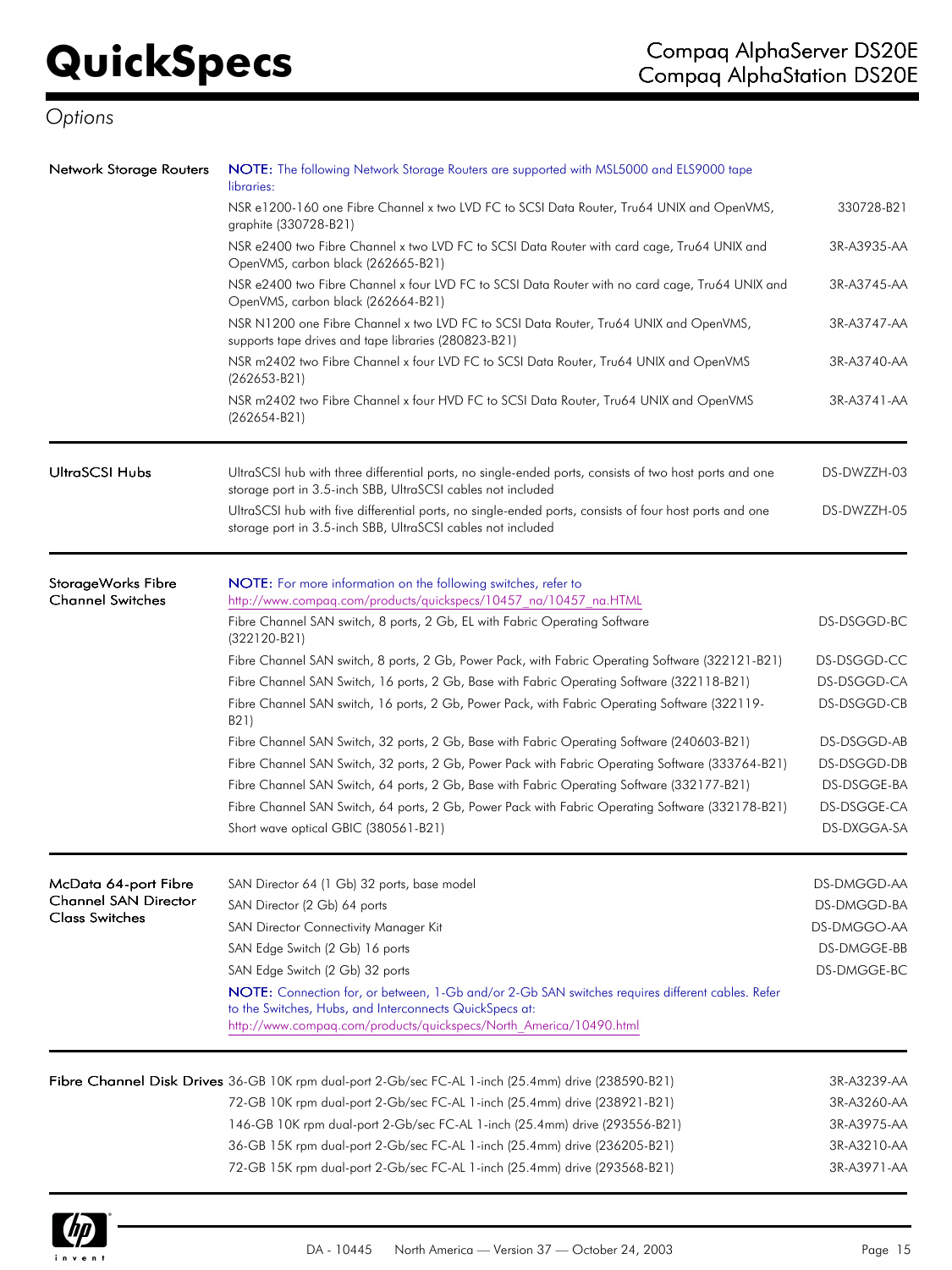## Options

| | | |
|---|---|---|
| **Network Storage Routers** | **NOTE:** The following Network Storage Routers are supported with MSL5000 and ELS9000 tape libraries: | |
| | NSR e1200-160 one Fibre Channel x two LVD FC to SCSI Data Router, Tru64 UNIX and OpenVMS, graphite (330728-B21) | 330728-B21 |
| | NSR e2400 two Fibre Channel x two LVD FC to SCSI Data Router with card cage, Tru64 UNIX and OpenVMS, carbon black (262665-B21) | 3R-A3935-AA |
| | NSR e2400 two Fibre Channel x four LVD FC to SCSI Data Router with no card cage, Tru64 UNIX and OpenVMS, carbon black (262664-B21) | 3R-A3745-AA |
| | NSR N1200 one Fibre Channel x two LVD FC to SCSI Data Router, Tru64 UNIX and OpenVMS, supports tape drives and tape libraries (280823-B21) | 3R-A3747-AA |
| | NSR m2402 two Fibre Channel x four LVD FC to SCSI Data Router, Tru64 UNIX and OpenVMS (262653-B21) | 3R-A3740-AA |
| | NSR m2402 two Fibre Channel x four HVD FC to SCSI Data Router, Tru64 UNIX and OpenVMS (262654-B21) | 3R-A3741-AA |
| **UltraSCSI Hubs** | UltraSCSI hub with three differential ports, no single-ended ports, consists of two host ports and one storage port in 3.5-inch SBB, UltraSCSI cables not included | DS-DWZZH-03 |
| | UltraSCSI hub with five differential ports, no single-ended ports, consists of four host ports and one storage port in 3.5-inch SBB, UltraSCSI cables not included | DS-DWZZH-05 |
| **StorageWorks Fibre Channel Switches** | **NOTE:** For more information on the following switches, refer to http://www.compaq.com/products/quickspecs/10457_na/10457_na.HTML | |
| | Fibre Channel SAN switch, 8 ports, 2 Gb, EL with Fabric Operating Software (322120-B21) | DS-DSGGD-BC |
| | Fibre Channel SAN switch, 8 ports, 2 Gb, Power Pack, with Fabric Operating Software (322121-B21) | DS-DSGGD-CC |
| | Fibre Channel SAN Switch, 16 ports, 2 Gb, Base with Fabric Operating Software (322118-B21) | DS-DSGGD-CA |
| | Fibre Channel SAN switch, 16 ports, 2 Gb, Power Pack, with Fabric Operating Software (322119-B21) | DS-DSGGD-CB |
| | Fibre Channel SAN Switch, 32 ports, 2 Gb, Base with Fabric Operating Software (240603-B21) | DS-DSGGD-AB |
| | Fibre Channel SAN Switch, 32 ports, 2 Gb, Power Pack with Fabric Operating Software (333764-B21) | DS-DSGGD-DB |
| | Fibre Channel SAN Switch, 64 ports, 2 Gb, Base with Fabric Operating Software (332177-B21) | DS-DSGGE-BA |
| | Fibre Channel SAN Switch, 64 ports, 2 Gb, Power Pack with Fabric Operating Software (332178-B21) | DS-DSGGE-CA |
| | Short wave optical GBIC (380561-B21) | DS-DXGGA-SA |
| **McData 64-port Fibre Channel SAN Director Class Switches** | SAN Director 64 (1 Gb) 32 ports, base model | DS-DMGGD-AA |
| | SAN Director (2 Gb) 64 ports | DS-DMGGD-BA |
| | SAN Director Connectivity Manager Kit | DS-DMGGO-AA |
| | SAN Edge Switch (2 Gb) 16 ports | DS-DMGGE-BB |
| | SAN Edge Switch (2 Gb) 32 ports | DS-DMGGE-BC |
| | **NOTE:** Connection for, or between, 1-Gb and/or 2-Gb SAN switches requires different cables. Refer to the Switches, Hubs, and Interconnects QuickSpecs at: http://www.compaq.com/products/quickspecs/North_America/10490.html | |
| **Fibre Channel Disk Drives** | 36-GB 10K rpm dual-port 2-Gb/sec FC-AL 1-inch (25.4mm) drive (238590-B21) | 3R-A3239-AA |
| | 72-GB 10K rpm dual-port 2-Gb/sec FC-AL 1-inch (25.4mm) drive (238921-B21) | 3R-A3260-AA |
| | 146-GB 10K rpm dual-port 2-Gb/sec FC-AL 1-inch (25.4mm) drive (293556-B21) | 3R-A3975-AA |
| | 36-GB 15K rpm dual-port 2-Gb/sec FC-AL 1-inch (25.4mm) drive (236205-B21) | 3R-A3210-AA |
| | 72-GB 15K rpm dual-port 2-Gb/sec FC-AL 1-inch (25.4mm) drive (293568-B21) | 3R-A3971-AA |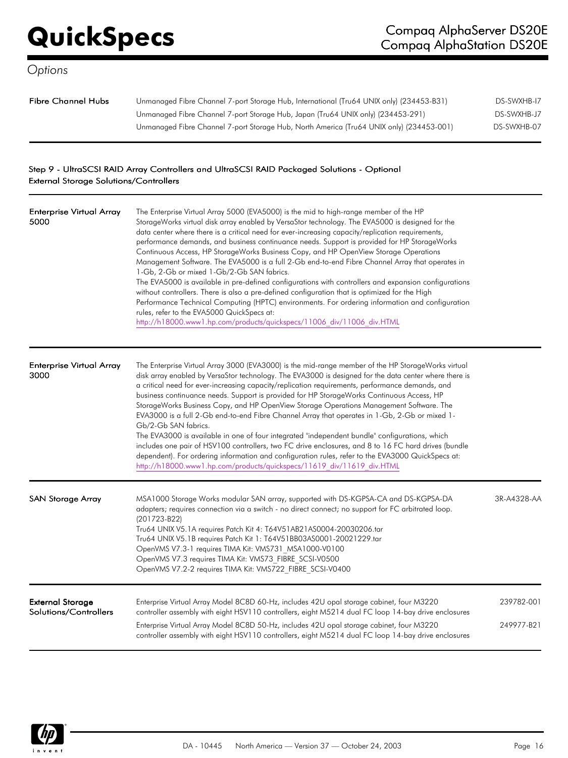## Options

| | | |
|---|---|---|
| **Fibre Channel Hubs** | Unmanaged Fibre Channel 7-port Storage Hub, International (Tru64 UNIX only) (234453-B31) | DS-SWXHB-I7 |
| | Unmanaged Fibre Channel 7-port Storage Hub, Japan (Tru64 UNIX only) (234453-291) | DS-SWXHB-J7 |
| | Unmanaged Fibre Channel 7-port Storage Hub, North America (Tru64 UNIX only) (234453-001) | DS-SWXHB-07 |

### Step 9 - UltraSCSI RAID Array Controllers and UltraSCSI RAID Packaged Solutions - Optional External Storage Solutions/Controllers

| | | |
|---|---|---|
| **Enterprise Virtual Array 5000** | The Enterprise Virtual Array 5000 (EVA5000) is the mid to high-range member of the HP StorageWorks virtual disk array enabled by VersaStor technology. The EVA5000 is designed for the data center where there is a critical need for ever-increasing capacity/replication requirements, performance demands, and business continuance needs. Support is provided for HP StorageWorks Continuous Access, HP StorageWorks Business Copy, and HP OpenView Storage Operations Management Software. The EVA5000 is a full 2-Gb end-to-end Fibre Channel Array that operates in 1-Gb, 2-Gb or mixed 1-Gb/2-Gb SAN fabrics.<br>The EVA5000 is available in pre-defined configurations with controllers and expansion configurations without controllers. There is also a pre-defined configuration that is optimized for the High Performance Technical Computing (HPTC) environments. For ordering information and configuration rules, refer to the EVA5000 QuickSpecs at:<br>http://h18000.www1.hp.com/products/quickspecs/11006_div/11006_div.HTML | |
| **Enterprise Virtual Array 3000** | The Enterprise Virtual Array 3000 (EVA3000) is the mid-range member of the HP StorageWorks virtual disk array enabled by VersaStor technology. The EVA3000 is designed for the data center where there is a critical need for ever-increasing capacity/replication requirements, performance demands, and business continuance needs. Support is provided for HP StorageWorks Continuous Access, HP StorageWorks Business Copy, and HP OpenView Storage Operations Management Software. The EVA3000 is a full 2-Gb end-to-end Fibre Channel Array that operates in 1-Gb, 2-Gb or mixed 1-Gb/2-Gb SAN fabrics.<br>The EVA3000 is available in one of four integrated "independent bundle" configurations, which includes one pair of HSV100 controllers, two FC drive enclosures, and 8 to 16 FC hard drives (bundle dependent). For ordering information and configuration rules, refer to the EVA3000 QuickSpecs at:<br>http://h18000.www1.hp.com/products/quickspecs/11619_div/11619_div.HTML | |
| **SAN Storage Array** | MSA1000 Storage Works modular SAN array, supported with DS-KGPSA-CA and DS-KGPSA-DA adapters; requires connection via a switch - no direct connect; no support for FC arbitrated loop. (201723-B22)<br>Tru64 UNIX V5.1A requires Patch Kit 4: T64V51AB21AS0004-20030206.tar<br>Tru64 UNIX V5.1B requires Patch Kit 1: T64V51BB03AS0001-20021229.tar<br>OpenVMS V7.3-1 requires TIMA Kit: VMS731_MSA1000-V0100<br>OpenVMS V7.3 requires TIMA Kit: VMS73_FIBRE_SCSI-V0500<br>OpenVMS V7.2-2 requires TIMA Kit: VMS722_FIBRE_SCSI-V0400 | 3R-A4328-AA |
| **External Storage Solutions/Controllers** | Enterprise Virtual Array Model 8C8D 60-Hz, includes 42U opal storage cabinet, four M3220 controller assembly with eight HSV110 controllers, eight M5214 dual FC loop 14-bay drive enclosures | 239782-001 |
| | Enterprise Virtual Array Model 8C8D 50-Hz, includes 42U opal storage cabinet, four M3220 controller assembly with eight HSV110 controllers, eight M5214 dual FC loop 14-bay drive enclosures | 249977-B21 |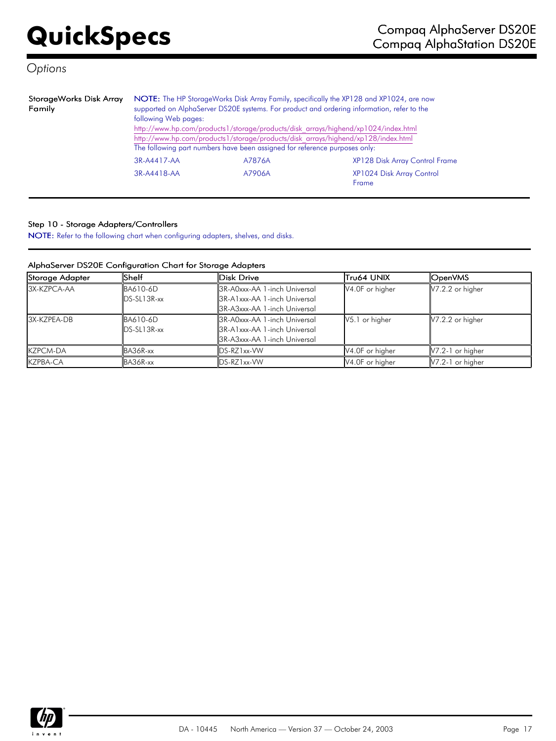*Options*

**StorageWorks Disk Array Family**

**NOTE:** The HP StorageWorks Disk Array Family, specifically the XP128 and XP1024, are now supported on AlphaServer DS20E systems. For product and ordering information, refer to the following Web pages:

http://www.hp.com/products1/storage/products/disk_arrays/highend/xp1024/index.html

http://www.hp.com/products1/storage/products/disk_arrays/highend/xp128/index.html

The following part numbers have been assigned for reference purposes only:

| | | |
|---|---|---|
| 3R-A4417-AA | A7876A | XP128 Disk Array Control Frame |
| 3R-A4418-AA | A7906A | XP1024 Disk Array Control Frame |

### Step 10 - Storage Adapters/Controllers

**NOTE:** Refer to the following chart when configuring adapters, shelves, and disks.

**AlphaServer DS20E Configuration Chart for Storage Adapters**

| Storage Adapter | Shelf | Disk Drive | Tru64 UNIX | OpenVMS |
|---|---|---|---|---|
| 3X-KZPCA-AA | BA610-6D<br>DS-SL13R-xx | 3R-A0xxx-AA 1-inch Universal<br>3R-A1xxx-AA 1-inch Universal<br>3R-A3xxx-AA 1-inch Universal | V4.0F or higher | V7.2.2 or higher |
| 3X-KZPEA-DB | BA610-6D<br>DS-SL13R-xx | 3R-A0xxx-AA 1-inch Universal<br>3R-A1xxx-AA 1-inch Universal<br>3R-A3xxx-AA 1-inch Universal | V5.1 or higher | V7.2.2 or higher |
| KZPCM-DA | BA36R-xx | DS-RZ1xx-VW | V4.0F or higher | V7.2-1 or higher |
| KZPBA-CA | BA36R-xx | DS-RZ1xx-VW | V4.0F or higher | V7.2-1 or higher |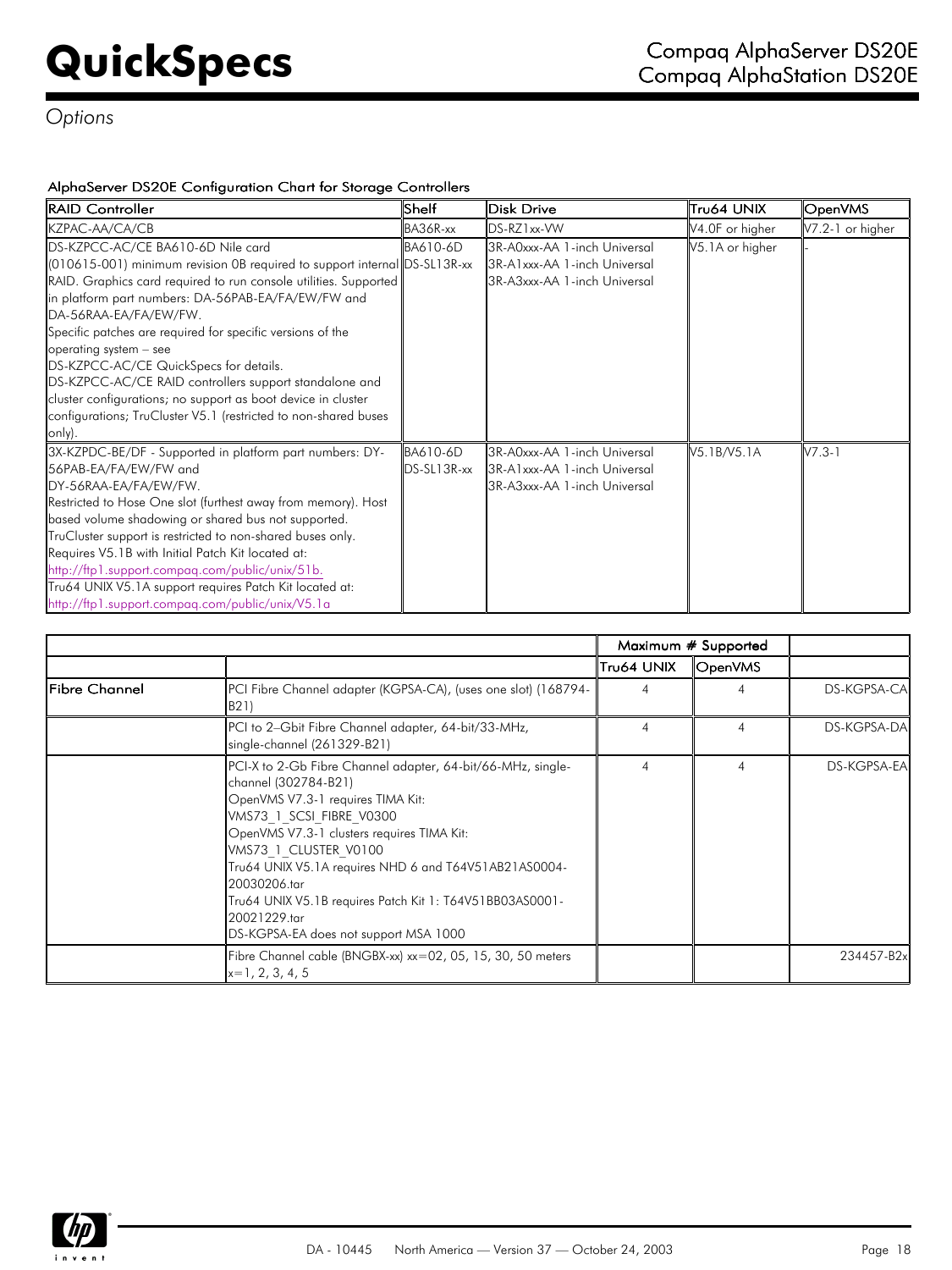# Options

### AlphaServer DS20E Configuration Chart for Storage Controllers

| RAID Controller | Shelf | Disk Drive | Tru64 UNIX | OpenVMS |
|---|---|---|---|---|
| KZPAC-AA/CA/CB | BA36R-xx | DS-RZ1xx-VW | V4.0F or higher | V7.2-1 or higher |
| DS-KZPCC-AC/CE BA610-6D Nile card (010615-001) minimum revision 0B required to support internal RAID. Graphics card required to run console utilities. Supported in platform part numbers: DA-56PAB-EA/FA/EW/FW and DA-56RAA-EA/FA/EW/FW.<br>Specific patches are required for specific versions of the operating system – see DS-KZPCC-AC/CE QuickSpecs for details.<br>DS-KZPCC-AC/CE RAID controllers support standalone and cluster configurations; no support as boot device in cluster configurations; TruCluster V5.1 (restricted to non-shared buses only). | BA610-6D<br>DS-SL13R-xx | 3R-A0xxx-AA 1-inch Universal<br>3R-A1xxx-AA 1-inch Universal<br>3R-A3xxx-AA 1-inch Universal | V5.1A or higher | - |
| 3X-KZPDC-BE/DF - Supported in platform part numbers: DY-56PAB-EA/FA/EW/FW and DY-56RAA-EA/FA/EW/FW.<br>Restricted to Hose One slot (furthest away from memory). Host based volume shadowing or shared bus not supported.<br>TruCluster support is restricted to non-shared buses only.<br>Requires V5.1B with Initial Patch Kit located at: http://ftp1.support.compaq.com/public/unix/51b.<br>Tru64 UNIX V5.1A support requires Patch Kit located at: http://ftp1.support.compaq.com/public/unix/V5.1a | BA610-6D<br>DS-SL13R-xx | 3R-A0xxx-AA 1-inch Universal<br>3R-A1xxx-AA 1-inch Universal<br>3R-A3xxx-AA 1-inch Universal | V5.1B/V5.1A | V7.3-1 |

| | | Maximum # Supported | | |
|---|---|---|---|---|
| | | Tru64 UNIX | OpenVMS | |
| Fibre Channel | PCI Fibre Channel adapter (KGPSA-CA), (uses one slot) (168794-B21) | 4 | 4 | DS-KGPSA-CA |
| | PCI to 2–Gbit Fibre Channel adapter, 64-bit/33-MHz, single-channel (261329-B21) | 4 | 4 | DS-KGPSA-DA |
| | PCI-X to 2-Gb Fibre Channel adapter, 64-bit/66-MHz, single-channel (302784-B21)<br>OpenVMS V7.3-1 requires TIMA Kit: VMS73_1_SCSI_FIBRE_V0300<br>OpenVMS V7.3-1 clusters requires TIMA Kit: VMS73_1_CLUSTER_V0100<br>Tru64 UNIX V5.1A requires NHD 6 and T64V51AB21AS0004-20030206.tar<br>Tru64 UNIX V5.1B requires Patch Kit 1: T64V51BB03AS0001-20021229.tar<br>DS-KGPSA-EA does not support MSA 1000 | 4 | 4 | DS-KGPSA-EA |
| | Fibre Channel cable (BNGBX-xx) xx=02, 05, 15, 30, 50 meters x=1, 2, 3, 4, 5 | | | 234457-B2x |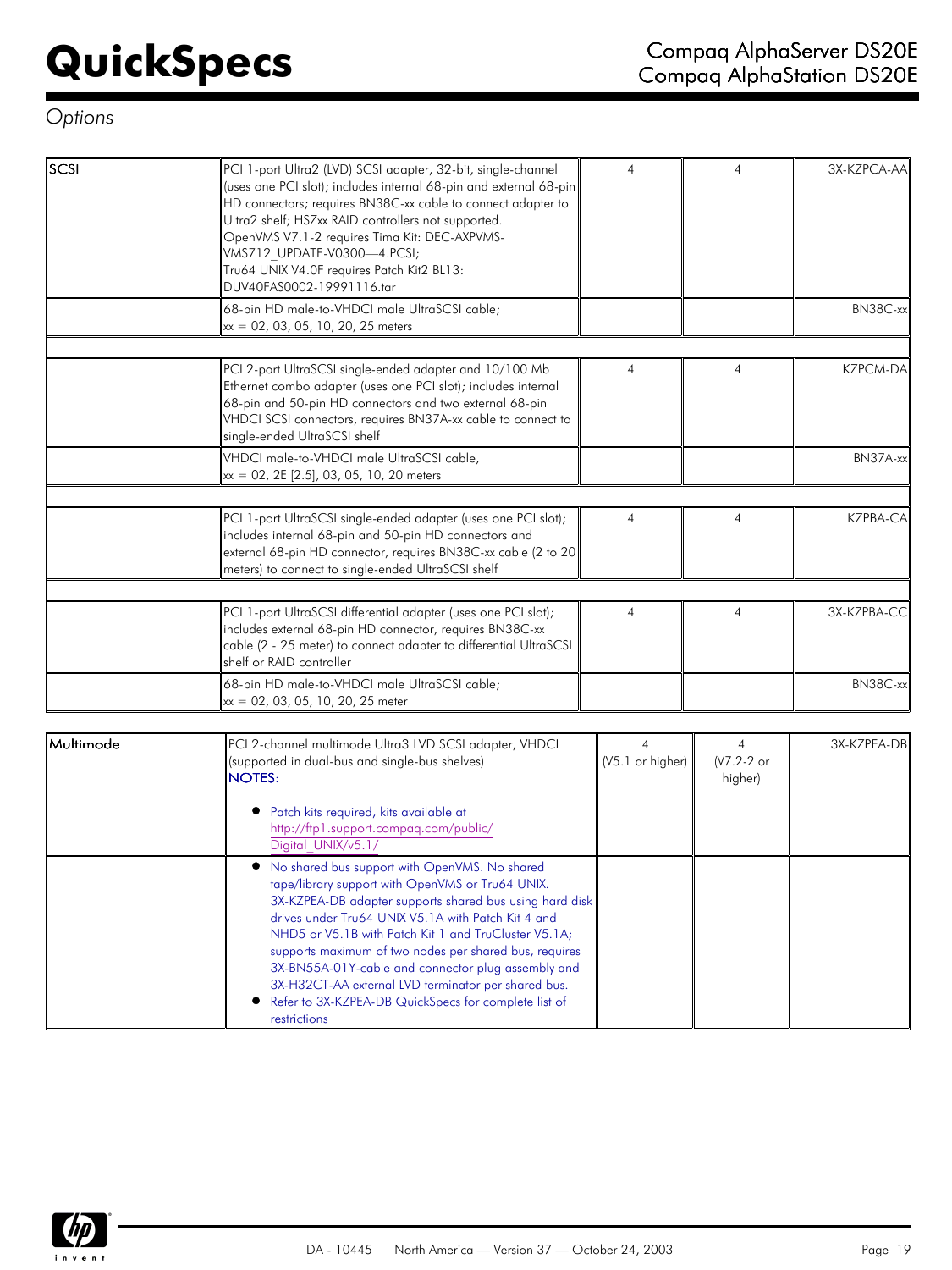## Options

| | | | | |
|---|---|---|---|---|
| SCSI | PCI 1-port Ultra2 (LVD) SCSI adapter, 32-bit, single-channel (uses one PCI slot); includes internal 68-pin and external 68-pin HD connectors; requires BN38C-xx cable to connect adapter to Ultra2 shelf; HSZxx RAID controllers not supported. OpenVMS V7.1-2 requires Tima Kit: DEC-AXPVMS-VMS712_UPDATE-V0300—4.PCSI; Tru64 UNIX V4.0F requires Patch Kit2 BL13: DUV40FAS0002-19991116.tar | 4 | 4 | 3X-KZPCA-AA |
| | 68-pin HD male-to-VHDCI male UltraSCSI cable; xx = 02, 03, 05, 10, 20, 25 meters | | | BN38C-xx |
| | | | | |
| | PCI 2-port UltraSCSI single-ended adapter and 10/100 Mb Ethernet combo adapter (uses one PCI slot); includes internal 68-pin and 50-pin HD connectors and two external 68-pin VHDCI SCSI connectors, requires BN37A-xx cable to connect to single-ended UltraSCSI shelf | 4 | 4 | KZPCM-DA |
| | VHDCI male-to-VHDCI male UltraSCSI cable, xx = 02, 2E [2.5], 03, 05, 10, 20 meters | | | BN37A-xx |
| | | | | |
| | PCI 1-port UltraSCSI single-ended adapter (uses one PCI slot); includes internal 68-pin and 50-pin HD connectors and external 68-pin HD connector, requires BN38C-xx cable (2 to 20 meters) to connect to single-ended UltraSCSI shelf | 4 | 4 | KZPBA-CA |
| | | | | |
| | PCI 1-port UltraSCSI differential adapter (uses one PCI slot); includes external 68-pin HD connector, requires BN38C-xx cable (2 - 25 meter) to connect adapter to differential UltraSCSI shelf or RAID controller | 4 | 4 | 3X-KZPBA-CC |
| | 68-pin HD male-to-VHDCI male UltraSCSI cable; xx = 02, 03, 05, 10, 20, 25 meter | | | BN38C-xx |

| | | | | |
|---|---|---|---|---|
| Multimode | PCI 2-channel multimode Ultra3 LVD SCSI adapter, VHDCI (supported in dual-bus and single-bus shelves)<br>**NOTES**:<br>• Patch kits required, kits available at http://ftp1.support.compaq.com/public/Digital_UNIX/v5.1/ | 4 (V5.1 or higher) | 4 (V7.2-2 or higher) | 3X-KZPEA-DB |
| | • No shared bus support with OpenVMS. No shared tape/library support with OpenVMS or Tru64 UNIX. 3X-KZPEA-DB adapter supports shared bus using hard disk drives under Tru64 UNIX V5.1A with Patch Kit 4 and NHD5 or V5.1B with Patch Kit 1 and TruCluster V5.1A; supports maximum of two nodes per shared bus, requires 3X-BN55A-01Y-cable and connector plug assembly and 3X-H32CT-AA external LVD terminator per shared bus.<br>• Refer to 3X-KZPEA-DB QuickSpecs for complete list of restrictions | | | |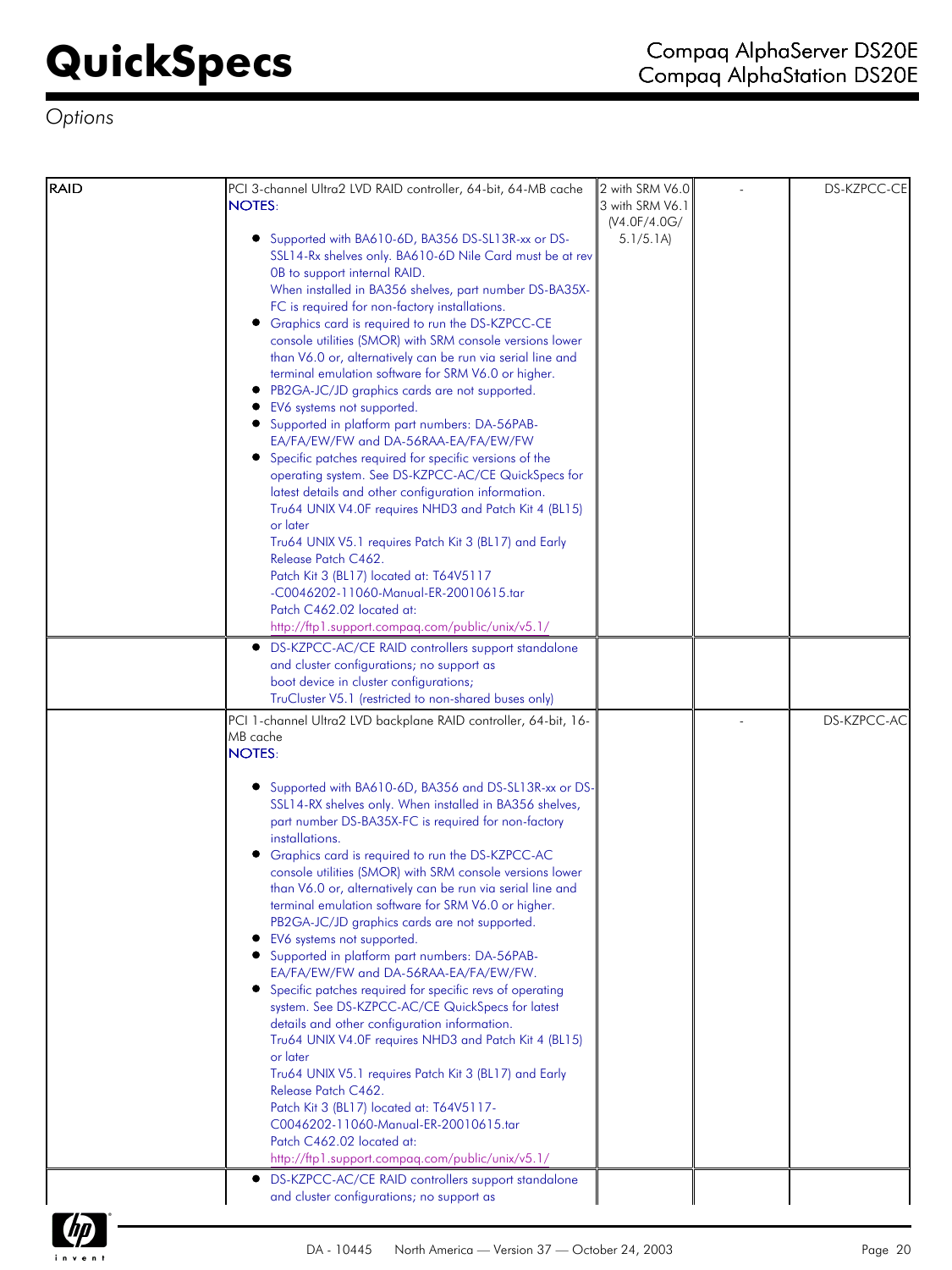*Options*

| | | | | |
|---|---|---|---|---|
| RAID | PCI 3-channel Ultra2 LVD RAID controller, 64-bit, 64-MB cache<br>NOTES:<br>● Supported with BA610-6D, BA356 DS-SL13R-xx or DS-SSL14-Rx shelves only. BA610-6D Nile Card must be at rev 0B to support internal RAID. When installed in BA356 shelves, part number DS-BA35X-FC is required for non-factory installations.<br>● Graphics card is required to run the DS-KZPCC-CE console utilities (SMOR) with SRM console versions lower than V6.0 or, alternatively can be run via serial line and terminal emulation software for SRM V6.0 or higher.<br>● PB2GA-JC/JD graphics cards are not supported.<br>● EV6 systems not supported.<br>● Supported in platform part numbers: DA-56PAB-EA/FA/EW/FW and DA-56RAA-EA/FA/EW/FW<br>● Specific patches required for specific versions of the operating system. See DS-KZPCC-AC/CE QuickSpecs for latest details and other configuration information. Tru64 UNIX V4.0F requires NHD3 and Patch Kit 4 (BL15) or later Tru64 UNIX V5.1 requires Patch Kit 3 (BL17) and Early Release Patch C462. Patch Kit 3 (BL17) located at: T64V5117-C0046202-11060-Manual-ER-20010615.tar Patch C462.02 located at: http://ftp1.support.compaq.com/public/unix/v5.1/ | 2 with SRM V6.0<br>3 with SRM V6.1<br>(V4.0F/4.0G/ 5.1/5.1A) | - | DS-KZPCC-CE |
| | ● DS-KZPCC-AC/CE RAID controllers support standalone and cluster configurations; no support as boot device in cluster configurations; TruCluster V5.1 (restricted to non-shared buses only) | | | |
| | PCI 1-channel Ultra2 LVD backplane RAID controller, 64-bit, 16-MB cache<br>NOTES:<br>● Supported with BA610-6D, BA356 and DS-SL13R-xx or DS-SSL14-RX shelves only. When installed in BA356 shelves, part number DS-BA35X-FC is required for non-factory installations.<br>● Graphics card is required to run the DS-KZPCC-AC console utilities (SMOR) with SRM console versions lower than V6.0 or, alternatively can be run via serial line and terminal emulation software for SRM V6.0 or higher. PB2GA-JC/JD graphics cards are not supported.<br>● EV6 systems not supported.<br>● Supported in platform part numbers: DA-56PAB-EA/FA/EW/FW and DA-56RAA-EA/FA/EW/FW.<br>● Specific patches required for specific revs of operating system. See DS-KZPCC-AC/CE QuickSpecs for latest details and other configuration information. Tru64 UNIX V4.0F requires NHD3 and Patch Kit 4 (BL15) or later Tru64 UNIX V5.1 requires Patch Kit 3 (BL17) and Early Release Patch C462. Patch Kit 3 (BL17) located at: T64V5117-C0046202-11060-Manual-ER-20010615.tar Patch C462.02 located at: http://ftp1.support.compaq.com/public/unix/v5.1/ | | - | DS-KZPCC-AC |
| | ● DS-KZPCC-AC/CE RAID controllers support standalone and cluster configurations; no support as | | | |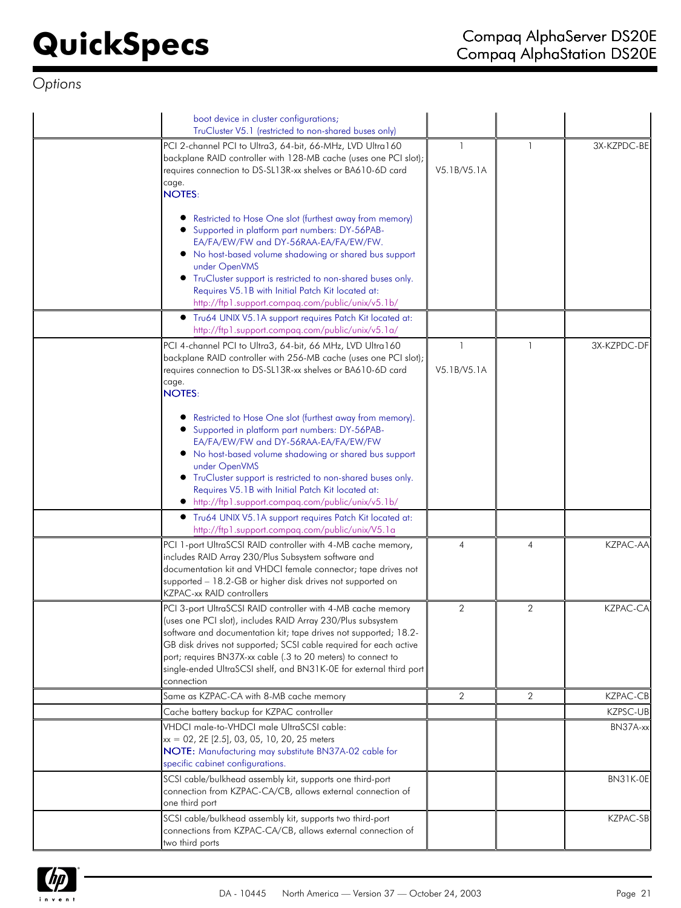## Options

| | | | | |
|---|---|---|---|---|
| | boot device in cluster configurations; TruCluster V5.1 (restricted to non-shared buses only) | | | |
| | PCI 2-channel PCI to Ultra3, 64-bit, 66-MHz, LVD Ultra160 backplane RAID controller with 128-MB cache (uses one PCI slot); requires connection to DS-SL13R-xx shelves or BA610-6D card cage.<br>**NOTES**:<br>• Restricted to Hose One slot (furthest away from memory)<br>• Supported in platform part numbers: DY-56PAB-EA/FA/EW/FW and DY-56RAA-EA/FA/EW/FW.<br>• No host-based volume shadowing or shared bus support under OpenVMS<br>• TruCluster support is restricted to non-shared buses only. Requires V5.1B with Initial Patch Kit located at: http://ftp1.support.compaq.com/public/unix/v5.1b/ | 1<br><br>V5.1B/V5.1A | 1 | 3X-KZPDC-BE |
| | • Tru64 UNIX V5.1A support requires Patch Kit located at: http://ftp1.support.compaq.com/public/unix/v5.1a/ | | | |
| | PCI 4-channel PCI to Ultra3, 64-bit, 66 MHz, LVD Ultra160 backplane RAID controller with 256-MB cache (uses one PCI slot); requires connection to DS-SL13R-xx shelves or BA610-6D card cage.<br>**NOTES**:<br>• Restricted to Hose One slot (furthest away from memory).<br>• Supported in platform part numbers: DY-56PAB-EA/FA/EW/FW and DY-56RAA-EA/FA/EW/FW<br>• No host-based volume shadowing or shared bus support under OpenVMS<br>• TruCluster support is restricted to non-shared buses only. Requires V5.1B with Initial Patch Kit located at:<br>• http://ftp1.support.compaq.com/public/unix/v5.1b/ | 1<br><br>V5.1B/V5.1A | 1 | 3X-KZPDC-DF |
| | • Tru64 UNIX V5.1A support requires Patch Kit located at: http://ftp1.support.compaq.com/public/unix/V5.1a | | | |
| | PCI 1-port UltraSCSI RAID controller with 4-MB cache memory, includes RAID Array 230/Plus Subsystem software and documentation kit and VHDCI female connector; tape drives not supported – 18.2-GB or higher disk drives not supported on KZPAC-xx RAID controllers | 4 | 4 | KZPAC-AA |
| | PCI 3-port UltraSCSI RAID controller with 4-MB cache memory (uses one PCI slot), includes RAID Array 230/Plus subsystem software and documentation kit; tape drives not supported; 18.2-GB disk drives not supported; SCSI cable required for each active port; requires BN37X-xx cable (.3 to 20 meters) to connect to single-ended UltraSCSI shelf, and BN31K-0E for external third port connection | 2 | 2 | KZPAC-CA |
| | Same as KZPAC-CA with 8-MB cache memory | 2 | 2 | KZPAC-CB |
| | Cache battery backup for KZPAC controller | | | KZPSC-UB |
| | VHDCI male-to-VHDCI male UltraSCSI cable:<br>xx = 02, 2E [2.5], 03, 05, 10, 20, 25 meters<br>**NOTE:** Manufacturing may substitute BN37A-02 cable for specific cabinet configurations. | | | BN37A-xx |
| | SCSI cable/bulkhead assembly kit, supports one third-port connection from KZPAC-CA/CB, allows external connection of one third port | | | BN31K-0E |
| | SCSI cable/bulkhead assembly kit, supports two third-port connections from KZPAC-CA/CB, allows external connection of two third ports | | | KZPAC-SB |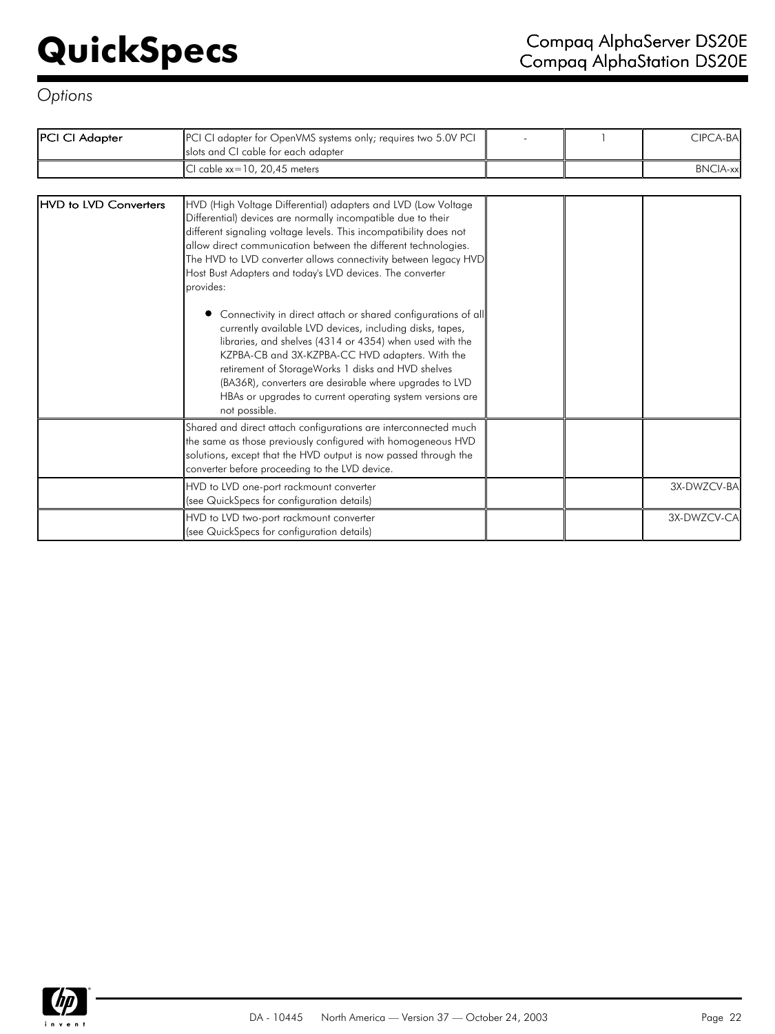## Options

| | | | | |
|---|---|---|---|---|
| **PCI CI Adapter** | PCI CI adapter for OpenVMS systems only; requires two 5.0V PCI slots and CI cable for each adapter | - | 1 | CIPCA-BA |
| | CI cable xx=10, 20,45 meters | | | BNCIA-xx |

| | | | | |
|---|---|---|---|---|
| **HVD to LVD Converters** | HVD (High Voltage Differential) adapters and LVD (Low Voltage Differential) devices are normally incompatible due to their different signaling voltage levels. This incompatibility does not allow direct communication between the different technologies. The HVD to LVD converter allows connectivity between legacy HVD Host Bust Adapters and today's LVD devices. The converter provides:<br><br>• Connectivity in direct attach or shared configurations of all currently available LVD devices, including disks, tapes, libraries, and shelves (4314 or 4354) when used with the KZPBA-CB and 3X-KZPBA-CC HVD adapters. With the retirement of StorageWorks 1 disks and HVD shelves (BA36R), converters are desirable where upgrades to LVD HBAs or upgrades to current operating system versions are not possible. | | | |
| | Shared and direct attach configurations are interconnected much the same as those previously configured with homogeneous HVD solutions, except that the HVD output is now passed through the converter before proceeding to the LVD device. | | | |
| | HVD to LVD one-port rackmount converter (see QuickSpecs for configuration details) | | | 3X-DWZCV-BA |
| | HVD to LVD two-port rackmount converter (see QuickSpecs for configuration details) | | | 3X-DWZCV-CA |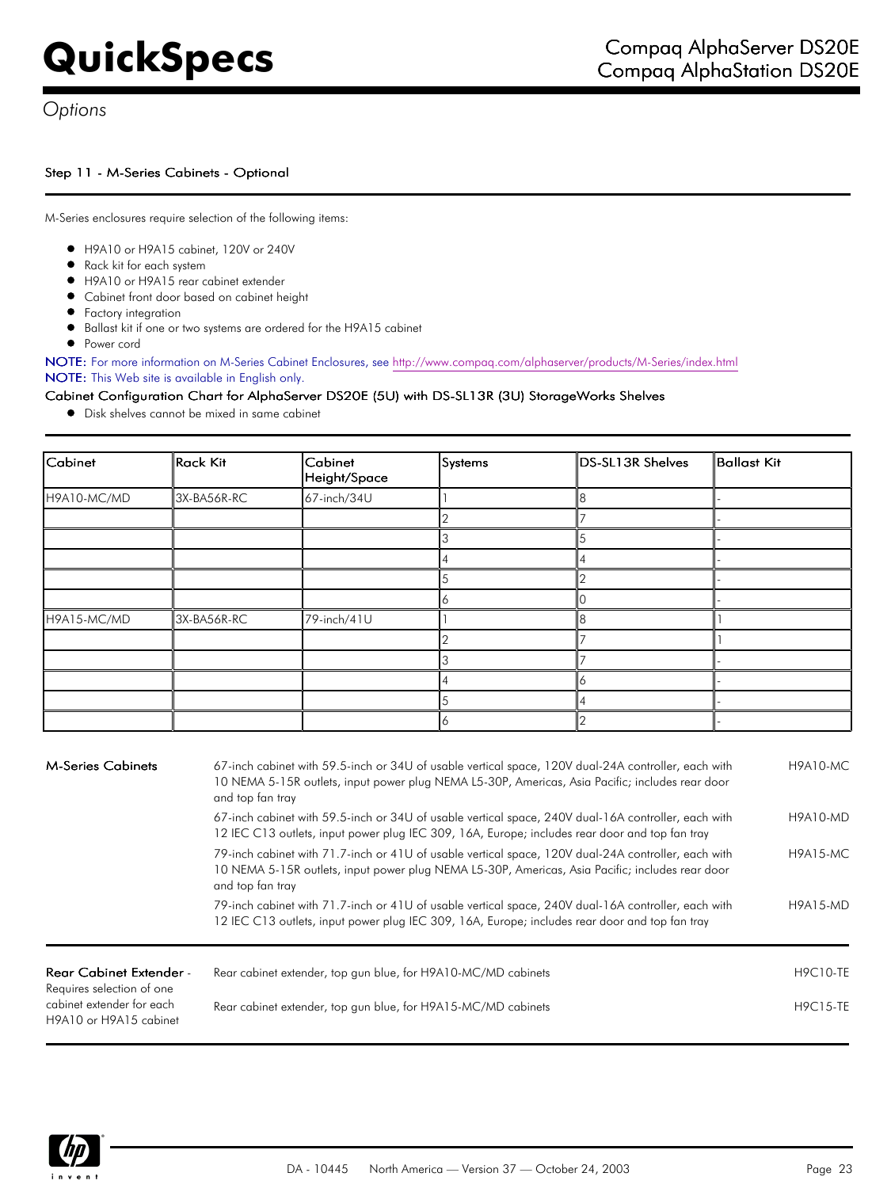## Options

### Step 11 - M-Series Cabinets - Optional

M-Series enclosures require selection of the following items:

- H9A10 or H9A15 cabinet, 120V or 240V
- Rack kit for each system
- H9A10 or H9A15 rear cabinet extender
- Cabinet front door based on cabinet height
- Factory integration
- Ballast kit if one or two systems are ordered for the H9A15 cabinet
- Power cord

**NOTE:** For more information on M-Series Cabinet Enclosures, see http://www.compaq.com/alphaserver/products/M-Series/index.html

**NOTE:** This Web site is available in English only.

#### Cabinet Configuration Chart for AlphaServer DS20E (5U) with DS-SL13R (3U) StorageWorks Shelves

- Disk shelves cannot be mixed in same cabinet

| Cabinet | Rack Kit | Cabinet Height/Space | Systems | DS-SL13R Shelves | Ballast Kit |
|---|---|---|---|---|---|
| H9A10-MC/MD | 3X-BA56R-RC | 67-inch/34U | 1 | 8 | - |
| | | | 2 | 7 | - |
| | | | 3 | 5 | - |
| | | | 4 | 4 | - |
| | | | 5 | 2 | - |
| | | | 6 | 0 | - |
| H9A15-MC/MD | 3X-BA56R-RC | 79-inch/41U | 1 | 8 | 1 |
| | | | 2 | 7 | 1 |
| | | | 3 | 7 | - |
| | | | 4 | 6 | - |
| | | | 5 | 4 | - |
| | | | 6 | 2 | - |

| | | |
|---|---|---|
| **M-Series Cabinets** | 67-inch cabinet with 59.5-inch or 34U of usable vertical space, 120V dual-24A controller, each with 10 NEMA 5-15R outlets, input power plug NEMA L5-30P, Americas, Asia Pacific; includes rear door and top fan tray | H9A10-MC |
| | 67-inch cabinet with 59.5-inch or 34U of usable vertical space, 240V dual-16A controller, each with 12 IEC C13 outlets, input power plug IEC 309, 16A, Europe; includes rear door and top fan tray | H9A10-MD |
| | 79-inch cabinet with 71.7-inch or 41U of usable vertical space, 120V dual-24A controller, each with 10 NEMA 5-15R outlets, input power plug NEMA L5-30P, Americas, Asia Pacific; includes rear door and top fan tray | H9A15-MC |
| | 79-inch cabinet with 71.7-inch or 41U of usable vertical space, 240V dual-16A controller, each with 12 IEC C13 outlets, input power plug IEC 309, 16A, Europe; includes rear door and top fan tray | H9A15-MD |
| **Rear Cabinet Extender** - Requires selection of one cabinet extender for each H9A10 or H9A15 cabinet | Rear cabinet extender, top gun blue, for H9A10-MC/MD cabinets | H9C10-TE |
| | Rear cabinet extender, top gun blue, for H9A15-MC/MD cabinets | H9C15-TE |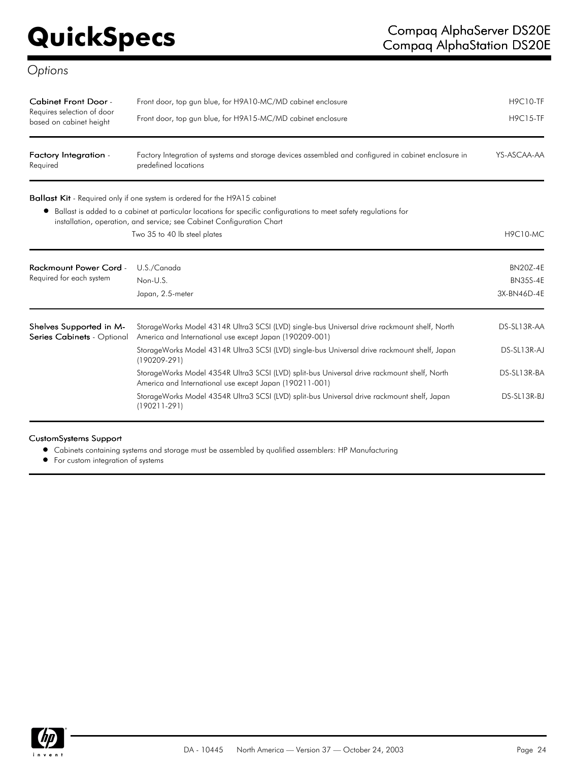## Options

| | | |
|---|---|---|
| **Cabinet Front Door** - Requires selection of door based on cabinet height | Front door, top gun blue, for H9A10-MC/MD cabinet enclosure | H9C10-TF |
| | Front door, top gun blue, for H9A15-MC/MD cabinet enclosure | H9C15-TF |

| | | |
|---|---|---|
| **Factory Integration** - Required | Factory Integration of systems and storage devices assembled and configured in cabinet enclosure in predefined locations | YS-ASCAA-AA |

**Ballast Kit** - Required only if one system is ordered for the H9A15 cabinet

- Ballast is added to a cabinet at particular locations for specific configurations to meet safety regulations for installation, operation, and service; see Cabinet Configuration Chart

| | |
|---|---|
| Two 35 to 40 lb steel plates | H9C10-MC |

| | | |
|---|---|---|
| **Rackmount Power Cord** - Required for each system | U.S./Canada | BN20Z-4E |
| | Non-U.S. | BN35S-4E |
| | Japan, 2.5-meter | 3X-BN46D-4E |

| | | |
|---|---|---|
| **Shelves Supported in M-Series Cabinets** - Optional | StorageWorks Model 4314R Ultra3 SCSI (LVD) single-bus Universal drive rackmount shelf, North America and International use except Japan (190209-001) | DS-SL13R-AA |
| | StorageWorks Model 4314R Ultra3 SCSI (LVD) single-bus Universal drive rackmount shelf, Japan (190209-291) | DS-SL13R-AJ |
| | StorageWorks Model 4354R Ultra3 SCSI (LVD) split-bus Universal drive rackmount shelf, North America and International use except Japan (190211-001) | DS-SL13R-BA |
| | StorageWorks Model 4354R Ultra3 SCSI (LVD) split-bus Universal drive rackmount shelf, Japan (190211-291) | DS-SL13R-BJ |

**CustomSystems Support**

- Cabinets containing systems and storage must be assembled by qualified assemblers: HP Manufacturing
- For custom integration of systems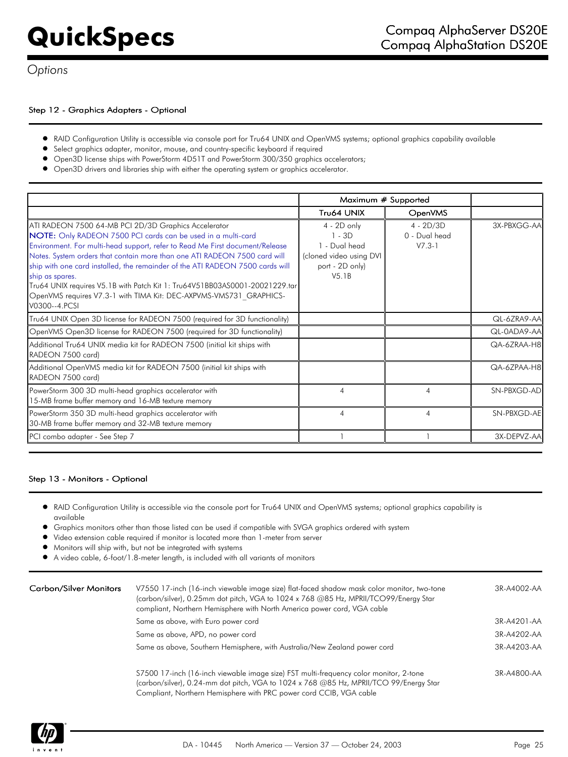## Options

### Step 12 - Graphics Adapters - Optional

- RAID Configuration Utility is accessible via console port for Tru64 UNIX and OpenVMS systems; optional graphics capability available
- Select graphics adapter, monitor, mouse, and country-specific keyboard if required
- Open3D license ships with PowerStorm 4D51T and PowerStorm 300/350 graphics accelerators;
- Open3D drivers and libraries ship with either the operating system or graphics accelerator.

| | Maximum # Supported | | |
|---|---|---|---|
| | Tru64 UNIX | OpenVMS | |
| ATI RADEON 7500 64-MB PCI 2D/3D Graphics Accelerator<br>**NOTE:** Only RADEON 7500 PCI cards can be used in a multi-card Environment. For multi-head support, refer to Read Me First document/Release Notes. System orders that contain more than one ATI RADEON 7500 card will ship with one card installed, the remainder of the ATI RADEON 7500 cards will ship as spares.<br>Tru64 UNIX requires V5.1B with Patch Kit 1: Tru64V51BB03AS0001-20021229.tar<br>OpenVMS requires V7.3-1 with TIMA Kit: DEC-AXPVMS-VMS731_GRAPHICS-V0300--4.PCSI | 4 - 2D only<br>1 - 3D<br>1 - Dual head (cloned video using DVI port - 2D only)<br>V5.1B | 4 - 2D/3D<br>0 - Dual head<br>V7.3-1 | 3X-PBXGG-AA |
| Tru64 UNIX Open 3D license for RADEON 7500 (required for 3D functionality) | | | QL-6ZRA9-AA |
| OpenVMS Open3D license for RADEON 7500 (required for 3D functionality) | | | QL-0ADA9-AA |
| Additional Tru64 UNIX media kit for RADEON 7500 (initial kit ships with RADEON 7500 card) | | | QA-6ZRAA-H8 |
| Additional OpenVMS media kit for RADEON 7500 (initial kit ships with RADEON 7500 card) | | | QA-6ZPAA-H8 |
| PowerStorm 300 3D multi-head graphics accelerator with 15-MB frame buffer memory and 16-MB texture memory | 4 | 4 | SN-PBXGD-AD |
| PowerStorm 350 3D multi-head graphics accelerator with 30-MB frame buffer memory and 32-MB texture memory | 4 | 4 | SN-PBXGD-AE |
| PCI combo adapter - See Step 7 | 1 | 1 | 3X-DEPVZ-AA |

### Step 13 - Monitors - Optional

- RAID Configuration Utility is accessible via the console port for Tru64 UNIX and OpenVMS systems; optional graphics capability is available
- Graphics monitors other than those listed can be used if compatible with SVGA graphics ordered with system
- Video extension cable required if monitor is located more than 1-meter from server
- Monitors will ship with, but not be integrated with systems
- A video cable, 6-foot/1.8-meter length, is included with all variants of monitors

| | | |
|---|---|---|
| **Carbon/Silver Monitors** | V7550 17-inch (16-inch viewable image size) flat-faced shadow mask color monitor, two-tone (carbon/silver), 0.25mm dot pitch, VGA to 1024 x 768 @85 Hz, MPRII/TCO99/Energy Star compliant, Northern Hemisphere with North America power cord, VGA cable | 3R-A4002-AA |
| | Same as above, with Euro power cord | 3R-A4201-AA |
| | Same as above, APD, no power cord | 3R-A4202-AA |
| | Same as above, Southern Hemisphere, with Australia/New Zealand power cord | 3R-A4203-AA |
| | S7500 17-inch (16-inch viewable image size) FST multi-frequency color monitor, 2-tone (carbon/silver), 0.24-mm dot pitch, VGA to 1024 x 768 @85 Hz, MPRII/TCO 99/Energy Star Compliant, Northern Hemisphere with PRC power cord CCIB, VGA cable | 3R-A4800-AA |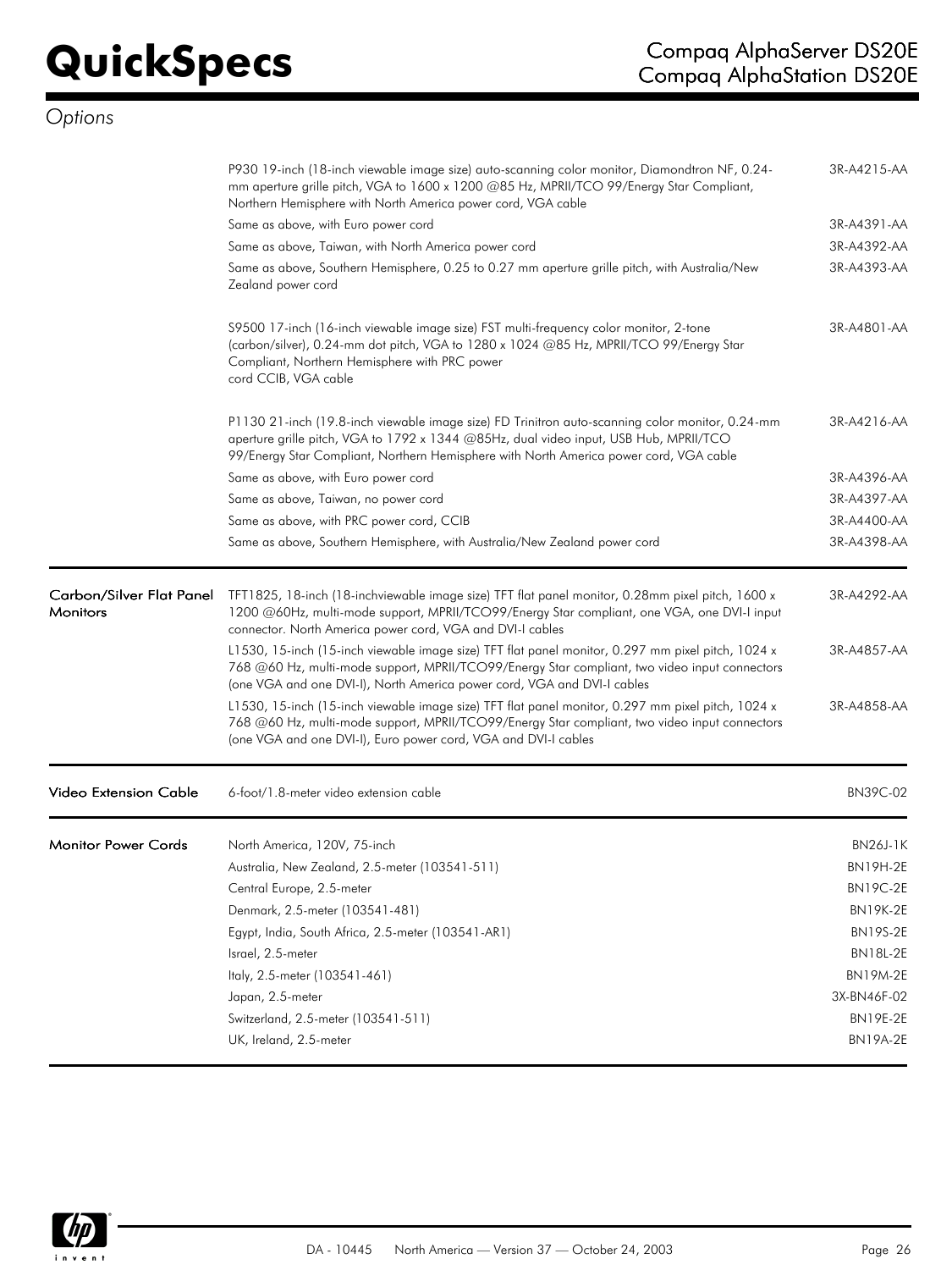## Options

| | | |
|---|---|---|
| | P930 19-inch (18-inch viewable image size) auto-scanning color monitor, Diamondtron NF, 0.24-mm aperture grille pitch, VGA to 1600 x 1200 @85 Hz, MPRII/TCO 99/Energy Star Compliant, Northern Hemisphere with North America power cord, VGA cable | 3R-A4215-AA |
| | Same as above, with Euro power cord | 3R-A4391-AA |
| | Same as above, Taiwan, with North America power cord | 3R-A4392-AA |
| | Same as above, Southern Hemisphere, 0.25 to 0.27 mm aperture grille pitch, with Australia/New Zealand power cord | 3R-A4393-AA |
| | S9500 17-inch (16-inch viewable image size) FST multi-frequency color monitor, 2-tone (carbon/silver), 0.24-mm dot pitch, VGA to 1280 x 1024 @85 Hz, MPRII/TCO 99/Energy Star Compliant, Northern Hemisphere with PRC power cord CCIB, VGA cable | 3R-A4801-AA |
| | P1130 21-inch (19.8-inch viewable image size) FD Trinitron auto-scanning color monitor, 0.24-mm aperture grille pitch, VGA to 1792 x 1344 @85Hz, dual video input, USB Hub, MPRII/TCO 99/Energy Star Compliant, Northern Hemisphere with North America power cord, VGA cable | 3R-A4216-AA |
| | Same as above, with Euro power cord | 3R-A4396-AA |
| | Same as above, Taiwan, no power cord | 3R-A4397-AA |
| | Same as above, with PRC power cord, CCIB | 3R-A4400-AA |
| | Same as above, Southern Hemisphere, with Australia/New Zealand power cord | 3R-A4398-AA |
| **Carbon/Silver Flat Panel Monitors** | TFT1825, 18-inch (18-inchviewable image size) TFT flat panel monitor, 0.28mm pixel pitch, 1600 x 1200 @60Hz, multi-mode support, MPRII/TCO99/Energy Star compliant, one VGA, one DVI-I input connector. North America power cord, VGA and DVI-I cables | 3R-A4292-AA |
| | L1530, 15-inch (15-inch viewable image size) TFT flat panel monitor, 0.297 mm pixel pitch, 1024 x 768 @60 Hz, multi-mode support, MPRII/TCO99/Energy Star compliant, two video input connectors (one VGA and one DVI-I), North America power cord, VGA and DVI-I cables | 3R-A4857-AA |
| | L1530, 15-inch (15-inch viewable image size) TFT flat panel monitor, 0.297 mm pixel pitch, 1024 x 768 @60 Hz, multi-mode support, MPRII/TCO99/Energy Star compliant, two video input connectors (one VGA and one DVI-I), Euro power cord, VGA and DVI-I cables | 3R-A4858-AA |
| **Video Extension Cable** | 6-foot/1.8-meter video extension cable | BN39C-02 |
| **Monitor Power Cords** | North America, 120V, 75-inch | BN26J-1K |
| | Australia, New Zealand, 2.5-meter (103541-511) | BN19H-2E |
| | Central Europe, 2.5-meter | BN19C-2E |
| | Denmark, 2.5-meter (103541-481) | BN19K-2E |
| | Egypt, India, South Africa, 2.5-meter (103541-AR1) | BN19S-2E |
| | Israel, 2.5-meter | BN18L-2E |
| | Italy, 2.5-meter (103541-461) | BN19M-2E |
| | Japan, 2.5-meter | 3X-BN46F-02 |
| | Switzerland, 2.5-meter (103541-511) | BN19E-2E |
| | UK, Ireland, 2.5-meter | BN19A-2E |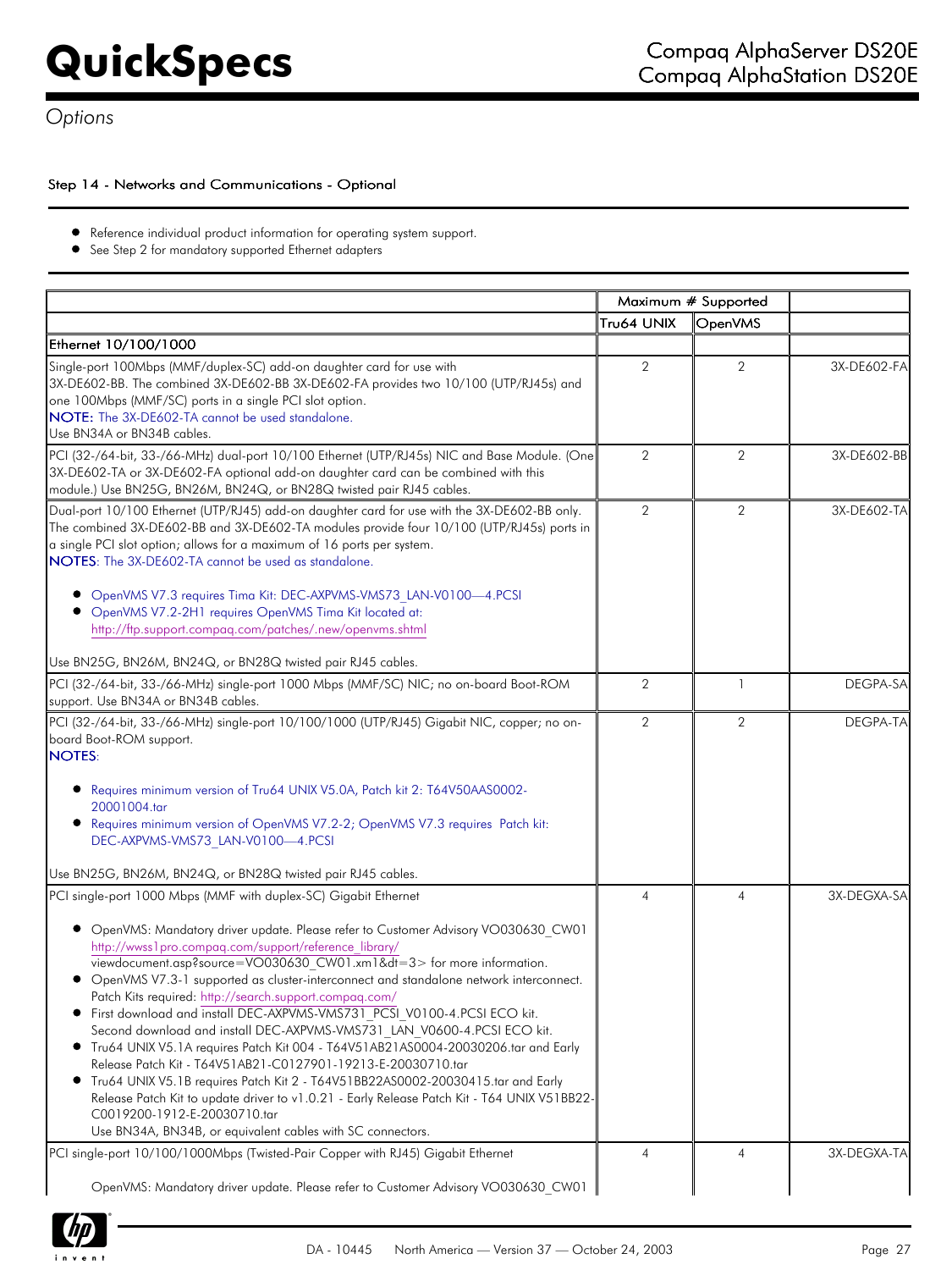## Options

### Step 14 - Networks and Communications - Optional

- Reference individual product information for operating system support.
- See Step 2 for mandatory supported Ethernet adapters

| | Maximum # Supported | | |
|---|---|---|---|
| | Tru64 UNIX | OpenVMS | |
| **Ethernet 10/100/1000** | | | |
| Single-port 100Mbps (MMF/duplex-SC) add-on daughter card for use with 3X-DE602-BB. The combined 3X-DE602-BB 3X-DE602-FA provides two 10/100 (UTP/RJ45s) and one 100Mbps (MMF/SC) ports in a single PCI slot option.<br>NOTE: The 3X-DE602-TA cannot be used standalone.<br>Use BN34A or BN34B cables. | 2 | 2 | 3X-DE602-FA |
| PCI (32-/64-bit, 33-/66-MHz) dual-port 10/100 Ethernet (UTP/RJ45s) NIC and Base Module. (One 3X-DE602-TA or 3X-DE602-FA optional add-on daughter card can be combined with this module.) Use BN25G, BN26M, BN24Q, or BN28Q twisted pair RJ45 cables. | 2 | 2 | 3X-DE602-BB |
| Dual-port 10/100 Ethernet (UTP/RJ45) add-on daughter card for use with the 3X-DE602-BB only. The combined 3X-DE602-BB and 3X-DE602-TA modules provide four 10/100 (UTP/RJ45s) ports in a single PCI slot option; allows for a maximum of 16 ports per system.<br>NOTES: The 3X-DE602-TA cannot be used as standalone.<br>• OpenVMS V7.3 requires Tima Kit: DEC-AXPVMS-VMS73_LAN-V0100—4.PCSI<br>• OpenVMS V7.2-2H1 requires OpenVMS Tima Kit located at: http://ftp.support.compaq.com/patches/.new/openvms.shtml<br>Use BN25G, BN26M, BN24Q, or BN28Q twisted pair RJ45 cables. | 2 | 2 | 3X-DE602-TA |
| PCI (32-/64-bit, 33-/66-MHz) single-port 1000 Mbps (MMF/SC) NIC; no on-board Boot-ROM support. Use BN34A or BN34B cables. | 2 | 1 | DEGPA-SA |
| PCI (32-/64-bit, 33-/66-MHz) single-port 10/100/1000 (UTP/RJ45) Gigabit NIC, copper; no on-board Boot-ROM support.<br>NOTES:<br>• Requires minimum version of Tru64 UNIX V5.0A, Patch kit 2: T64V50AAS0002-20001004.tar<br>• Requires minimum version of OpenVMS V7.2-2; OpenVMS V7.3 requires Patch kit: DEC-AXPVMS-VMS73_LAN-V0100—4.PCSI<br>Use BN25G, BN26M, BN24Q, or BN28Q twisted pair RJ45 cables. | 2 | 2 | DEGPA-TA |
| PCI single-port 1000 Mbps (MMF with duplex-SC) Gigabit Ethernet<br>• OpenVMS: Mandatory driver update. Please refer to Customer Advisory VO030630_CW01 http://wwss1pro.compaq.com/support/reference_library/ viewdocument.asp?source=VO030630_CW01.xm1&dt=3> for more information.<br>• OpenVMS V7.3-1 supported as cluster-interconnect and standalone network interconnect. Patch Kits required: http://search.support.compaq.com/<br>• First download and install DEC-AXPVMS-VMS731_PCSI_V0100-4.PCSI ECO kit. Second download and install DEC-AXPVMS-VMS731_LAN_V0600-4.PCSI ECO kit.<br>• Tru64 UNIX V5.1A requires Patch Kit 004 - T64V51AB21AS0004-20030206.tar and Early Release Patch Kit - T64V51AB21-C0127901-19213-E-20030710.tar<br>• Tru64 UNIX V5.1B requires Patch Kit 2 - T64V51BB22AS0002-20030415.tar and Early Release Patch Kit to update driver to v1.0.21 - Early Release Patch Kit - T64 UNIX V51BB22-C0019200-1912-E-20030710.tar<br>Use BN34A, BN34B, or equivalent cables with SC connectors. | 4 | 4 | 3X-DEGXA-SA |
| PCI single-port 10/100/1000Mbps (Twisted-Pair Copper with RJ45) Gigabit Ethernet<br>OpenVMS: Mandatory driver update. Please refer to Customer Advisory VO030630_CW01 | 4 | 4 | 3X-DEGXA-TA |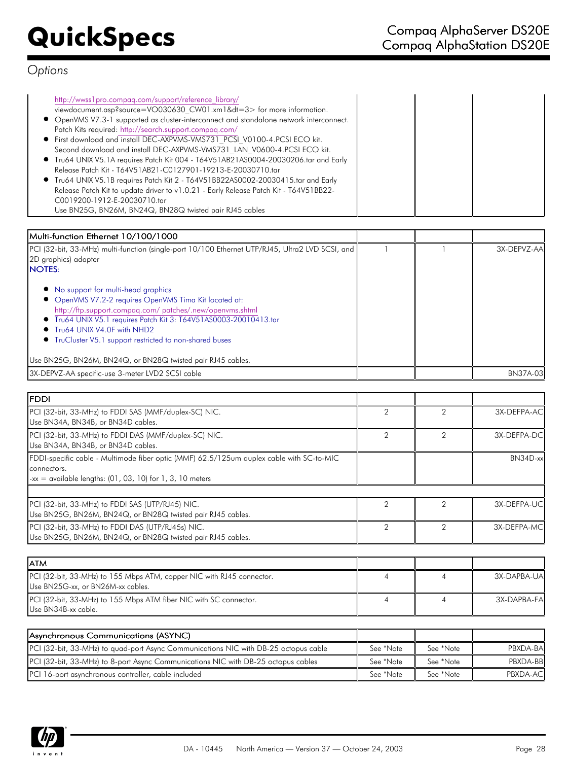## Options

| | | | |
|---|---|---|---|
| http://wwss1pro.compaq.com/support/reference_library/ viewdocument.asp?source=VO030630_CW01.xml&dt=3> for more information.<br>• OpenVMS V7.3-1 supported as cluster-interconnect and standalone network interconnect. Patch Kits required: http://search.support.compaq.com/<br>• First download and install DEC-AXPVMS-VMS731_PCSI_V0100-4.PCSI ECO kit. Second download and install DEC-AXPVMS-VMS731_LAN_V0600-4.PCSI ECO kit.<br>• Tru64 UNIX V5.1A requires Patch Kit 004 - T64V51AB21AS0004-20030206.tar and Early Release Patch Kit - T64V51AB21-C0127901-19213-E-20030710.tar<br>• Tru64 UNIX V5.1B requires Patch Kit 2 - T64V51BB22AS0002-20030415.tar and Early Release Patch Kit to update driver to v1.0.21 - Early Release Patch Kit - T64V51BB22-C0019200-1912-E-20030710.tar<br>Use BN25G, BN26M, BN24Q, BN28Q twisted pair RJ45 cables | | | |

| Multi-function Ethernet 10/100/1000 | | | |
|---|---|---|---|
| PCI (32-bit, 33-MHz) multi-function (single-port 10/100 Ethernet UTP/RJ45, Ultra2 LVD SCSI, and 2D graphics) adapter<br>NOTES:<br>• No support for multi-head graphics<br>• OpenVMS V7.2-2 requires OpenVMS Tima Kit located at: http://ftp.support.compaq.com/ patches/.new/openvms.shtml<br>• Tru64 UNIX V5.1 requires Patch Kit 3: T64V51AS0003-20010413.tar<br>• Tru64 UNIX V4.0F with NHD2<br>• TruCluster V5.1 support restricted to non-shared buses<br>Use BN25G, BN26M, BN24Q, or BN28Q twisted pair RJ45 cables. | 1 | 1 | 3X-DEPVZ-AA |
| 3X-DEPVZ-AA specific-use 3-meter LVD2 SCSI cable | | | BN37A-03 |

| FDDI | | | |
|---|---|---|---|
| PCI (32-bit, 33-MHz) to FDDI SAS (MMF/duplex-SC) NIC.<br>Use BN34A, BN34B, or BN34D cables. | 2 | 2 | 3X-DEFPA-AC |
| PCI (32-bit, 33-MHz) to FDDI DAS (MMF/duplex-SC) NIC.<br>Use BN34A, BN34B, or BN34D cables. | 2 | 2 | 3X-DEFPA-DC |
| FDDI-specific cable - Multimode fiber optic (MMF) 62.5/125um duplex cable with SC-to-MIC connectors.<br>-xx = available lengths: (01, 03, 10) for 1, 3, 10 meters | | | BN34D-xx |
| | | | |
| PCI (32-bit, 33-MHz) to FDDI SAS (UTP/RJ45) NIC.<br>Use BN25G, BN26M, BN24Q, or BN28Q twisted pair RJ45 cables. | 2 | 2 | 3X-DEFPA-UC |
| PCI (32-bit, 33-MHz) to FDDI DAS (UTP/RJ45s) NIC.<br>Use BN25G, BN26M, BN24Q, or BN28Q twisted pair RJ45 cables. | 2 | 2 | 3X-DEFPA-MC |

| ATM | | | |
|---|---|---|---|
| PCI (32-bit, 33-MHz) to 155 Mbps ATM, copper NIC with RJ45 connector.<br>Use BN25G-xx, or BN26M-xx cables. | 4 | 4 | 3X-DAPBA-UA |
| PCI (32-bit, 33-MHz) to 155 Mbps ATM fiber NIC with SC connector.<br>Use BN34B-xx cable. | 4 | 4 | 3X-DAPBA-FA |

| Asynchronous Communications (ASYNC) | | | |
|---|---|---|---|
| PCI (32-bit, 33-MHz) to quad-port Async Communications NIC with DB-25 octopus cable | See *Note | See *Note | PBXDA-BA |
| PCI (32-bit, 33-MHz) to 8-port Async Communications NIC with DB-25 octopus cables | See *Note | See *Note | PBXDA-BB |
| PCI 16-port asynchronous controller, cable included | See *Note | See *Note | PBXDA-AC |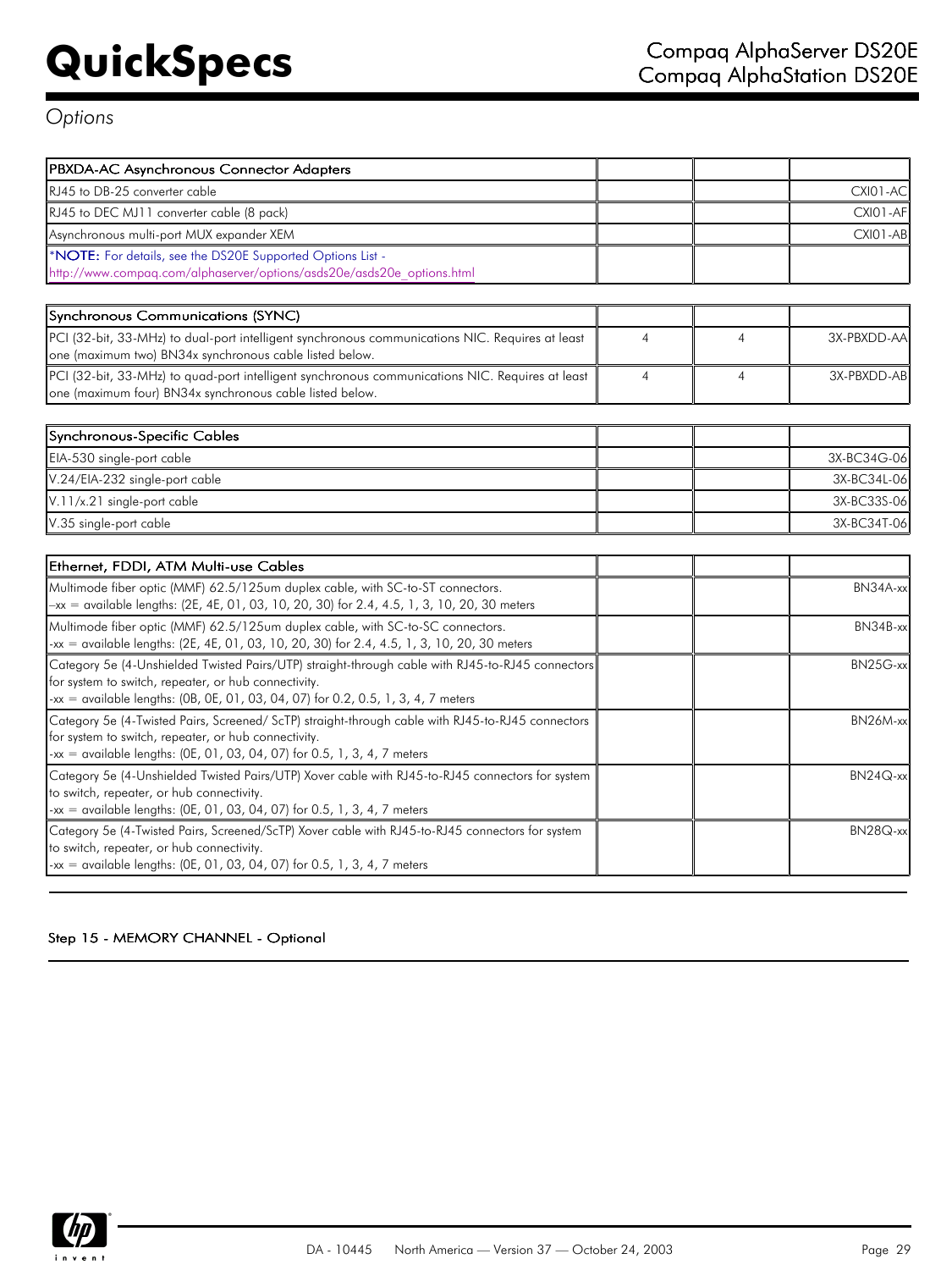## Options

| PBXDA-AC Asynchronous Connector Adapters | | | |
|---|---|---|---|
| RJ45 to DB-25 converter cable | | | CXI01-AC |
| RJ45 to DEC MJ11 converter cable (8 pack) | | | CXI01-AF |
| Asynchronous multi-port MUX expander XEM | | | CXI01-AB |
| *NOTE: For details, see the DS20E Supported Options List - http://www.compaq.com/alphaserver/options/asds20e/asds20e_options.html | | | |

| Synchronous Communications (SYNC) | | | |
|---|---|---|---|
| PCI (32-bit, 33-MHz) to dual-port intelligent synchronous communications NIC. Requires at least one (maximum two) BN34x synchronous cable listed below. | 4 | 4 | 3X-PBXDD-AA |
| PCI (32-bit, 33-MHz) to quad-port intelligent synchronous communications NIC. Requires at least one (maximum four) BN34x synchronous cable listed below. | 4 | 4 | 3X-PBXDD-AB |

| Synchronous-Specific Cables | | | |
|---|---|---|---|
| EIA-530 single-port cable | | | 3X-BC34G-06 |
| V.24/EIA-232 single-port cable | | | 3X-BC34L-06 |
| V.11/x.21 single-port cable | | | 3X-BC33S-06 |
| V.35 single-port cable | | | 3X-BC34T-06 |

| Ethernet, FDDI, ATM Multi-use Cables | | | |
|---|---|---|---|
| Multimode fiber optic (MMF) 62.5/125um duplex cable, with SC-to-ST connectors. –xx = available lengths: (2E, 4E, 01, 03, 10, 20, 30) for 2.4, 4.5, 1, 3, 10, 20, 30 meters | | | BN34A-xx |
| Multimode fiber optic (MMF) 62.5/125um duplex cable, with SC-to-SC connectors. -xx = available lengths: (2E, 4E, 01, 03, 10, 20, 30) for 2.4, 4.5, 1, 3, 10, 20, 30 meters | | | BN34B-xx |
| Category 5e (4-Unshielded Twisted Pairs/UTP) straight-through cable with RJ45-to-RJ45 connectors for system to switch, repeater, or hub connectivity. -xx = available lengths: (0B, 0E, 01, 03, 04, 07) for 0.2, 0.5, 1, 3, 4, 7 meters | | | BN25G-xx |
| Category 5e (4-Twisted Pairs, Screened/ ScTP) straight-through cable with RJ45-to-RJ45 connectors for system to switch, repeater, or hub connectivity. -xx = available lengths: (0E, 01, 03, 04, 07) for 0.5, 1, 3, 4, 7 meters | | | BN26M-xx |
| Category 5e (4-Unshielded Twisted Pairs/UTP) Xover cable with RJ45-to-RJ45 connectors for system to switch, repeater, or hub connectivity. -xx = available lengths: (0E, 01, 03, 04, 07) for 0.5, 1, 3, 4, 7 meters | | | BN24Q-xx |
| Category 5e (4-Twisted Pairs, Screened/ScTP) Xover cable with RJ45-to-RJ45 connectors for system to switch, repeater, or hub connectivity. -xx = available lengths: (0E, 01, 03, 04, 07) for 0.5, 1, 3, 4, 7 meters | | | BN28Q-xx |

### Step 15 - MEMORY CHANNEL - Optional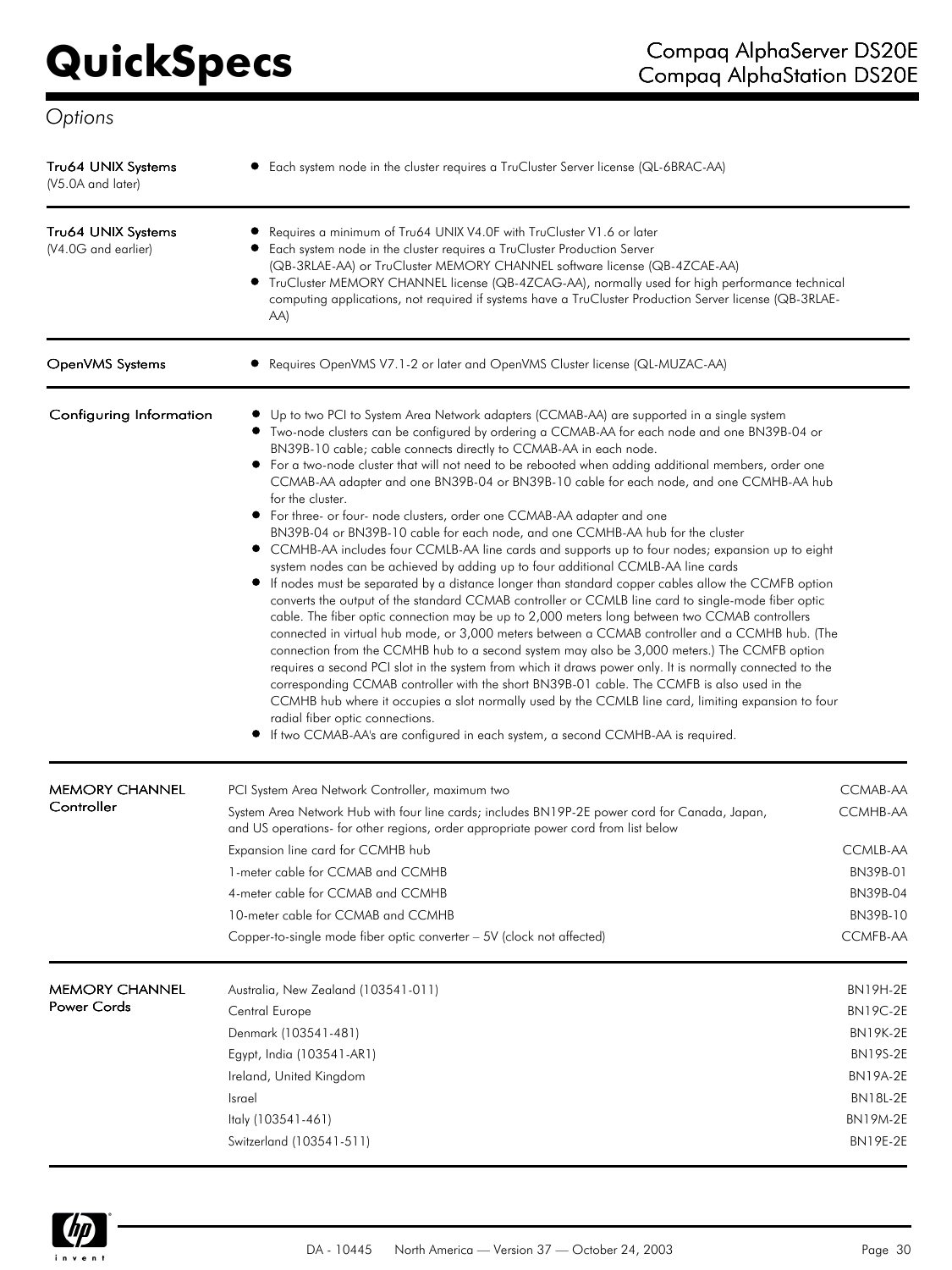## Options

| | |
|---|---|
| **Tru64 UNIX Systems** (V5.0A and later) | • Each system node in the cluster requires a TruCluster Server license (QL-6BRAC-AA) |
| **Tru64 UNIX Systems** (V4.0G and earlier) | • Requires a minimum of Tru64 UNIX V4.0F with TruCluster V1.6 or later<br>• Each system node in the cluster requires a TruCluster Production Server (QB-3RLAE-AA) or TruCluster MEMORY CHANNEL software license (QB-4ZCAE-AA)<br>• TruCluster MEMORY CHANNEL license (QB-4ZCAG-AA), normally used for high performance technical computing applications, not required if systems have a TruCluster Production Server license (QB-3RLAE-AA) |
| **OpenVMS Systems** | • Requires OpenVMS V7.1-2 or later and OpenVMS Cluster license (QL-MUZAC-AA) |

**Configuring Information**

- Up to two PCI to System Area Network adapters (CCMAB-AA) are supported in a single system
- Two-node clusters can be configured by ordering a CCMAB-AA for each node and one BN39B-04 or BN39B-10 cable; cable connects directly to CCMAB-AA in each node.
- For a two-node cluster that will not need to be rebooted when adding additional members, order one CCMAB-AA adapter and one BN39B-04 or BN39B-10 cable for each node, and one CCMHB-AA hub for the cluster.
- For three- or four- node clusters, order one CCMAB-AA adapter and one BN39B-04 or BN39B-10 cable for each node, and one CCMHB-AA hub for the cluster
- CCMHB-AA includes four CCMLB-AA line cards and supports up to four nodes; expansion up to eight system nodes can be achieved by adding up to four additional CCMLB-AA line cards
- If nodes must be separated by a distance longer than standard copper cables allow the CCMFB option converts the output of the standard CCMAB controller or CCMLB line card to single-mode fiber optic cable. The fiber optic connection may be up to 2,000 meters long between two CCMAB controllers connected in virtual hub mode, or 3,000 meters between a CCMAB controller and a CCMHB hub. (The connection from the CCMHB hub to a second system may also be 3,000 meters.) The CCMFB option requires a second PCI slot in the system from which it draws power only. It is normally connected to the corresponding CCMAB controller with the short BN39B-01 cable. The CCMFB is also used in the CCMHB hub where it occupies a slot normally used by the CCMLB line card, limiting expansion to four radial fiber optic connections.
- If two CCMAB-AA's are configured in each system, a second CCMHB-AA is required.

**MEMORY CHANNEL Controller**

| Description | Part Number |
|---|---|
| PCI System Area Network Controller, maximum two | CCMAB-AA |
| System Area Network Hub with four line cards; includes BN19P-2E power cord for Canada, Japan, and US operations- for other regions, order appropriate power cord from list below | CCMHB-AA |
| Expansion line card for CCMHB hub | CCMLB-AA |
| 1-meter cable for CCMAB and CCMHB | BN39B-01 |
| 4-meter cable for CCMAB and CCMHB | BN39B-04 |
| 10-meter cable for CCMAB and CCMHB | BN39B-10 |
| Copper-to-single mode fiber optic converter – 5V (clock not affected) | CCMFB-AA |

**MEMORY CHANNEL Power Cords**

| Region | Part Number |
|---|---|
| Australia, New Zealand (103541-011) | BN19H-2E |
| Central Europe | BN19C-2E |
| Denmark (103541-481) | BN19K-2E |
| Egypt, India (103541-AR1) | BN19S-2E |
| Ireland, United Kingdom | BN19A-2E |
| Israel | BN18L-2E |
| Italy (103541-461) | BN19M-2E |
| Switzerland (103541-511) | BN19E-2E |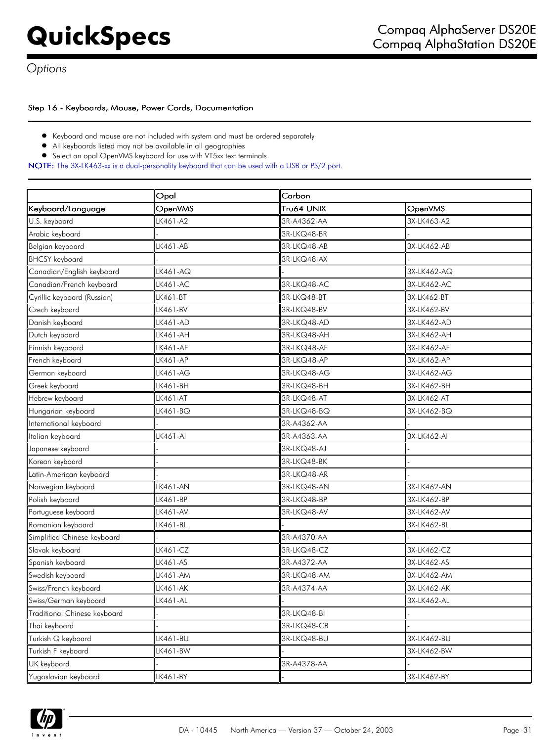*Options*

### Step 16 - Keyboards, Mouse, Power Cords, Documentation

- Keyboard and mouse are not included with system and must be ordered separately
- All keyboards listed may not be available in all geographies
- Select an opal OpenVMS keyboard for use with VT5xx text terminals

NOTE: The 3X-LK463-xx is a dual-personality keyboard that can be used with a USB or PS/2 port.

| | Opal | Carbon | |
|---|---|---|---|
| Keyboard/Language | OpenVMS | Tru64 UNIX | OpenVMS |
| U.S. keyboard | LK461-A2 | 3R-A4362-AA | 3X-LK463-A2 |
| Arabic keyboard | - | 3R-LKQ48-BR | - |
| Belgian keyboard | LK461-AB | 3R-LKQ48-AB | 3X-LK462-AB |
| BHCSY keyboard | - | 3R-LKQ48-AX | - |
| Canadian/English keyboard | LK461-AQ | - | 3X-LK462-AQ |
| Canadian/French keyboard | LK461-AC | 3R-LKQ48-AC | 3X-LK462-AC |
| Cyrillic keyboard (Russian) | LK461-BT | 3R-LKQ48-BT | 3X-LK462-BT |
| Czech keyboard | LK461-BV | 3R-LKQ48-BV | 3X-LK462-BV |
| Danish keyboard | LK461-AD | 3R-LKQ48-AD | 3X-LK462-AD |
| Dutch keyboard | LK461-AH | 3R-LKQ48-AH | 3X-LK462-AH |
| Finnish keyboard | LK461-AF | 3R-LKQ48-AF | 3X-LK462-AF |
| French keyboard | LK461-AP | 3R-LKQ48-AP | 3X-LK462-AP |
| German keyboard | LK461-AG | 3R-LKQ48-AG | 3X-LK462-AG |
| Greek keyboard | LK461-BH | 3R-LKQ48-BH | 3X-LK462-BH |
| Hebrew keyboard | LK461-AT | 3R-LKQ48-AT | 3X-LK462-AT |
| Hungarian keyboard | LK461-BQ | 3R-LKQ48-BQ | 3X-LK462-BQ |
| International keyboard | - | 3R-A4362-AA | - |
| Italian keyboard | LK461-AI | 3R-A4363-AA | 3X-LK462-AI |
| Japanese keyboard | - | 3R-LKQ48-AJ | - |
| Korean keyboard | - | 3R-LKQ48-BK | - |
| Latin-American keyboard | - | 3R-LKQ48-AR | - |
| Norwegian keyboard | LK461-AN | 3R-LKQ48-AN | 3X-LK462-AN |
| Polish keyboard | LK461-BP | 3R-LKQ48-BP | 3X-LK462-BP |
| Portuguese keyboard | LK461-AV | 3R-LKQ48-AV | 3X-LK462-AV |
| Romanian keyboard | LK461-BL | - | 3X-LK462-BL |
| Simplified Chinese keyboard | - | 3R-A4370-AA | - |
| Slovak keyboard | LK461-CZ | 3R-LKQ48-CZ | 3X-LK462-CZ |
| Spanish keyboard | LK461-AS | 3R-A4372-AA | 3X-LK462-AS |
| Swedish keyboard | LK461-AM | 3R-LKQ48-AM | 3X-LK462-AM |
| Swiss/French keyboard | LK461-AK | 3R-A4374-AA | 3X-LK462-AK |
| Swiss/German keyboard | LK461-AL | - | 3X-LK462-AL |
| Traditional Chinese keyboard | - | 3R-LKQ48-BI | - |
| Thai keyboard | - | 3R-LKQ48-CB | - |
| Turkish Q keyboard | LK461-BU | 3R-LKQ48-BU | 3X-LK462-BU |
| Turkish F keyboard | LK461-BW | - | 3X-LK462-BW |
| UK keyboard | - | 3R-A4378-AA | - |
| Yugoslavian keyboard | LK461-BY | - | 3X-LK462-BY |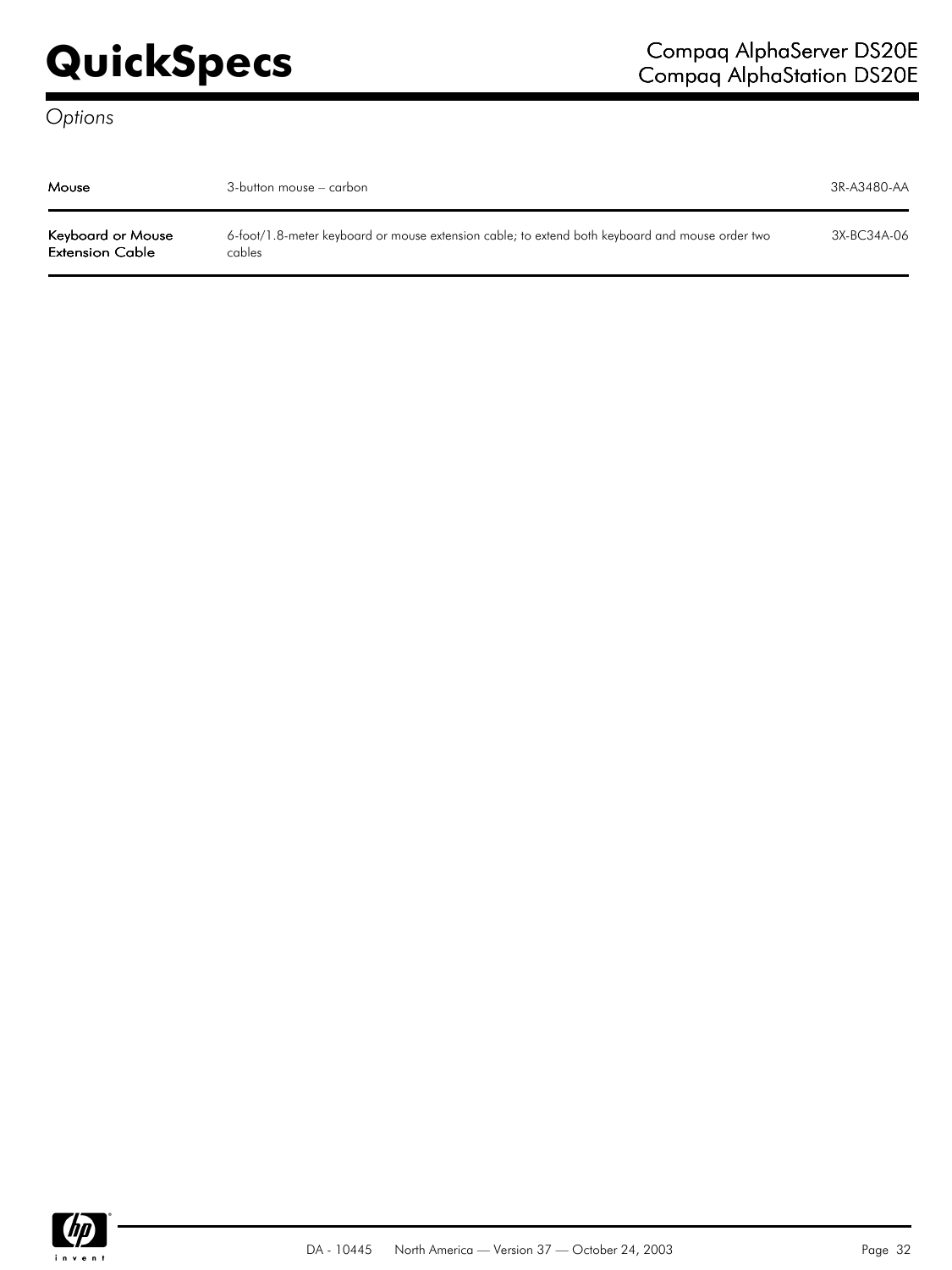*Options*

| | | |
|---|---|---|
| **Mouse** | 3-button mouse – carbon | 3R-A3480-AA |
| **Keyboard or Mouse Extension Cable** | 6-foot/1.8-meter keyboard or mouse extension cable; to extend both keyboard and mouse order two cables | 3X-BC34A-06 |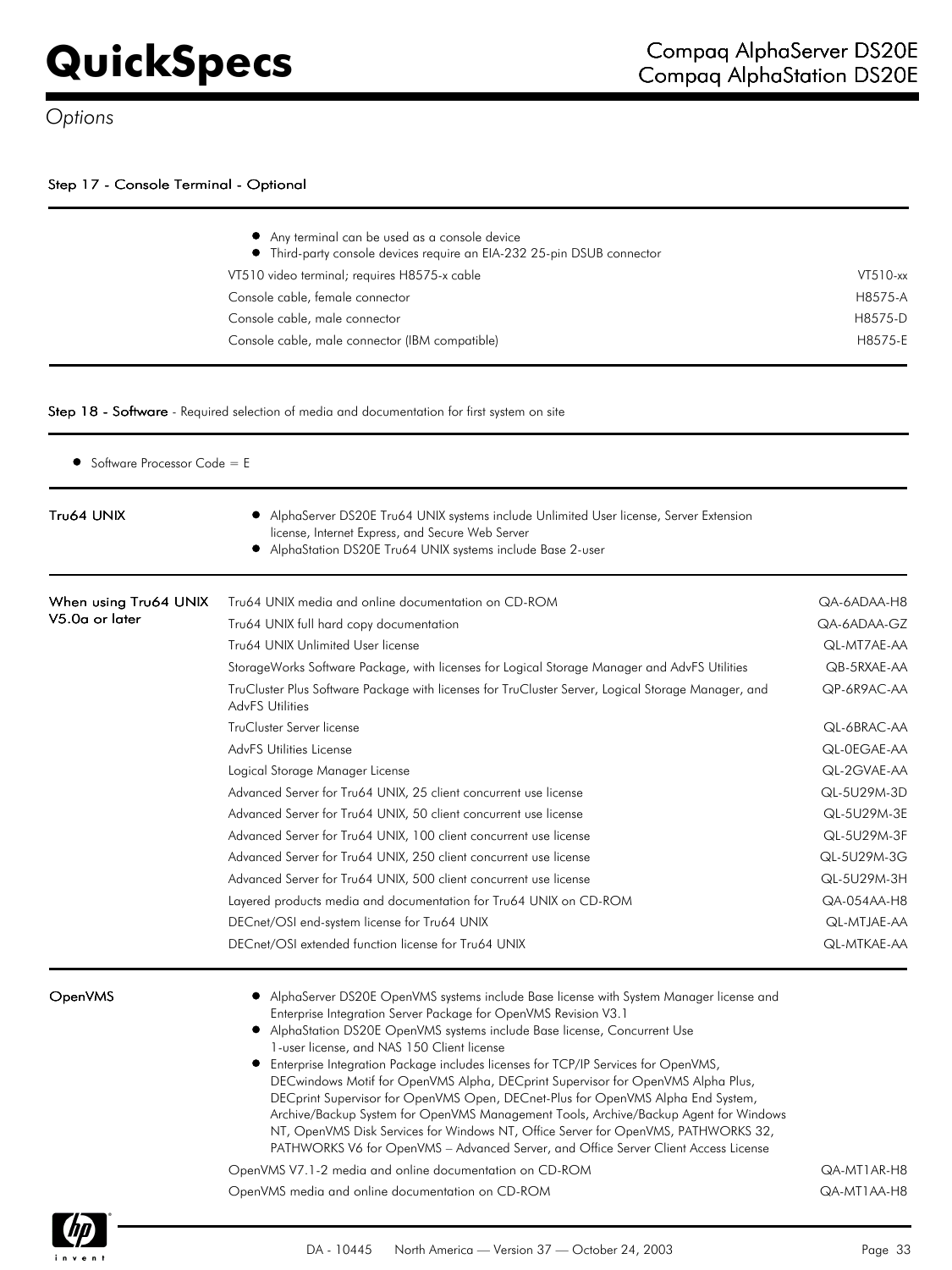## Options

### Step 17 - Console Terminal - Optional

- Any terminal can be used as a console device
- Third-party console devices require an EIA-232 25-pin DSUB connector

| Description | Part Number |
|---|---|
| VT510 video terminal; requires H8575-x cable | VT510-xx |
| Console cable, female connector | H8575-A |
| Console cable, male connector | H8575-D |
| Console cable, male connector (IBM compatible) | H8575-E |

### Step 18 - Software - Required selection of media and documentation for first system on site

- Software Processor Code = E

**Tru64 UNIX**

- AlphaServer DS20E Tru64 UNIX systems include Unlimited User license, Server Extension license, Internet Express, and Secure Web Server
- AlphaStation DS20E Tru64 UNIX systems include Base 2-user

**When using Tru64 UNIX V5.0a or later**

| Description | Part Number |
|---|---|
| Tru64 UNIX media and online documentation on CD-ROM | QA-6ADAA-H8 |
| Tru64 UNIX full hard copy documentation | QA-6ADAA-GZ |
| Tru64 UNIX Unlimited User license | QL-MT7AE-AA |
| StorageWorks Software Package, with licenses for Logical Storage Manager and AdvFS Utilities | QB-5RXAE-AA |
| TruCluster Plus Software Package with licenses for TruCluster Server, Logical Storage Manager, and AdvFS Utilities | QP-6R9AC-AA |
| TruCluster Server license | QL-6BRAC-AA |
| AdvFS Utilities License | QL-0EGAE-AA |
| Logical Storage Manager License | QL-2GVAE-AA |
| Advanced Server for Tru64 UNIX, 25 client concurrent use license | QL-5U29M-3D |
| Advanced Server for Tru64 UNIX, 50 client concurrent use license | QL-5U29M-3E |
| Advanced Server for Tru64 UNIX, 100 client concurrent use license | QL-5U29M-3F |
| Advanced Server for Tru64 UNIX, 250 client concurrent use license | QL-5U29M-3G |
| Advanced Server for Tru64 UNIX, 500 client concurrent use license | QL-5U29M-3H |
| Layered products media and documentation for Tru64 UNIX on CD-ROM | QA-054AA-H8 |
| DECnet/OSI end-system license for Tru64 UNIX | QL-MTJAE-AA |
| DECnet/OSI extended function license for Tru64 UNIX | QL-MTKAE-AA |

**OpenVMS**

- AlphaServer DS20E OpenVMS systems include Base license with System Manager license and Enterprise Integration Server Package for OpenVMS Revision V3.1
- AlphaStation DS20E OpenVMS systems include Base license, Concurrent Use 1-user license, and NAS 150 Client license
- Enterprise Integration Package includes licenses for TCP/IP Services for OpenVMS, DECwindows Motif for OpenVMS Alpha, DECprint Supervisor for OpenVMS Alpha Plus, DECprint Supervisor for OpenVMS Open, DECnet-Plus for OpenVMS Alpha End System, Archive/Backup System for OpenVMS Management Tools, Archive/Backup Agent for Windows NT, OpenVMS Disk Services for Windows NT, Office Server for OpenVMS, PATHWORKS 32, PATHWORKS V6 for OpenVMS – Advanced Server, and Office Server Client Access License

| Description | Part Number |
|---|---|
| OpenVMS V7.1-2 media and online documentation on CD-ROM | QA-MT1AR-H8 |
| OpenVMS media and online documentation on CD-ROM | QA-MT1AA-H8 |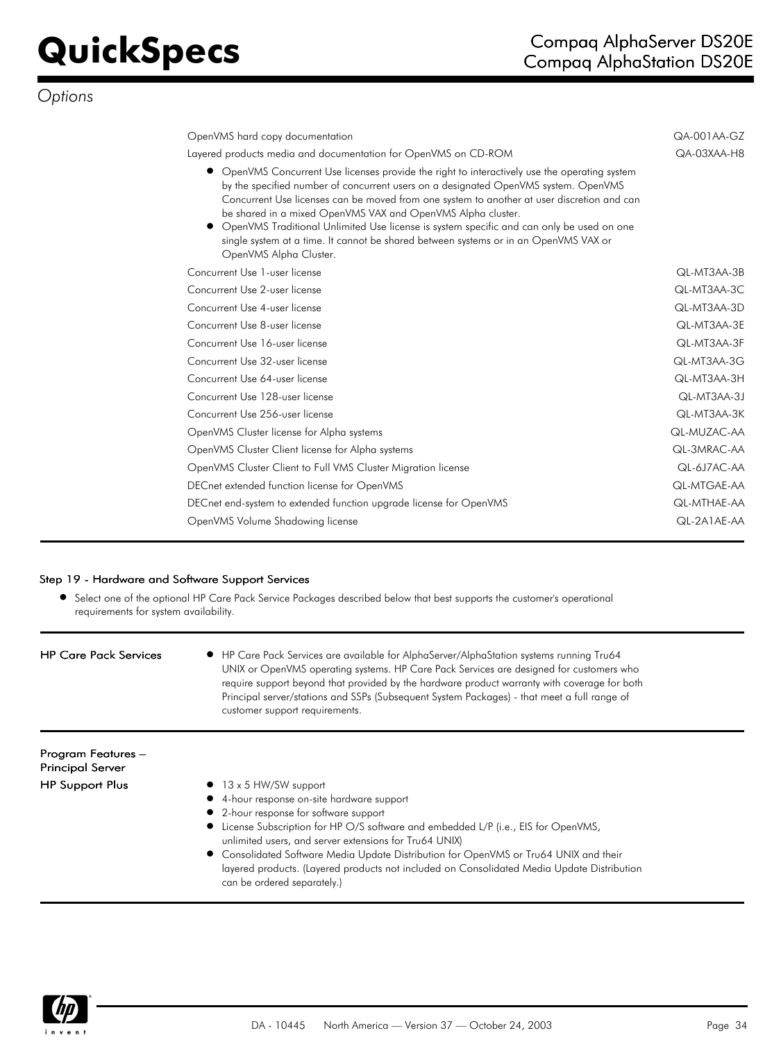## Options

| | |
|---|---|
| OpenVMS hard copy documentation | QA-001AA-GZ |
| Layered products media and documentation for OpenVMS on CD-ROM | QA-03XAA-H8 |

- OpenVMS Concurrent Use licenses provide the right to interactively use the operating system by the specified number of concurrent users on a designated OpenVMS system. OpenVMS Concurrent Use licenses can be moved from one system to another at user discretion and can be shared in a mixed OpenVMS VAX and OpenVMS Alpha cluster.
- OpenVMS Traditional Unlimited Use license is system specific and can only be used on one single system at a time. It cannot be shared between systems or in an OpenVMS VAX or OpenVMS Alpha Cluster.

| | |
|---|---|
| Concurrent Use 1-user license | QL-MT3AA-3B |
| Concurrent Use 2-user license | QL-MT3AA-3C |
| Concurrent Use 4-user license | QL-MT3AA-3D |
| Concurrent Use 8-user license | QL-MT3AA-3E |
| Concurrent Use 16-user license | QL-MT3AA-3F |
| Concurrent Use 32-user license | QL-MT3AA-3G |
| Concurrent Use 64-user license | QL-MT3AA-3H |
| Concurrent Use 128-user license | QL-MT3AA-3J |
| Concurrent Use 256-user license | QL-MT3AA-3K |
| OpenVMS Cluster license for Alpha systems | QL-MUZAC-AA |
| OpenVMS Cluster Client license for Alpha systems | QL-3MRAC-AA |
| OpenVMS Cluster Client to Full VMS Cluster Migration license | QL-6J7AC-AA |
| DECnet extended function license for OpenVMS | QL-MTGAE-AA |
| DECnet end-system to extended function upgrade license for OpenVMS | QL-MTHAE-AA |
| OpenVMS Volume Shadowing license | QL-2A1AE-AA |

### Step 19 - Hardware and Software Support Services

- Select one of the optional HP Care Pack Service Packages described below that best supports the customer's operational requirements for system availability.

**HP Care Pack Services**

- HP Care Pack Services are available for AlphaServer/AlphaStation systems running Tru64 UNIX or OpenVMS operating systems. HP Care Pack Services are designed for customers who require support beyond that provided by the hardware product warranty with coverage for both Principal server/stations and SSPs (Subsequent System Packages) - that meet a full range of customer support requirements.

**Program Features – Principal Server**

**HP Support Plus**

- 13 x 5 HW/SW support
- 4-hour response on-site hardware support
- 2-hour response for software support
- License Subscription for HP O/S software and embedded L/P (i.e., EIS for OpenVMS, unlimited users, and server extensions for Tru64 UNIX)
- Consolidated Software Media Update Distribution for OpenVMS or Tru64 UNIX and their layered products. (Layered products not included on Consolidated Media Update Distribution can be ordered separately.)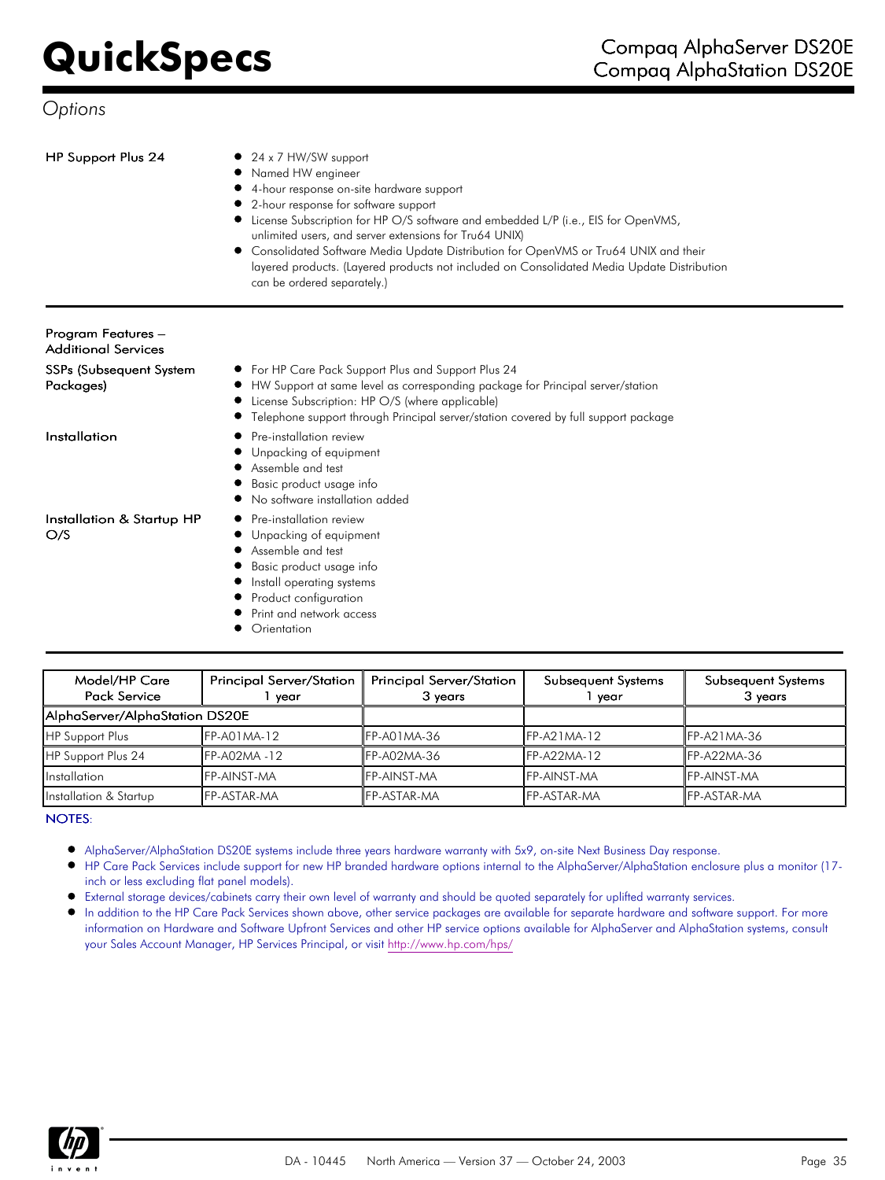*Options*

**HP Support Plus 24**

- 24 x 7 HW/SW support
- Named HW engineer
- 4-hour response on-site hardware support
- 2-hour response for software support
- License Subscription for HP O/S software and embedded L/P (i.e., EIS for OpenVMS, unlimited users, and server extensions for Tru64 UNIX)
- Consolidated Software Media Update Distribution for OpenVMS or Tru64 UNIX and their layered products. (Layered products not included on Consolidated Media Update Distribution can be ordered separately.)

---

**Program Features – Additional Services**

**SSPs (Subsequent System Packages)**

- For HP Care Pack Support Plus and Support Plus 24
- HW Support at same level as corresponding package for Principal server/station
- License Subscription: HP O/S (where applicable)
- Telephone support through Principal server/station covered by full support package

**Installation**

- Pre-installation review
- Unpacking of equipment
- Assemble and test
- Basic product usage info
- No software installation added

**Installation & Startup HP O/S**

- Pre-installation review
- Unpacking of equipment
- Assemble and test
- Basic product usage info
- Install operating systems
- Product configuration
- Print and network access
- Orientation

---

| Model/HP Care Pack Service | Principal Server/Station 1 year | Principal Server/Station 3 years | Subsequent Systems 1 year | Subsequent Systems 3 years |
|---|---|---|---|---|
| AlphaServer/AlphaStation DS20E | | | | |
| HP Support Plus | FP-A01MA-12 | FP-A01MA-36 | FP-A21MA-12 | FP-A21MA-36 |
| HP Support Plus 24 | FP-A02MA -12 | FP-A02MA-36 | FP-A22MA-12 | FP-A22MA-36 |
| Installation | FP-AINST-MA | FP-AINST-MA | FP-AINST-MA | FP-AINST-MA |
| Installation & Startup | FP-ASTAR-MA | FP-ASTAR-MA | FP-ASTAR-MA | FP-ASTAR-MA |

**NOTES**:

- AlphaServer/AlphaStation DS20E systems include three years hardware warranty with 5x9, on-site Next Business Day response.
- HP Care Pack Services include support for new HP branded hardware options internal to the AlphaServer/AlphaStation enclosure plus a monitor (17-inch or less excluding flat panel models).
- External storage devices/cabinets carry their own level of warranty and should be quoted separately for uplifted warranty services.
- In addition to the HP Care Pack Services shown above, other service packages are available for separate hardware and software support. For more information on Hardware and Software Upfront Services and other HP service options available for AlphaServer and AlphaStation systems, consult your Sales Account Manager, HP Services Principal, or visit http://www.hp.com/hps/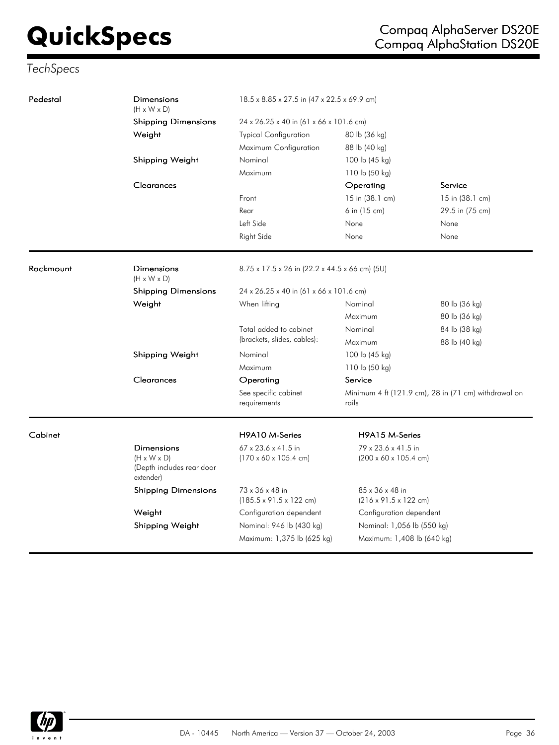## TechSpecs

| Pedestal | | | | |
|---|---|---|---|---|
| | **Dimensions** (H x W x D) | 18.5 x 8.85 x 27.5 in (47 x 22.5 x 69.9 cm) | | |
| | **Shipping Dimensions** | 24 x 26.25 x 40 in (61 x 66 x 101.6 cm) | | |
| | **Weight** | Typical Configuration | 80 lb (36 kg) | |
| | | Maximum Configuration | 88 lb (40 kg) | |
| | **Shipping Weight** | Nominal | 100 lb (45 kg) | |
| | | Maximum | 110 lb (50 kg) | |
| | **Clearances** | | **Operating** | **Service** |
| | | Front | 15 in (38.1 cm) | 15 in (38.1 cm) |
| | | Rear | 6 in (15 cm) | 29.5 in (75 cm) |
| | | Left Side | None | None |
| | | Right Side | None | None |

| Rackmount | | | | |
|---|---|---|---|---|
| | **Dimensions** (H x W x D) | 8.75 x 17.5 x 26 in (22.2 x 44.5 x 66 cm) (5U) | | |
| | **Shipping Dimensions** | 24 x 26.25 x 40 in (61 x 66 x 101.6 cm) | | |
| | **Weight** | When lifting | Nominal | 80 lb (36 kg) |
| | | | Maximum | 80 lb (36 kg) |
| | | Total added to cabinet (brackets, slides, cables): | Nominal | 84 lb (38 kg) |
| | | | Maximum | 88 lb (40 kg) |
| | **Shipping Weight** | Nominal | 100 lb (45 kg) | |
| | | Maximum | 110 lb (50 kg) | |
| | **Clearances** | **Operating** | **Service** | |
| | | See specific cabinet requirements | Minimum 4 ft (121.9 cm), 28 in (71 cm) withdrawal on rails | |

| Cabinet | | | |
|---|---|---|---|
| | | **H9A10 M-Series** | **H9A15 M-Series** |
| | **Dimensions** (H x W x D) (Depth includes rear door extender) | 67 x 23.6 x 41.5 in (170 x 60 x 105.4 cm) | 79 x 23.6 x 41.5 in (200 x 60 x 105.4 cm) |
| | **Shipping Dimensions** | 73 x 36 x 48 in (185.5 x 91.5 x 122 cm) | 85 x 36 x 48 in (216 x 91.5 x 122 cm) |
| | **Weight** | Configuration dependent | Configuration dependent |
| | **Shipping Weight** | Nominal: 946 lb (430 kg) | Nominal: 1,056 lb (550 kg) |
| | | Maximum: 1,375 lb (625 kg) | Maximum: 1,408 lb (640 kg) |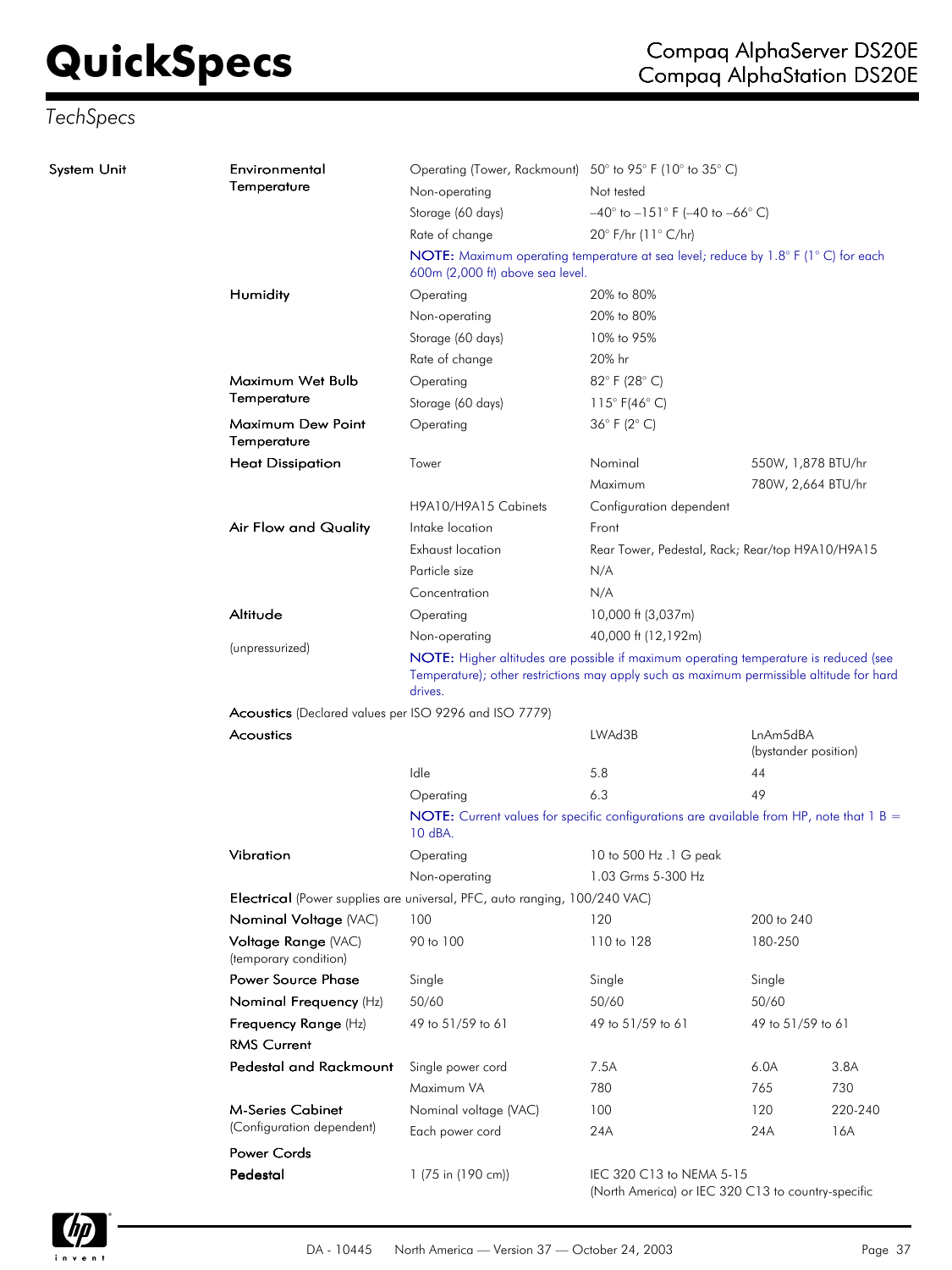# QuickSpecs

## Compaq AlphaServer DS20E
## Compaq AlphaStation DS20E

*TechSpecs*

| | | | | | |
|---|---|---|---|---|---|
| **System Unit** | **Environmental Temperature** | Operating (Tower, Rackmount) | 50° to 95° F (10° to 35° C) | | |
| | | Non-operating | Not tested | | |
| | | Storage (60 days) | –40° to –151° F (–40 to –66° C) | | |
| | | Rate of change | 20° F/hr (11° C/hr) | | |
| | | **NOTE:** Maximum operating temperature at sea level; reduce by 1.8° F (1° C) for each 600m (2,000 ft) above sea level. | | | |
| | **Humidity** | Operating | 20% to 80% | | |
| | | Non-operating | 20% to 80% | | |
| | | Storage (60 days) | 10% to 95% | | |
| | | Rate of change | 20% hr | | |
| | **Maximum Wet Bulb Temperature** | Operating | 82° F (28° C) | | |
| | | Storage (60 days) | 115° F(46° C) | | |
| | **Maximum Dew Point Temperature** | Operating | 36° F (2° C) | | |
| | **Heat Dissipation** | Tower | Nominal | 550W, 1,878 BTU/hr | |
| | | | Maximum | 780W, 2,664 BTU/hr | |
| | | H9A10/H9A15 Cabinets | Configuration dependent | | |
| | **Air Flow and Quality** | Intake location | Front | | |
| | | Exhaust location | Rear Tower, Pedestal, Rack; Rear/top H9A10/H9A15 | | |
| | | Particle size | N/A | | |
| | | Concentration | N/A | | |
| | **Altitude** (unpressurized) | Operating | 10,000 ft (3,037m) | | |
| | | Non-operating | 40,000 ft (12,192m) | | |
| | | **NOTE:** Higher altitudes are possible if maximum operating temperature is reduced (see Temperature); other restrictions may apply such as maximum permissible altitude for hard drives. | | | |
| | **Acoustics** (Declared values per ISO 9296 and ISO 7779) | | | | |
| | **Acoustics** | | LWAd3B | LnAm5dBA (bystander position) | |
| | | Idle | 5.8 | 44 | |
| | | Operating | 6.3 | 49 | |
| | | **NOTE:** Current values for specific configurations are available from HP, note that 1 B = 10 dBA. | | | |
| | **Vibration** | Operating | 10 to 500 Hz .1 G peak | | |
| | | Non-operating | 1.03 Grms 5-300 Hz | | |
| | **Electrical** (Power supplies are universal, PFC, auto ranging, 100/240 VAC) | | | | |
| | **Nominal Voltage** (VAC) | 100 | 120 | 200 to 240 | |
| | **Voltage Range** (VAC) (temporary condition) | 90 to 100 | 110 to 128 | 180-250 | |
| | **Power Source Phase** | Single | Single | Single | |
| | **Nominal Frequency** (Hz) | 50/60 | 50/60 | 50/60 | |
| | **Frequency Range** (Hz) | 49 to 51/59 to 61 | 49 to 51/59 to 61 | 49 to 51/59 to 61 | |
| | **RMS Current** | | | | |
| | **Pedestal and Rackmount** | Single power cord | 7.5A | 6.0A | 3.8A |
| | | Maximum VA | 780 | 765 | 730 |
| | **M-Series Cabinet** (Configuration dependent) | Nominal voltage (VAC) | 100 | 120 | 220-240 |
| | | Each power cord | 24A | 24A | 16A |
| | **Power Cords** | | | | |
| | **Pedestal** | 1 (75 in (190 cm)) | IEC 320 C13 to NEMA 5-15 (North America) or IEC 320 C13 to country-specific | | |

DA - 10445 North America — Version 37 — October 24, 2003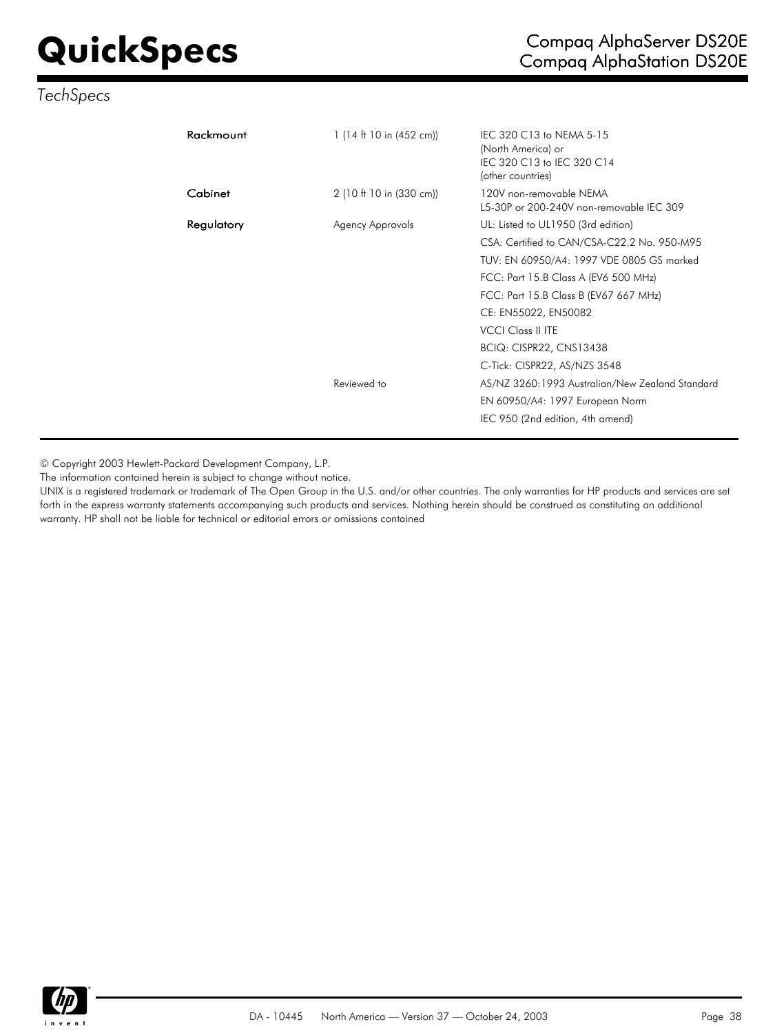| | | |
|---|---|---|
| **Rackmount** | 1 (14 ft 10 in (452 cm)) | IEC 320 C13 to NEMA 5-15 (North America) or IEC 320 C13 to IEC 320 C14 (other countries) |
| **Cabinet** | 2 (10 ft 10 in (330 cm)) | 120V non-removable NEMA L5-30P or 200-240V non-removable IEC 309 |
| **Regulatory** | Agency Approvals | UL: Listed to UL1950 (3rd edition) |
| | | CSA: Certified to CAN/CSA-C22.2 No. 950-M95 |
| | | TUV: EN 60950/A4: 1997 VDE 0805 GS marked |
| | | FCC: Part 15.B Class A (EV6 500 MHz) |
| | | FCC: Part 15.B Class B (EV67 667 MHz) |
| | | CE: EN55022, EN50082 |
| | | VCCI Class II ITE |
| | | BCIQ: CISPR22, CNS13438 |
| | | C-Tick: CISPR22, AS/NZS 3548 |
| | Reviewed to | AS/NZ 3260:1993 Australian/New Zealand Standard |
| | | EN 60950/A4: 1997 European Norm |
| | | IEC 950 (2nd edition, 4th amend) |

© Copyright 2003 Hewlett-Packard Development Company, L.P.
The information contained herein is subject to change without notice.
UNIX is a registered trademark or trademark of The Open Group in the U.S. and/or other countries. The only warranties for HP products and services are set forth in the express warranty statements accompanying such products and services. Nothing herein should be construed as constituting an additional warranty. HP shall not be liable for technical or editorial errors or omissions contained